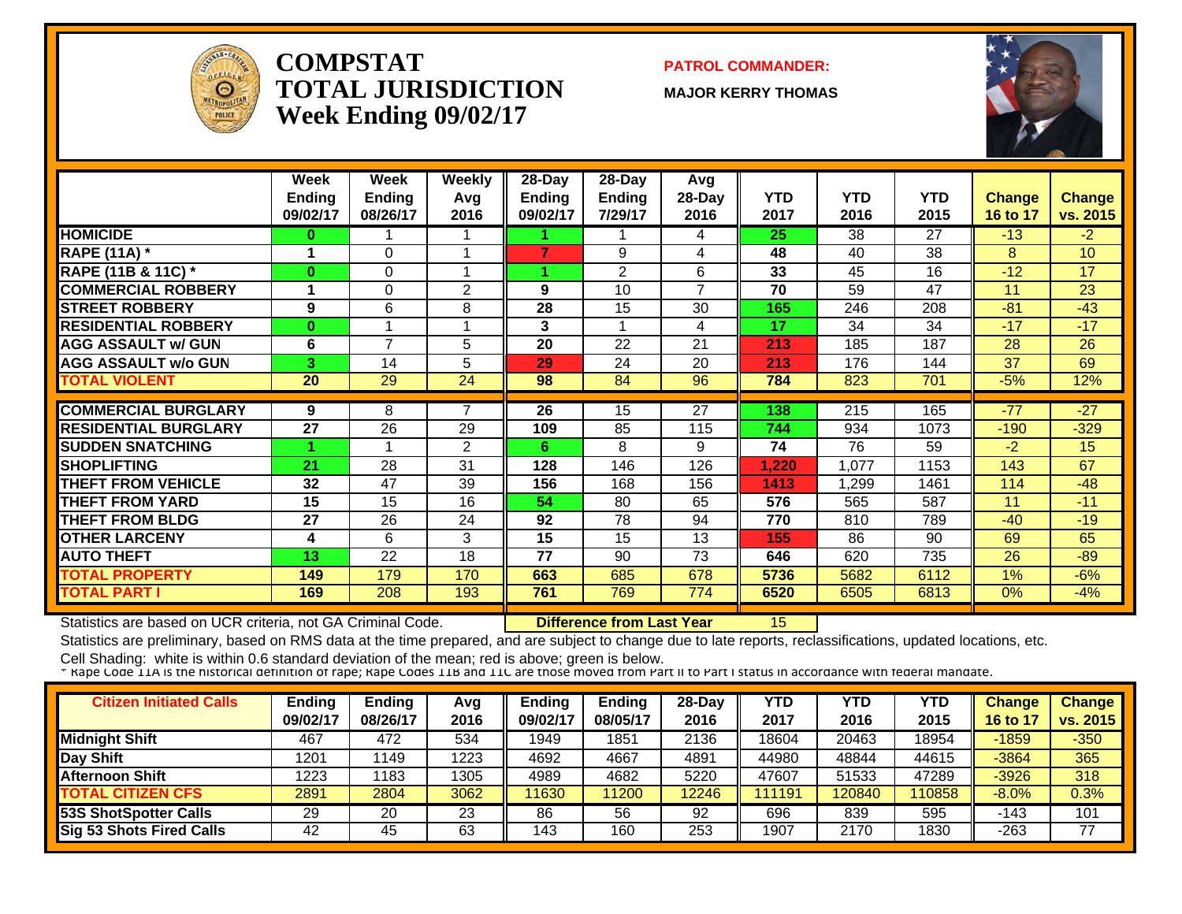# COMPSTAT
# TOTAL JURISDICTION
# Week Ending 09/02/17

**PATROL COMMANDER:**

**MAJOR KERRY THOMAS**

| | Week Ending 09/02/17 | Week Ending 08/26/17 | Weekly Avg 2016 | 28-Day Ending 09/02/17 | 28-Day Ending 7/29/17 | Avg 28-Day 2016 | YTD 2017 | YTD 2016 | YTD 2015 | Change 16 to 17 | Change vs. 2015 |
|---|---|---|---|---|---|---|---|---|---|---|---|
| HOMICIDE | 0 | 1 | 1 | 1 | 1 | 4 | 25 | 38 | 27 | -13 | -2 |
| RAPE (11A) * | 1 | 0 | 1 | 7 | 9 | 4 | 48 | 40 | 38 | 8 | 10 |
| RAPE (11B & 11C) * | 0 | 0 | 1 | 1 | 2 | 6 | 33 | 45 | 16 | -12 | 17 |
| COMMERCIAL ROBBERY | 1 | 0 | 2 | 9 | 10 | 7 | 70 | 59 | 47 | 11 | 23 |
| STREET ROBBERY | 9 | 6 | 8 | 28 | 15 | 30 | 165 | 246 | 208 | -81 | -43 |
| RESIDENTIAL ROBBERY | 0 | 1 | 1 | 3 | 1 | 4 | 17 | 34 | 34 | -17 | -17 |
| AGG ASSAULT w/ GUN | 6 | 7 | 5 | 20 | 22 | 21 | 213 | 185 | 187 | 28 | 26 |
| AGG ASSAULT w/o GUN | 3 | 14 | 5 | 29 | 24 | 20 | 213 | 176 | 144 | 37 | 69 |
| TOTAL VIOLENT | 20 | 29 | 24 | 98 | 84 | 96 | 784 | 823 | 701 | -5% | 12% |
| COMMERCIAL BURGLARY | 9 | 8 | 7 | 26 | 15 | 27 | 138 | 215 | 165 | -77 | -27 |
| RESIDENTIAL BURGLARY | 27 | 26 | 29 | 109 | 85 | 115 | 744 | 934 | 1073 | -190 | -329 |
| SUDDEN SNATCHING | 1 | 1 | 2 | 6 | 8 | 9 | 74 | 76 | 59 | -2 | 15 |
| SHOPLIFTING | 21 | 28 | 31 | 128 | 146 | 126 | 1,220 | 1,077 | 1153 | 143 | 67 |
| THEFT FROM VEHICLE | 32 | 47 | 39 | 156 | 168 | 156 | 1413 | 1,299 | 1461 | 114 | -48 |
| THEFT FROM YARD | 15 | 15 | 16 | 54 | 80 | 65 | 576 | 565 | 587 | 11 | -11 |
| THEFT FROM BLDG | 27 | 26 | 24 | 92 | 78 | 94 | 770 | 810 | 789 | -40 | -19 |
| OTHER LARCENY | 4 | 6 | 3 | 15 | 15 | 13 | 155 | 86 | 90 | 69 | 65 |
| AUTO THEFT | 13 | 22 | 18 | 77 | 90 | 73 | 646 | 620 | 735 | 26 | -89 |
| TOTAL PROPERTY | 149 | 179 | 170 | 663 | 685 | 678 | 5736 | 5682 | 6112 | 1% | -6% |
| TOTAL PART I | 169 | 208 | 193 | 761 | 769 | 774 | 6520 | 6505 | 6813 | 0% | -4% |

Statistics are based on UCR criteria, not GA Criminal Code. **Difference from Last Year** 15

Statistics are preliminary, based on RMS data at the time prepared, and are subject to change due to late reports, reclassifications, updated locations, etc.

Cell Shading: white is within 0.6 standard deviation of the mean; red is above; green is below.

* Rape Code 11A is the historical definition of rape; Rape Codes 11B and 11C are those moved from Part II to Part I status in accordance with federal mandate.

| Citizen Initiated Calls | Ending 09/02/17 | Ending 08/26/17 | Avg 2016 | Ending 09/02/17 | Ending 08/05/17 | 28-Day 2016 | YTD 2017 | YTD 2016 | YTD 2015 | Change 16 to 17 | Change vs. 2015 |
|---|---|---|---|---|---|---|---|---|---|---|---|
| Midnight Shift | 467 | 472 | 534 | 1949 | 1851 | 2136 | 18604 | 20463 | 18954 | -1859 | -350 |
| Day Shift | 1201 | 1149 | 1223 | 4692 | 4667 | 4891 | 44980 | 48844 | 44615 | -3864 | 365 |
| Afternoon Shift | 1223 | 1183 | 1305 | 4989 | 4682 | 5220 | 47607 | 51533 | 47289 | -3926 | 318 |
| TOTAL CITIZEN CFS | 2891 | 2804 | 3062 | 11630 | 11200 | 12246 | 111191 | 120840 | 110858 | -8.0% | 0.3% |
| 53S ShotSpotter Calls | 29 | 20 | 23 | 86 | 56 | 92 | 696 | 839 | 595 | -143 | 101 |
| Sig 53 Shots Fired Calls | 42 | 45 | 63 | 143 | 160 | 253 | 1907 | 2170 | 1830 | -263 | 77 |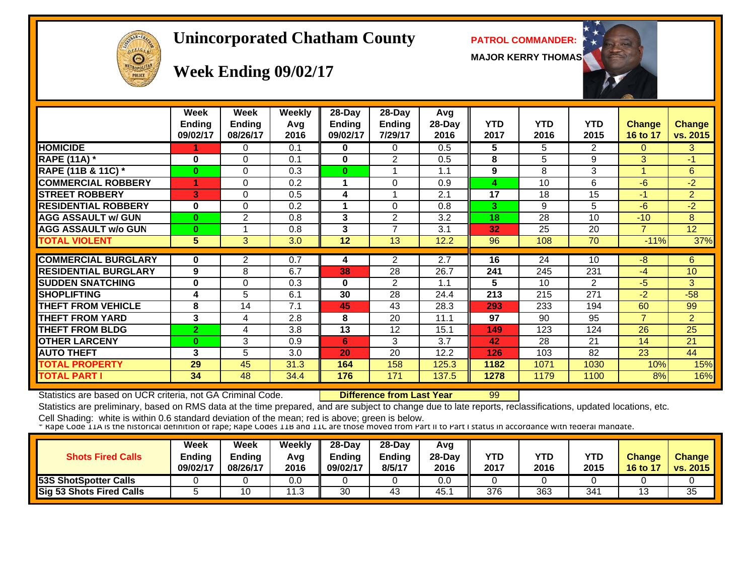# Unincorporated Chatham County

## Week Ending 09/02/17

**PATROL COMMANDER:**

**MAJOR KERRY THOMAS**

| | Week Ending 09/02/17 | Week Ending 08/26/17 | Weekly Avg 2016 | 28-Day Ending 09/02/17 | 28-Day Ending 7/29/17 | Avg 28-Day 2016 | YTD 2017 | YTD 2016 | YTD 2015 | Change 16 to 17 | Change vs. 2015 |
|---|---|---|---|---|---|---|---|---|---|---|---|
| HOMICIDE | 1 | 0 | 0.1 | 0 | 0 | 0.5 | 5 | 5 | 2 | 0 | 3 |
| RAPE (11A) * | 0 | 0 | 0.1 | 0 | 2 | 0.5 | 8 | 5 | 9 | 3 | -1 |
| RAPE (11B & 11C) * | 0 | 0 | 0.3 | 0 | 1 | 1.1 | 9 | 8 | 3 | 1 | 6 |
| COMMERCIAL ROBBERY | 1 | 0 | 0.2 | 1 | 0 | 0.9 | 4 | 10 | 6 | -6 | -2 |
| STREET ROBBERY | 3 | 0 | 0.5 | 4 | 1 | 2.1 | 17 | 18 | 15 | -1 | 2 |
| RESIDENTIAL ROBBERY | 0 | 0 | 0.2 | 1 | 0 | 0.8 | 3 | 9 | 5 | -6 | -2 |
| AGG ASSAULT w/ GUN | 0 | 2 | 0.8 | 3 | 2 | 3.2 | 18 | 28 | 10 | -10 | 8 |
| AGG ASSAULT w/o GUN | 0 | 1 | 0.8 | 3 | 7 | 3.1 | 32 | 25 | 20 | 7 | 12 |
| TOTAL VIOLENT | 5 | 3 | 3.0 | 12 | 13 | 12.2 | 96 | 108 | 70 | -11% | 37% |
| COMMERCIAL BURGLARY | 0 | 2 | 0.7 | 4 | 2 | 2.7 | 16 | 24 | 10 | -8 | 6 |
| RESIDENTIAL BURGLARY | 9 | 8 | 6.7 | 38 | 28 | 26.7 | 241 | 245 | 231 | -4 | 10 |
| SUDDEN SNATCHING | 0 | 0 | 0.3 | 0 | 2 | 1.1 | 5 | 10 | 2 | -5 | 3 |
| SHOPLIFTING | 4 | 5 | 6.1 | 30 | 28 | 24.4 | 213 | 215 | 271 | -2 | -58 |
| THEFT FROM VEHICLE | 8 | 14 | 7.1 | 45 | 43 | 28.3 | 293 | 233 | 194 | 60 | 99 |
| THEFT FROM YARD | 3 | 4 | 2.8 | 8 | 20 | 11.1 | 97 | 90 | 95 | 7 | 2 |
| THEFT FROM BLDG | 2 | 4 | 3.8 | 13 | 12 | 15.1 | 149 | 123 | 124 | 26 | 25 |
| OTHER LARCENY | 0 | 3 | 0.9 | 6 | 3 | 3.7 | 42 | 28 | 21 | 14 | 21 |
| AUTO THEFT | 3 | 5 | 3.0 | 20 | 20 | 12.2 | 126 | 103 | 82 | 23 | 44 |
| TOTAL PROPERTY | 29 | 45 | 31.3 | 164 | 158 | 125.3 | 1182 | 1071 | 1030 | 10% | 15% |
| TOTAL PART I | 34 | 48 | 34.4 | 176 | 171 | 137.5 | 1278 | 1179 | 1100 | 8% | 16% |

Statistics are based on UCR criteria, not GA Criminal Code. **Difference from Last Year** 99

Statistics are preliminary, based on RMS data at the time prepared, and are subject to change due to late reports, reclassifications, updated locations, etc.

Cell Shading: white is within 0.6 standard deviation of the mean; red is above; green is below.

* Rape Code 11A is the historical definition of rape; Rape Codes 11B and 11C are those moved from Part II to Part I status in accordance with federal mandate.

| Shots Fired Calls | Week Ending 09/02/17 | Week Ending 08/26/17 | Weekly Avg 2016 | 28-Day Ending 09/02/17 | 28-Day Ending 8/5/17 | Avg 28-Day 2016 | YTD 2017 | YTD 2016 | YTD 2015 | Change 16 to 17 | Change vs. 2015 |
|---|---|---|---|---|---|---|---|---|---|---|---|
| 53S ShotSpotter Calls | 0 | 0 | 0.0 | 0 | 0 | 0.0 | 0 | 0 | 0 | 0 | 0 |
| Sig 53 Shots Fired Calls | 5 | 10 | 11.3 | 30 | 43 | 45.1 | 376 | 363 | 341 | 13 | 35 |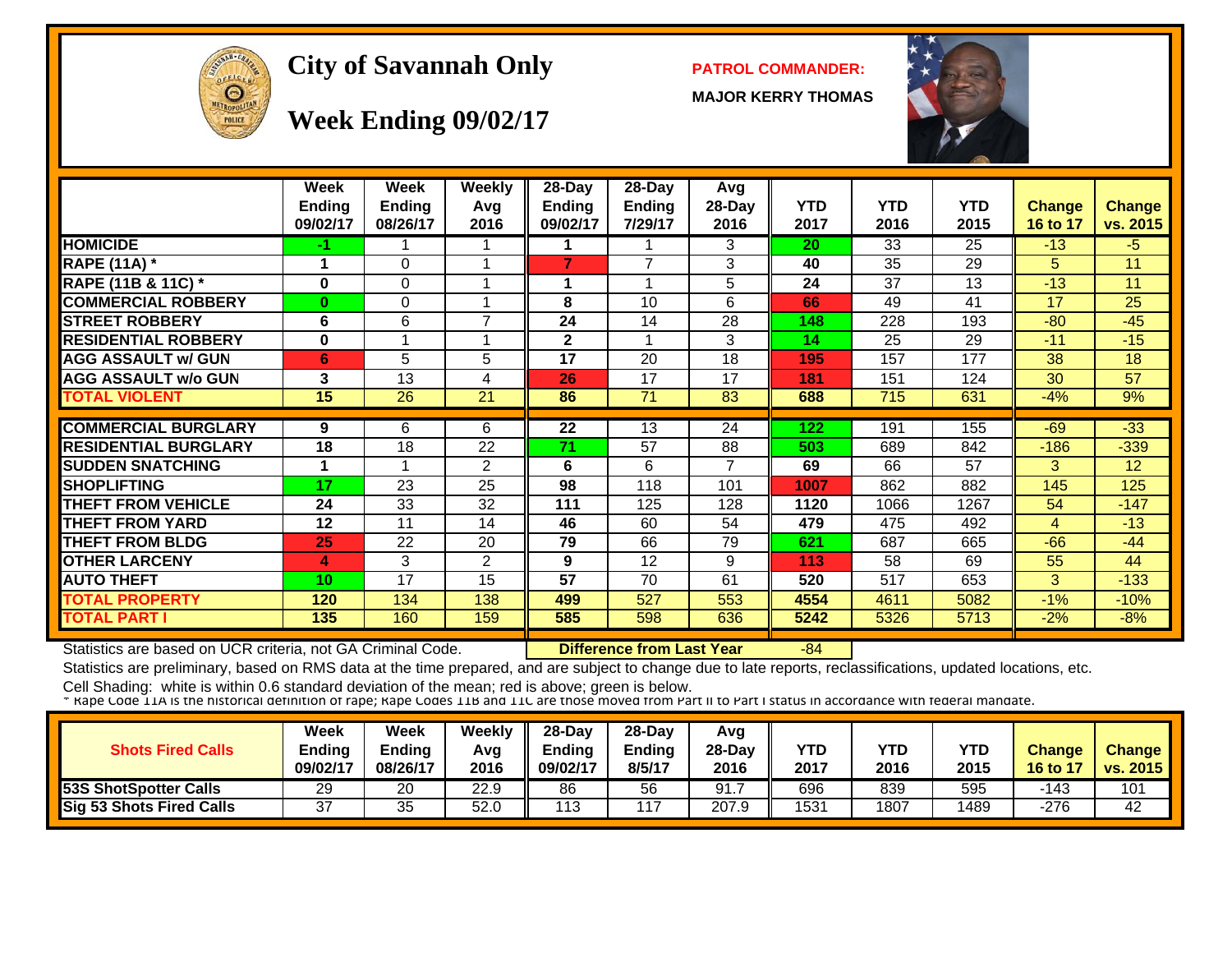# City of Savannah Only

## Week Ending 09/02/17

**PATROL COMMANDER:**

**MAJOR KERRY THOMAS**

| | Week Ending 09/02/17 | Week Ending 08/26/17 | Weekly Avg 2016 | 28-Day Ending 09/02/17 | 28-Day Ending 7/29/17 | Avg 28-Day 2016 | YTD 2017 | YTD 2016 | YTD 2015 | Change 16 to 17 | Change vs. 2015 |
|---|---|---|---|---|---|---|---|---|---|---|---|
| HOMICIDE | -1 | 1 | 1 | 1 | 1 | 3 | 20 | 33 | 25 | -13 | -5 |
| RAPE (11A) * | 1 | 0 | 1 | 7 | 7 | 3 | 40 | 35 | 29 | 5 | 11 |
| RAPE (11B & 11C) * | 0 | 0 | 1 | 1 | 1 | 5 | 24 | 37 | 13 | -13 | 11 |
| COMMERCIAL ROBBERY | 0 | 0 | 1 | 8 | 10 | 6 | 66 | 49 | 41 | 17 | 25 |
| STREET ROBBERY | 6 | 6 | 7 | 24 | 14 | 28 | 148 | 228 | 193 | -80 | -45 |
| RESIDENTIAL ROBBERY | 0 | 1 | 1 | 2 | 1 | 3 | 14 | 25 | 29 | -11 | -15 |
| AGG ASSAULT w/ GUN | 6 | 5 | 5 | 17 | 20 | 18 | 195 | 157 | 177 | 38 | 18 |
| AGG ASSAULT w/o GUN | 3 | 13 | 4 | 26 | 17 | 17 | 181 | 151 | 124 | 30 | 57 |
| TOTAL VIOLENT | 15 | 26 | 21 | 86 | 71 | 83 | 688 | 715 | 631 | -4% | 9% |
| COMMERCIAL BURGLARY | 9 | 6 | 6 | 22 | 13 | 24 | 122 | 191 | 155 | -69 | -33 |
| RESIDENTIAL BURGLARY | 18 | 18 | 22 | 71 | 57 | 88 | 503 | 689 | 842 | -186 | -339 |
| SUDDEN SNATCHING | 1 | 1 | 2 | 6 | 6 | 7 | 69 | 66 | 57 | 3 | 12 |
| SHOPLIFTING | 17 | 23 | 25 | 98 | 118 | 101 | 1007 | 862 | 882 | 145 | 125 |
| THEFT FROM VEHICLE | 24 | 33 | 32 | 111 | 125 | 128 | 1120 | 1066 | 1267 | 54 | -147 |
| THEFT FROM YARD | 12 | 11 | 14 | 46 | 60 | 54 | 479 | 475 | 492 | 4 | -13 |
| THEFT FROM BLDG | 25 | 22 | 20 | 79 | 66 | 79 | 621 | 687 | 665 | -66 | -44 |
| OTHER LARCENY | 4 | 3 | 2 | 9 | 12 | 9 | 113 | 58 | 69 | 55 | 44 |
| AUTO THEFT | 10 | 17 | 15 | 57 | 70 | 61 | 520 | 517 | 653 | 3 | -133 |
| TOTAL PROPERTY | 120 | 134 | 138 | 499 | 527 | 553 | 4554 | 4611 | 5082 | -1% | -10% |
| TOTAL PART I | 135 | 160 | 159 | 585 | 598 | 636 | 5242 | 5326 | 5713 | -2% | -8% |

Statistics are based on UCR criteria, not GA Criminal Code.

**Difference from Last Year** -84

Statistics are preliminary, based on RMS data at the time prepared, and are subject to change due to late reports, reclassifications, updated locations, etc.

Cell Shading: white is within 0.6 standard deviation of the mean; red is above; green is below.

* Rape Code 11A is the historical definition of rape; Rape Codes 11B and 11C are those moved from Part II to Part I status in accordance with federal mandate.

| Shots Fired Calls | Week Ending 09/02/17 | Week Ending 08/26/17 | Weekly Avg 2016 | 28-Day Ending 09/02/17 | 28-Day Ending 8/5/17 | Avg 28-Day 2016 | YTD 2017 | YTD 2016 | YTD 2015 | Change 16 to 17 | Change vs. 2015 |
|---|---|---|---|---|---|---|---|---|---|---|---|
| 53S ShotSpotter Calls | 29 | 20 | 22.9 | 86 | 56 | 91.7 | 696 | 839 | 595 | -143 | 101 |
| Sig 53 Shots Fired Calls | 37 | 35 | 52.0 | 113 | 117 | 207.9 | 1531 | 1807 | 1489 | -276 | 42 |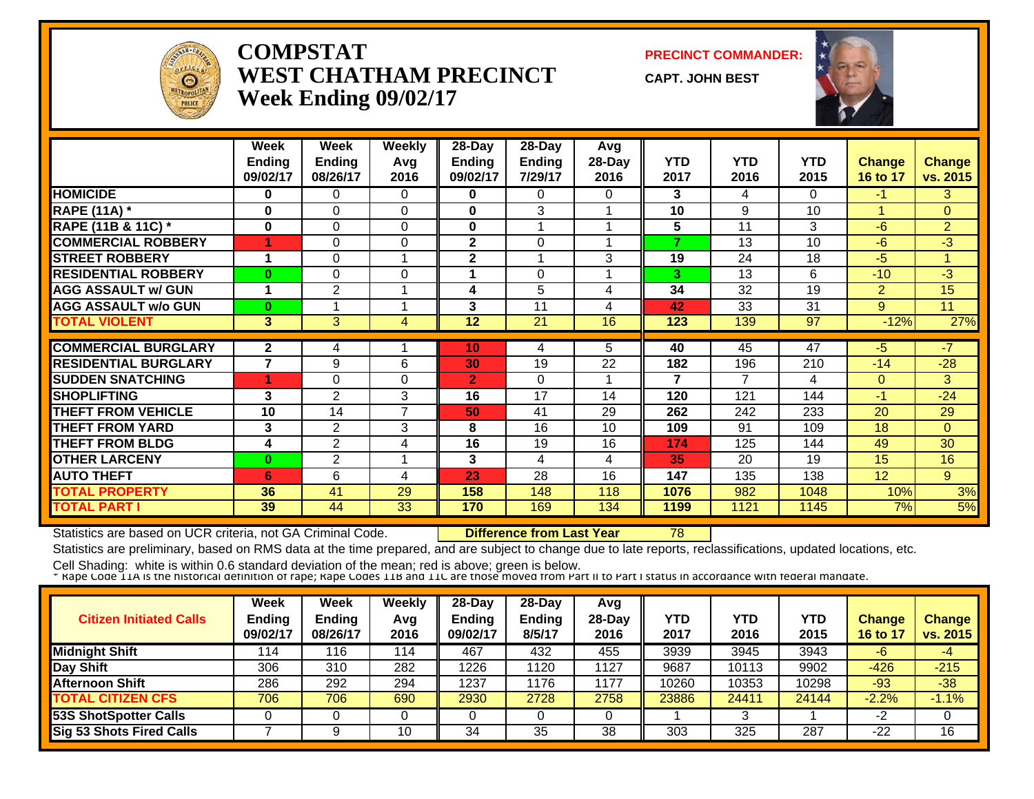# COMPSTAT
# WEST CHATHAM PRECINCT
# Week Ending 09/02/17

**PRECINCT COMMANDER:**

**CAPT. JOHN BEST**

| | Week Ending 09/02/17 | Week Ending 08/26/17 | Weekly Avg 2016 | 28-Day Ending 09/02/17 | 28-Day Ending 7/29/17 | Avg 28-Day 2016 | YTD 2017 | YTD 2016 | YTD 2015 | Change 16 to 17 | Change vs. 2015 |
|---|---|---|---|---|---|---|---|---|---|---|---|
| HOMICIDE | 0 | 0 | 0 | 0 | 0 | 0 | 3 | 4 | 0 | -1 | 3 |
| RAPE (11A) * | 0 | 0 | 0 | 0 | 3 | 1 | 10 | 9 | 10 | 1 | 0 |
| RAPE (11B & 11C) * | 0 | 0 | 0 | 0 | 1 | 1 | 5 | 11 | 3 | -6 | 2 |
| COMMERCIAL ROBBERY | 1 | 0 | 0 | 2 | 0 | 1 | 7 | 13 | 10 | -6 | -3 |
| STREET ROBBERY | 1 | 0 | 1 | 2 | 1 | 3 | 19 | 24 | 18 | -5 | 1 |
| RESIDENTIAL ROBBERY | 0 | 0 | 0 | 1 | 0 | 1 | 3 | 13 | 6 | -10 | -3 |
| AGG ASSAULT w/ GUN | 1 | 2 | 1 | 4 | 5 | 4 | 34 | 32 | 19 | 2 | 15 |
| AGG ASSAULT w/o GUN | 0 | 1 | 1 | 3 | 11 | 4 | 42 | 33 | 31 | 9 | 11 |
| TOTAL VIOLENT | 3 | 3 | 4 | 12 | 21 | 16 | 123 | 139 | 97 | -12% | 27% |
| COMMERCIAL BURGLARY | 2 | 4 | 1 | 10 | 4 | 5 | 40 | 45 | 47 | -5 | -7 |
| RESIDENTIAL BURGLARY | 7 | 9 | 6 | 30 | 19 | 22 | 182 | 196 | 210 | -14 | -28 |
| SUDDEN SNATCHING | 1 | 0 | 0 | 2 | 0 | 1 | 7 | 7 | 4 | 0 | 3 |
| SHOPLIFTING | 3 | 2 | 3 | 16 | 17 | 14 | 120 | 121 | 144 | -1 | -24 |
| THEFT FROM VEHICLE | 10 | 14 | 7 | 50 | 41 | 29 | 262 | 242 | 233 | 20 | 29 |
| THEFT FROM YARD | 3 | 2 | 3 | 8 | 16 | 10 | 109 | 91 | 109 | 18 | 0 |
| THEFT FROM BLDG | 4 | 2 | 4 | 16 | 19 | 16 | 174 | 125 | 144 | 49 | 30 |
| OTHER LARCENY | 0 | 2 | 1 | 3 | 4 | 4 | 35 | 20 | 19 | 15 | 16 |
| AUTO THEFT | 6 | 6 | 4 | 23 | 28 | 16 | 147 | 135 | 138 | 12 | 9 |
| TOTAL PROPERTY | 36 | 41 | 29 | 158 | 148 | 118 | 1076 | 982 | 1048 | 10% | 3% |
| TOTAL PART I | 39 | 44 | 33 | 170 | 169 | 134 | 1199 | 1121 | 1145 | 7% | 5% |

Statistics are based on UCR criteria, not GA Criminal Code. **Difference from Last Year** 78

Statistics are preliminary, based on RMS data at the time prepared, and are subject to change due to late reports, reclassifications, updated locations, etc.

Cell Shading: white is within 0.6 standard deviation of the mean; red is above; green is below.

* Rape Code 11A is the historical definition of rape; Rape Codes 11B and 11C are those moved from Part II to Part I status in accordance with federal mandate.

| Citizen Initiated Calls | Week Ending 09/02/17 | Week Ending 08/26/17 | Weekly Avg 2016 | 28-Day Ending 09/02/17 | 28-Day Ending 8/5/17 | Avg 28-Day 2016 | YTD 2017 | YTD 2016 | YTD 2015 | Change 16 to 17 | Change vs. 2015 |
|---|---|---|---|---|---|---|---|---|---|---|---|
| Midnight Shift | 114 | 116 | 114 | 467 | 432 | 455 | 3939 | 3945 | 3943 | -6 | -4 |
| Day Shift | 306 | 310 | 282 | 1226 | 1120 | 1127 | 9687 | 10113 | 9902 | -426 | -215 |
| Afternoon Shift | 286 | 292 | 294 | 1237 | 1176 | 1177 | 10260 | 10353 | 10298 | -93 | -38 |
| TOTAL CITIZEN CFS | 706 | 706 | 690 | 2930 | 2728 | 2758 | 23886 | 24411 | 24144 | -2.2% | -1.1% |
| 53S ShotSpotter Calls | 0 | 0 | 0 | 0 | 0 | 0 | 1 | 3 | 1 | -2 | 0 |
| Sig 53 Shots Fired Calls | 7 | 9 | 10 | 34 | 35 | 38 | 303 | 325 | 287 | -22 | 16 |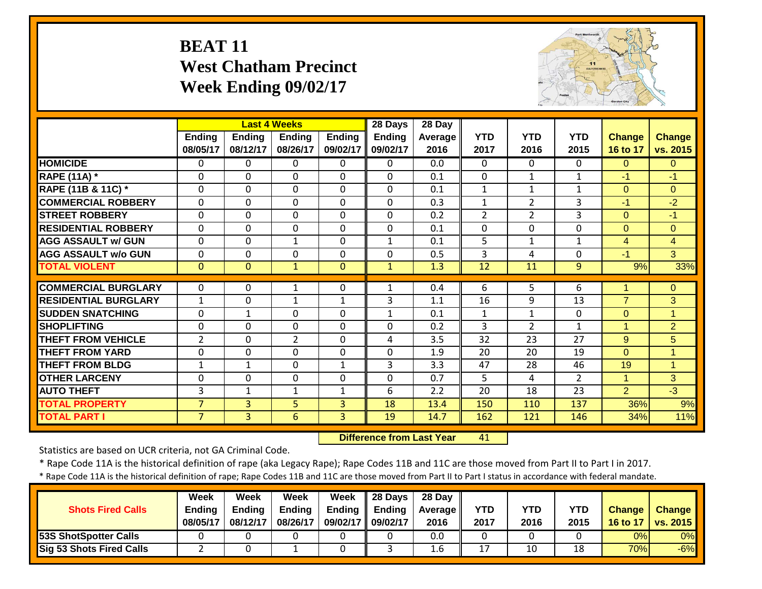# BEAT 11
## West Chatham Precinct
## Week Ending 09/02/17

| | Last 4 Weeks | | | | 28 Days | 28 Day | | | | | |
|---|---|---|---|---|---|---|---|---|---|---|---|
| | Ending 08/05/17 | Ending 08/12/17 | Ending 08/26/17 | Ending 09/02/17 | Ending 09/02/17 | Average 2016 | YTD 2017 | YTD 2016 | YTD 2015 | Change 16 to 17 | Change vs. 2015 |
| HOMICIDE | 0 | 0 | 0 | 0 | 0 | 0.0 | 0 | 0 | 0 | 0 | 0 |
| RAPE (11A) * | 0 | 0 | 0 | 0 | 0 | 0.1 | 0 | 1 | 1 | -1 | -1 |
| RAPE (11B & 11C) * | 0 | 0 | 0 | 0 | 0 | 0.1 | 1 | 1 | 1 | 0 | 0 |
| COMMERCIAL ROBBERY | 0 | 0 | 0 | 0 | 0 | 0.3 | 1 | 2 | 3 | -1 | -2 |
| STREET ROBBERY | 0 | 0 | 0 | 0 | 0 | 0.2 | 2 | 2 | 3 | 0 | -1 |
| RESIDENTIAL ROBBERY | 0 | 0 | 0 | 0 | 0 | 0.1 | 0 | 0 | 0 | 0 | 0 |
| AGG ASSAULT w/ GUN | 0 | 0 | 1 | 0 | 1 | 0.1 | 5 | 1 | 1 | 4 | 4 |
| AGG ASSAULT w/o GUN | 0 | 0 | 0 | 0 | 0 | 0.5 | 3 | 4 | 0 | -1 | 3 |
| TOTAL VIOLENT | 0 | 0 | 1 | 0 | 1 | 1.3 | 12 | 11 | 9 | 9% | 33% |
| COMMERCIAL BURGLARY | 0 | 0 | 1 | 0 | 1 | 0.4 | 6 | 5 | 6 | 1 | 0 |
| RESIDENTIAL BURGLARY | 1 | 0 | 1 | 1 | 3 | 1.1 | 16 | 9 | 13 | 7 | 3 |
| SUDDEN SNATCHING | 0 | 1 | 0 | 0 | 1 | 0.1 | 1 | 1 | 0 | 0 | 1 |
| SHOPLIFTING | 0 | 0 | 0 | 0 | 0 | 0.2 | 3 | 2 | 1 | 1 | 2 |
| THEFT FROM VEHICLE | 2 | 0 | 2 | 0 | 4 | 3.5 | 32 | 23 | 27 | 9 | 5 |
| THEFT FROM YARD | 0 | 0 | 0 | 0 | 0 | 1.9 | 20 | 20 | 19 | 0 | 1 |
| THEFT FROM BLDG | 1 | 1 | 0 | 1 | 3 | 3.3 | 47 | 28 | 46 | 19 | 1 |
| OTHER LARCENY | 0 | 0 | 0 | 0 | 0 | 0.7 | 5 | 4 | 2 | 1 | 3 |
| AUTO THEFT | 3 | 1 | 1 | 1 | 6 | 2.2 | 20 | 18 | 23 | 2 | -3 |
| TOTAL PROPERTY | 7 | 3 | 5 | 3 | 18 | 13.4 | 150 | 110 | 137 | 36% | 9% |
| TOTAL PART I | 7 | 3 | 6 | 3 | 19 | 14.7 | 162 | 121 | 146 | 34% | 11% |

**Difference from Last Year** 41

Statistics are based on UCR criteria, not GA Criminal Code.

* Rape Code 11A is the historical definition of rape (aka Legacy Rape); Rape Codes 11B and 11C are those moved from Part II to Part I in 2017.

* Rape Code 11A is the historical definition of rape; Rape Codes 11B and 11C are those moved from Part II to Part I status in accordance with federal mandate.

| Shots Fired Calls | Week Ending 08/05/17 | Week Ending 08/12/17 | Week Ending 08/26/17 | Week Ending 09/02/17 | 28 Days Ending 09/02/17 | 28 Day Average 2016 | YTD 2017 | YTD 2016 | YTD 2015 | Change 16 to 17 | Change vs. 2015 |
|---|---|---|---|---|---|---|---|---|---|---|---|
| 53S ShotSpotter Calls | 0 | 0 | 0 | 0 | 0 | 0.0 | 0 | 0 | 0 | 0% | 0% |
| Sig 53 Shots Fired Calls | 2 | 0 | 1 | 0 | 3 | 1.6 | 17 | 10 | 18 | 70% | -6% |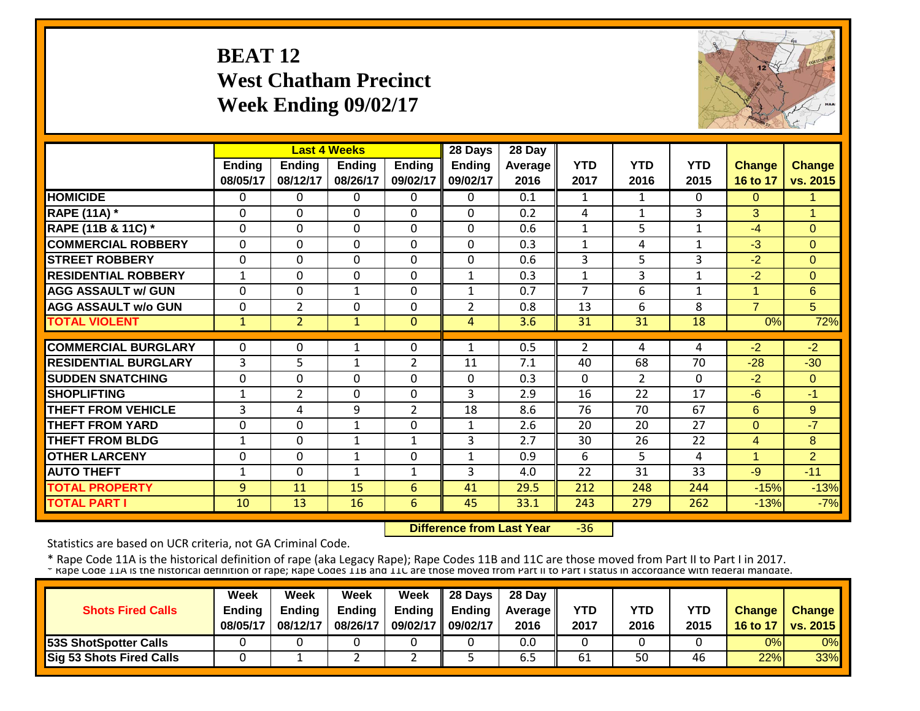# BEAT 12
# West Chatham Precinct
# Week Ending 09/02/17

| | Last 4 Weeks | | | | 28 Days | 28 Day | | | | | |
|---|---|---|---|---|---|---|---|---|---|---|---|
| | Ending 08/05/17 | Ending 08/12/17 | Ending 08/26/17 | Ending 09/02/17 | Ending 09/02/17 | Average 2016 | YTD 2017 | YTD 2016 | YTD 2015 | Change 16 to 17 | Change vs. 2015 |
| HOMICIDE | 0 | 0 | 0 | 0 | 0 | 0.1 | 1 | 1 | 0 | 0 | 1 |
| RAPE (11A) * | 0 | 0 | 0 | 0 | 0 | 0.2 | 4 | 1 | 3 | 3 | 1 |
| RAPE (11B & 11C) * | 0 | 0 | 0 | 0 | 0 | 0.6 | 1 | 5 | 1 | -4 | 0 |
| COMMERCIAL ROBBERY | 0 | 0 | 0 | 0 | 0 | 0.3 | 1 | 4 | 1 | -3 | 0 |
| STREET ROBBERY | 0 | 0 | 0 | 0 | 0 | 0.6 | 3 | 5 | 3 | -2 | 0 |
| RESIDENTIAL ROBBERY | 1 | 0 | 0 | 0 | 1 | 0.3 | 1 | 3 | 1 | -2 | 0 |
| AGG ASSAULT w/ GUN | 0 | 0 | 1 | 0 | 1 | 0.7 | 7 | 6 | 1 | 1 | 6 |
| AGG ASSAULT w/o GUN | 0 | 2 | 0 | 0 | 2 | 0.8 | 13 | 6 | 8 | 7 | 5 |
| TOTAL VIOLENT | 1 | 2 | 1 | 0 | 4 | 3.6 | 31 | 31 | 18 | 0% | 72% |
| COMMERCIAL BURGLARY | 0 | 0 | 1 | 0 | 1 | 0.5 | 2 | 4 | 4 | -2 | -2 |
| RESIDENTIAL BURGLARY | 3 | 5 | 1 | 2 | 11 | 7.1 | 40 | 68 | 70 | -28 | -30 |
| SUDDEN SNATCHING | 0 | 0 | 0 | 0 | 0 | 0.3 | 0 | 2 | 0 | -2 | 0 |
| SHOPLIFTING | 1 | 2 | 0 | 0 | 3 | 2.9 | 16 | 22 | 17 | -6 | -1 |
| THEFT FROM VEHICLE | 3 | 4 | 9 | 2 | 18 | 8.6 | 76 | 70 | 67 | 6 | 9 |
| THEFT FROM YARD | 0 | 0 | 1 | 0 | 1 | 2.6 | 20 | 20 | 27 | 0 | -7 |
| THEFT FROM BLDG | 1 | 0 | 1 | 1 | 3 | 2.7 | 30 | 26 | 22 | 4 | 8 |
| OTHER LARCENY | 0 | 0 | 1 | 0 | 1 | 0.9 | 6 | 5 | 4 | 1 | 2 |
| AUTO THEFT | 1 | 0 | 1 | 1 | 3 | 4.0 | 22 | 31 | 33 | -9 | -11 |
| TOTAL PROPERTY | 9 | 11 | 15 | 6 | 41 | 29.5 | 212 | 248 | 244 | -15% | -13% |
| TOTAL PART I | 10 | 13 | 16 | 6 | 45 | 33.1 | 243 | 279 | 262 | -13% | -7% |

**Difference from Last Year** -36

Statistics are based on UCR criteria, not GA Criminal Code.

* Rape Code 11A is the historical definition of rape (aka Legacy Rape); Rape Codes 11B and 11C are those moved from Part II to Part I in 2017.

* Rape Code 11A is the historical definition of rape; Rape Codes 11B and 11C are those moved from Part II to Part I status in accordance with federal mandate.

| Shots Fired Calls | Week Ending 08/05/17 | Week Ending 08/12/17 | Week Ending 08/26/17 | Week Ending 09/02/17 | 28 Days Ending 09/02/17 | 28 Day Average 2016 | YTD 2017 | YTD 2016 | YTD 2015 | Change 16 to 17 | Change vs. 2015 |
|---|---|---|---|---|---|---|---|---|---|---|---|
| 53S ShotSpotter Calls | 0 | 0 | 0 | 0 | 0 | 0.0 | 0 | 0 | 0 | 0% | 0% |
| Sig 53 Shots Fired Calls | 0 | 1 | 2 | 2 | 5 | 6.5 | 61 | 50 | 46 | 22% | 33% |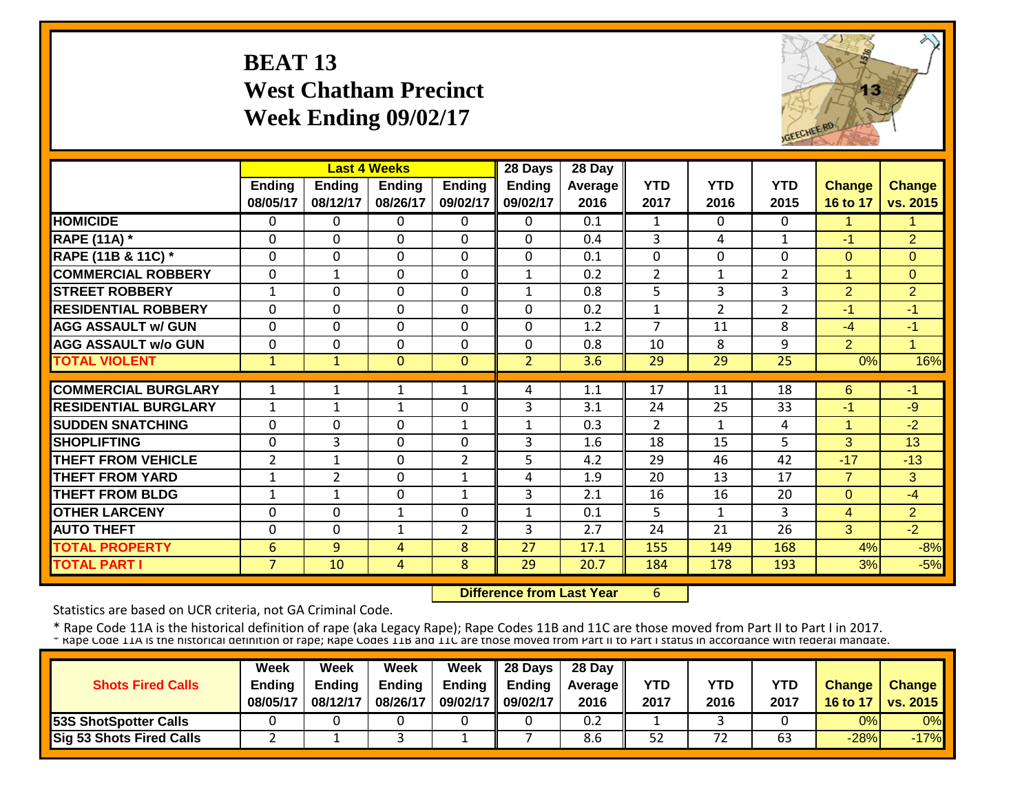# BEAT 13
## West Chatham Precinct
## Week Ending 09/02/17

| | Last 4 Weeks | | | | 28 Days | 28 Day | | | | | |
|---|---|---|---|---|---|---|---|---|---|---|---|
| | Ending 08/05/17 | Ending 08/12/17 | Ending 08/26/17 | Ending 09/02/17 | Ending 09/02/17 | Average 2016 | YTD 2017 | YTD 2016 | YTD 2015 | Change 16 to 17 | Change vs. 2015 |
| HOMICIDE | 0 | 0 | 0 | 0 | 0 | 0.1 | 1 | 0 | 0 | 1 | 1 |
| RAPE (11A) * | 0 | 0 | 0 | 0 | 0 | 0.4 | 3 | 4 | 1 | -1 | 2 |
| RAPE (11B & 11C) * | 0 | 0 | 0 | 0 | 0 | 0.1 | 0 | 0 | 0 | 0 | 0 |
| COMMERCIAL ROBBERY | 0 | 1 | 0 | 0 | 1 | 0.2 | 2 | 1 | 2 | 1 | 0 |
| STREET ROBBERY | 1 | 0 | 0 | 0 | 1 | 0.8 | 5 | 3 | 3 | 2 | 2 |
| RESIDENTIAL ROBBERY | 0 | 0 | 0 | 0 | 0 | 0.2 | 1 | 2 | 2 | -1 | -1 |
| AGG ASSAULT w/ GUN | 0 | 0 | 0 | 0 | 0 | 1.2 | 7 | 11 | 8 | -4 | -1 |
| AGG ASSAULT w/o GUN | 0 | 0 | 0 | 0 | 0 | 0.8 | 10 | 8 | 9 | 2 | 1 |
| TOTAL VIOLENT | 1 | 1 | 0 | 0 | 2 | 3.6 | 29 | 29 | 25 | 0% | 16% |
| COMMERCIAL BURGLARY | 1 | 1 | 1 | 1 | 4 | 1.1 | 17 | 11 | 18 | 6 | -1 |
| RESIDENTIAL BURGLARY | 1 | 1 | 1 | 0 | 3 | 3.1 | 24 | 25 | 33 | -1 | -9 |
| SUDDEN SNATCHING | 0 | 0 | 0 | 1 | 1 | 0.3 | 2 | 1 | 4 | 1 | -2 |
| SHOPLIFTING | 0 | 3 | 0 | 0 | 3 | 1.6 | 18 | 15 | 5 | 3 | 13 |
| THEFT FROM VEHICLE | 2 | 1 | 0 | 2 | 5 | 4.2 | 29 | 46 | 42 | -17 | -13 |
| THEFT FROM YARD | 1 | 2 | 0 | 1 | 4 | 1.9 | 20 | 13 | 17 | 7 | 3 |
| THEFT FROM BLDG | 1 | 1 | 0 | 1 | 3 | 2.1 | 16 | 16 | 20 | 0 | -4 |
| OTHER LARCENY | 0 | 0 | 1 | 0 | 1 | 0.1 | 5 | 1 | 3 | 4 | 2 |
| AUTO THEFT | 0 | 0 | 1 | 2 | 3 | 2.7 | 24 | 21 | 26 | 3 | -2 |
| TOTAL PROPERTY | 6 | 9 | 4 | 8 | 27 | 17.1 | 155 | 149 | 168 | 4% | -8% |
| TOTAL PART I | 7 | 10 | 4 | 8 | 29 | 20.7 | 184 | 178 | 193 | 3% | -5% |

**Difference from Last Year** 6

Statistics are based on UCR criteria, not GA Criminal Code.

* Rape Code 11A is the historical definition of rape (aka Legacy Rape); Rape Codes 11B and 11C are those moved from Part II to Part I in 2017.
* Rape Code 11A is the historical definition of rape; Rape Codes 11B and 11C are those moved from Part II to Part I status in accordance with federal mandate.

| Shots Fired Calls | Week Ending 08/05/17 | Week Ending 08/12/17 | Week Ending 08/26/17 | Week Ending 09/02/17 | 28 Days Ending 09/02/17 | 28 Day Average 2016 | YTD 2017 | YTD 2016 | YTD 2017 | Change 16 to 17 | Change vs. 2015 |
|---|---|---|---|---|---|---|---|---|---|---|---|
| 53S ShotSpotter Calls | 0 | 0 | 0 | 0 | 0 | 0.2 | 1 | 3 | 0 | 0% | 0% |
| Sig 53 Shots Fired Calls | 2 | 1 | 3 | 1 | 7 | 8.6 | 52 | 72 | 63 | -28% | -17% |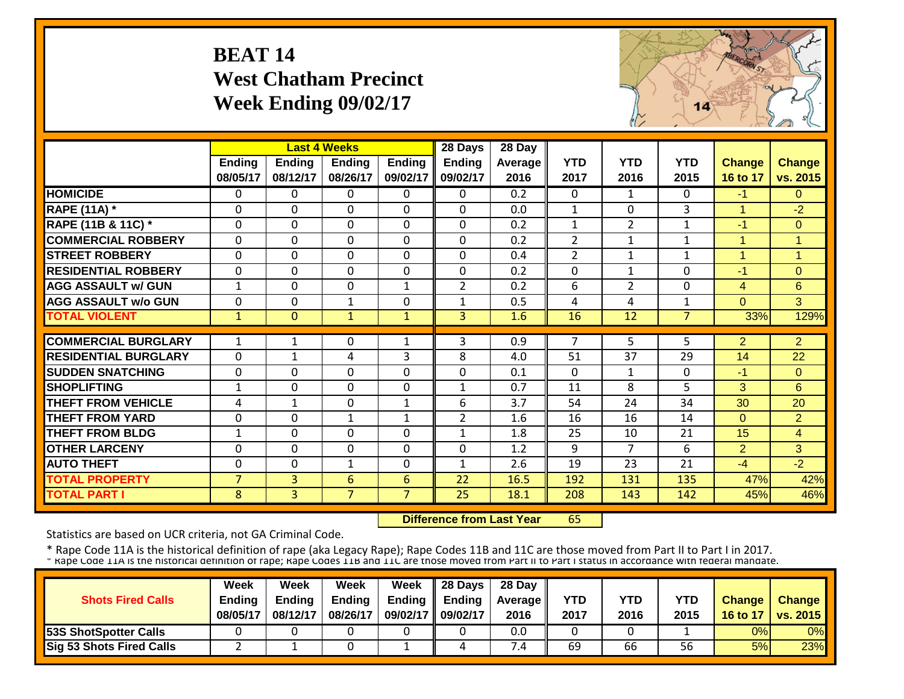# BEAT 14
## West Chatham Precinct
## Week Ending 09/02/17

| | Last 4 Weeks | | | | 28 Days | 28 Day | | | | | |
|---|---|---|---|---|---|---|---|---|---|---|---|
| | Ending 08/05/17 | Ending 08/12/17 | Ending 08/26/17 | Ending 09/02/17 | Ending 09/02/17 | Average 2016 | YTD 2017 | YTD 2016 | YTD 2015 | Change 16 to 17 | Change vs. 2015 |
| HOMICIDE | 0 | 0 | 0 | 0 | 0 | 0.2 | 0 | 1 | 0 | -1 | 0 |
| RAPE (11A) * | 0 | 0 | 0 | 0 | 0 | 0.0 | 1 | 0 | 3 | 1 | -2 |
| RAPE (11B & 11C) * | 0 | 0 | 0 | 0 | 0 | 0.2 | 1 | 2 | 1 | -1 | 0 |
| COMMERCIAL ROBBERY | 0 | 0 | 0 | 0 | 0 | 0.2 | 2 | 1 | 1 | 1 | 1 |
| STREET ROBBERY | 0 | 0 | 0 | 0 | 0 | 0.4 | 2 | 1 | 1 | 1 | 1 |
| RESIDENTIAL ROBBERY | 0 | 0 | 0 | 0 | 0 | 0.2 | 0 | 1 | 0 | -1 | 0 |
| AGG ASSAULT w/ GUN | 1 | 0 | 0 | 1 | 2 | 0.2 | 6 | 2 | 0 | 4 | 6 |
| AGG ASSAULT w/o GUN | 0 | 0 | 1 | 0 | 1 | 0.5 | 4 | 4 | 1 | 0 | 3 |
| TOTAL VIOLENT | 1 | 0 | 1 | 1 | 3 | 1.6 | 16 | 12 | 7 | 33% | 129% |
| COMMERCIAL BURGLARY | 1 | 1 | 0 | 1 | 3 | 0.9 | 7 | 5 | 5 | 2 | 2 |
| RESIDENTIAL BURGLARY | 0 | 1 | 4 | 3 | 8 | 4.0 | 51 | 37 | 29 | 14 | 22 |
| SUDDEN SNATCHING | 0 | 0 | 0 | 0 | 0 | 0.1 | 0 | 1 | 0 | -1 | 0 |
| SHOPLIFTING | 1 | 0 | 0 | 0 | 1 | 0.7 | 11 | 8 | 5 | 3 | 6 |
| THEFT FROM VEHICLE | 4 | 1 | 0 | 1 | 6 | 3.7 | 54 | 24 | 34 | 30 | 20 |
| THEFT FROM YARD | 0 | 0 | 1 | 1 | 2 | 1.6 | 16 | 16 | 14 | 0 | 2 |
| THEFT FROM BLDG | 1 | 0 | 0 | 0 | 1 | 1.8 | 25 | 10 | 21 | 15 | 4 |
| OTHER LARCENY | 0 | 0 | 0 | 0 | 0 | 1.2 | 9 | 7 | 6 | 2 | 3 |
| AUTO THEFT | 0 | 0 | 1 | 0 | 1 | 2.6 | 19 | 23 | 21 | -4 | -2 |
| TOTAL PROPERTY | 7 | 3 | 6 | 6 | 22 | 16.5 | 192 | 131 | 135 | 47% | 42% |
| TOTAL PART I | 8 | 3 | 7 | 7 | 25 | 18.1 | 208 | 143 | 142 | 45% | 46% |

**Difference from Last Year** 65

Statistics are based on UCR criteria, not GA Criminal Code.

* Rape Code 11A is the historical definition of rape (aka Legacy Rape); Rape Codes 11B and 11C are those moved from Part II to Part I in 2017.
* Rape Code 11A is the historical definition of rape; Rape Codes 11B and 11C are those moved from Part II to Part I status in accordance with federal mandate.

| Shots Fired Calls | Week Ending 08/05/17 | Week Ending 08/12/17 | Week Ending 08/26/17 | Week Ending 09/02/17 | 28 Days Ending 09/02/17 | 28 Day Average 2016 | YTD 2017 | YTD 2016 | YTD 2015 | Change 16 to 17 | Change vs. 2015 |
|---|---|---|---|---|---|---|---|---|---|---|---|
| 53S ShotSpotter Calls | 0 | 0 | 0 | 0 | 0 | 0.0 | 0 | 0 | 1 | 0% | 0% |
| Sig 53 Shots Fired Calls | 2 | 1 | 0 | 1 | 4 | 7.4 | 69 | 66 | 56 | 5% | 23% |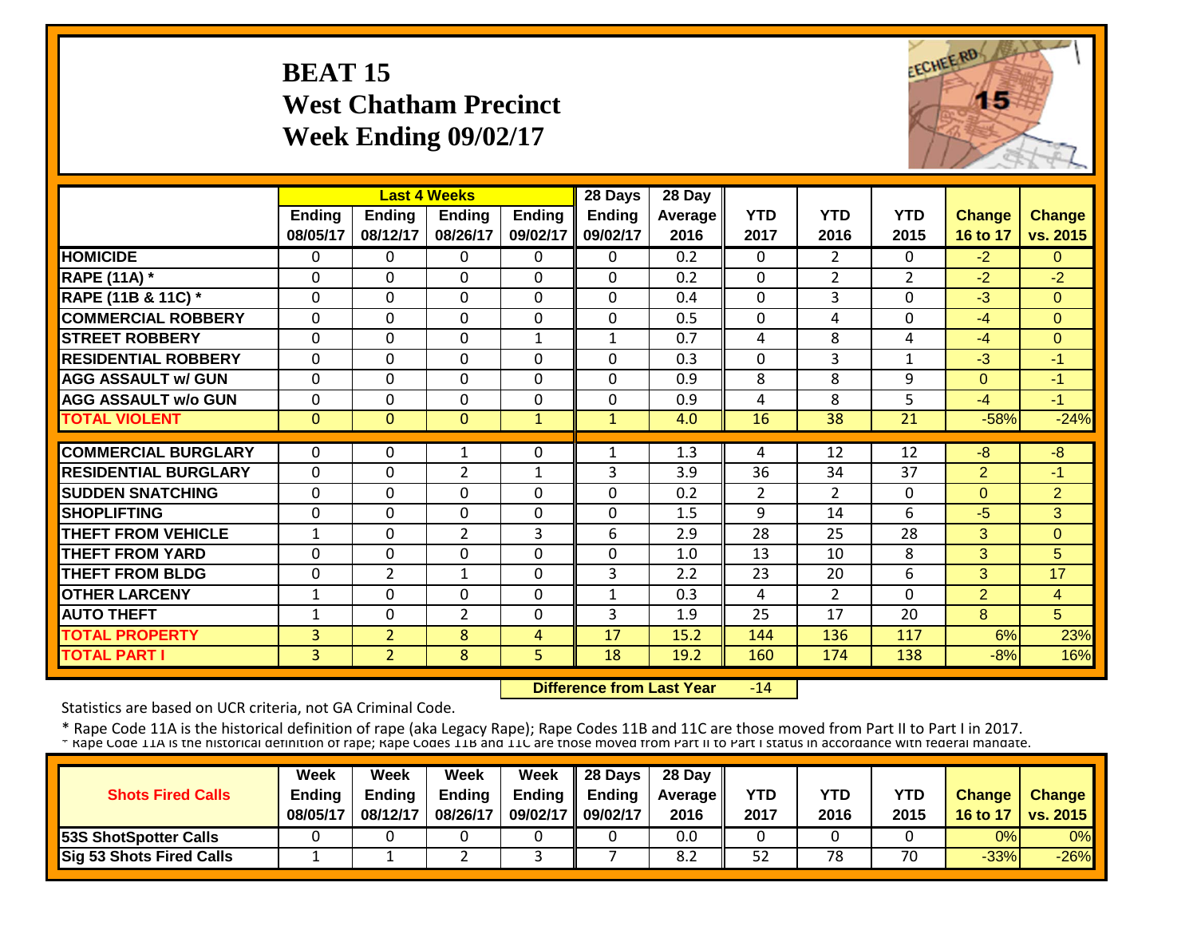# BEAT 15
## West Chatham Precinct
## Week Ending 09/02/17

| | Last 4 Weeks | | | | 28 Days | 28 Day | | | | | |
|---|---|---|---|---|---|---|---|---|---|---|---|
| | Ending 08/05/17 | Ending 08/12/17 | Ending 08/26/17 | Ending 09/02/17 | Ending 09/02/17 | Average 2016 | YTD 2017 | YTD 2016 | YTD 2015 | Change 16 to 17 | Change vs. 2015 |
| HOMICIDE | 0 | 0 | 0 | 0 | 0 | 0.2 | 0 | 2 | 0 | -2 | 0 |
| RAPE (11A) * | 0 | 0 | 0 | 0 | 0 | 0.2 | 0 | 2 | 2 | -2 | -2 |
| RAPE (11B & 11C) * | 0 | 0 | 0 | 0 | 0 | 0.4 | 0 | 3 | 0 | -3 | 0 |
| COMMERCIAL ROBBERY | 0 | 0 | 0 | 0 | 0 | 0.5 | 0 | 4 | 0 | -4 | 0 |
| STREET ROBBERY | 0 | 0 | 0 | 1 | 1 | 0.7 | 4 | 8 | 4 | -4 | 0 |
| RESIDENTIAL ROBBERY | 0 | 0 | 0 | 0 | 0 | 0.3 | 0 | 3 | 1 | -3 | -1 |
| AGG ASSAULT w/ GUN | 0 | 0 | 0 | 0 | 0 | 0.9 | 8 | 8 | 9 | 0 | -1 |
| AGG ASSAULT w/o GUN | 0 | 0 | 0 | 0 | 0 | 0.9 | 4 | 8 | 5 | -4 | -1 |
| TOTAL VIOLENT | 0 | 0 | 0 | 1 | 1 | 4.0 | 16 | 38 | 21 | -58% | -24% |
| COMMERCIAL BURGLARY | 0 | 0 | 1 | 0 | 1 | 1.3 | 4 | 12 | 12 | -8 | -8 |
| RESIDENTIAL BURGLARY | 0 | 0 | 2 | 1 | 3 | 3.9 | 36 | 34 | 37 | 2 | -1 |
| SUDDEN SNATCHING | 0 | 0 | 0 | 0 | 0 | 0.2 | 2 | 2 | 0 | 0 | 2 |
| SHOPLIFTING | 0 | 0 | 0 | 0 | 0 | 1.5 | 9 | 14 | 6 | -5 | 3 |
| THEFT FROM VEHICLE | 1 | 0 | 2 | 3 | 6 | 2.9 | 28 | 25 | 28 | 3 | 0 |
| THEFT FROM YARD | 0 | 0 | 0 | 0 | 0 | 1.0 | 13 | 10 | 8 | 3 | 5 |
| THEFT FROM BLDG | 0 | 2 | 1 | 0 | 3 | 2.2 | 23 | 20 | 6 | 3 | 17 |
| OTHER LARCENY | 1 | 0 | 0 | 0 | 1 | 0.3 | 4 | 2 | 0 | 2 | 4 |
| AUTO THEFT | 1 | 0 | 2 | 0 | 3 | 1.9 | 25 | 17 | 20 | 8 | 5 |
| TOTAL PROPERTY | 3 | 2 | 8 | 4 | 17 | 15.2 | 144 | 136 | 117 | 6% | 23% |
| TOTAL PART I | 3 | 2 | 8 | 5 | 18 | 19.2 | 160 | 174 | 138 | -8% | 16% |

**Difference from Last Year** -14

Statistics are based on UCR criteria, not GA Criminal Code.

* Rape Code 11A is the historical definition of rape (aka Legacy Rape); Rape Codes 11B and 11C are those moved from Part II to Part I in 2017.
* Rape Code 11A is the historical definition of rape; Rape Codes 11B and 11C are those moved from Part II to Part I status in accordance with federal mandate.

| Shots Fired Calls | Week Ending 08/05/17 | Week Ending 08/12/17 | Week Ending 08/26/17 | Week Ending 09/02/17 | 28 Days Ending 09/02/17 | 28 Day Average 2016 | YTD 2017 | YTD 2016 | YTD 2015 | Change 16 to 17 | Change vs. 2015 |
|---|---|---|---|---|---|---|---|---|---|---|---|
| 53S ShotSpotter Calls | 0 | 0 | 0 | 0 | 0 | 0.0 | 0 | 0 | 0 | 0% | 0% |
| Sig 53 Shots Fired Calls | 1 | 1 | 2 | 3 | 7 | 8.2 | 52 | 78 | 70 | -33% | -26% |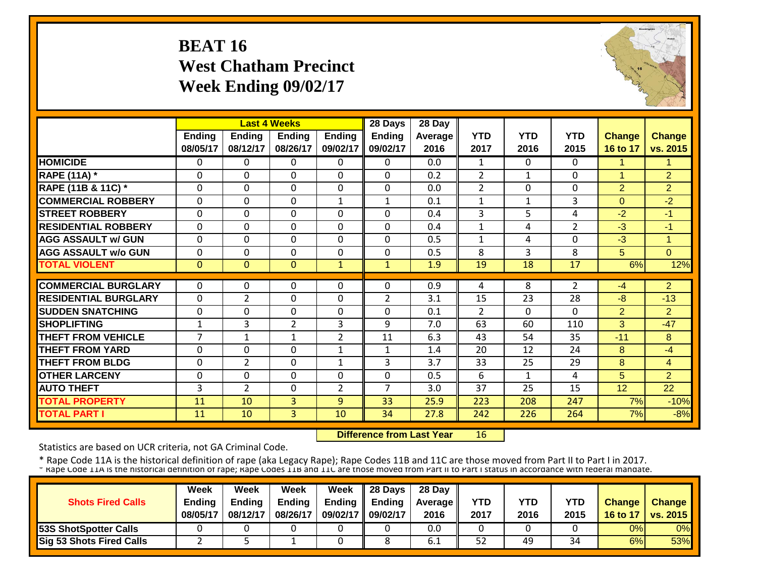# BEAT 16
# West Chatham Precinct
# Week Ending 09/02/17

| | Last 4 Weeks | | | | 28 Days | 28 Day | | | | | |
|---|---|---|---|---|---|---|---|---|---|---|---|
| | Ending 08/05/17 | Ending 08/12/17 | Ending 08/26/17 | Ending 09/02/17 | Ending 09/02/17 | Average 2016 | YTD 2017 | YTD 2016 | YTD 2015 | Change 16 to 17 | Change vs. 2015 |
| HOMICIDE | 0 | 0 | 0 | 0 | 0 | 0.0 | 1 | 0 | 0 | 1 | 1 |
| RAPE (11A) * | 0 | 0 | 0 | 0 | 0 | 0.2 | 2 | 1 | 0 | 1 | 2 |
| RAPE (11B & 11C) * | 0 | 0 | 0 | 0 | 0 | 0.0 | 2 | 0 | 0 | 2 | 2 |
| COMMERCIAL ROBBERY | 0 | 0 | 0 | 1 | 1 | 0.1 | 1 | 1 | 3 | 0 | -2 |
| STREET ROBBERY | 0 | 0 | 0 | 0 | 0 | 0.4 | 3 | 5 | 4 | -2 | -1 |
| RESIDENTIAL ROBBERY | 0 | 0 | 0 | 0 | 0 | 0.4 | 1 | 4 | 2 | -3 | -1 |
| AGG ASSAULT w/ GUN | 0 | 0 | 0 | 0 | 0 | 0.5 | 1 | 4 | 0 | -3 | 1 |
| AGG ASSAULT w/o GUN | 0 | 0 | 0 | 0 | 0 | 0.5 | 8 | 3 | 8 | 5 | 0 |
| TOTAL VIOLENT | 0 | 0 | 0 | 1 | 1 | 1.9 | 19 | 18 | 17 | 6% | 12% |
| COMMERCIAL BURGLARY | 0 | 0 | 0 | 0 | 0 | 0.9 | 4 | 8 | 2 | -4 | 2 |
| RESIDENTIAL BURGLARY | 0 | 2 | 0 | 0 | 2 | 3.1 | 15 | 23 | 28 | -8 | -13 |
| SUDDEN SNATCHING | 0 | 0 | 0 | 0 | 0 | 0.1 | 2 | 0 | 0 | 2 | 2 |
| SHOPLIFTING | 1 | 3 | 2 | 3 | 9 | 7.0 | 63 | 60 | 110 | 3 | -47 |
| THEFT FROM VEHICLE | 7 | 1 | 1 | 2 | 11 | 6.3 | 43 | 54 | 35 | -11 | 8 |
| THEFT FROM YARD | 0 | 0 | 0 | 1 | 1 | 1.4 | 20 | 12 | 24 | 8 | -4 |
| THEFT FROM BLDG | 0 | 2 | 0 | 1 | 3 | 3.7 | 33 | 25 | 29 | 8 | 4 |
| OTHER LARCENY | 0 | 0 | 0 | 0 | 0 | 0.5 | 6 | 1 | 4 | 5 | 2 |
| AUTO THEFT | 3 | 2 | 0 | 2 | 7 | 3.0 | 37 | 25 | 15 | 12 | 22 |
| TOTAL PROPERTY | 11 | 10 | 3 | 9 | 33 | 25.9 | 223 | 208 | 247 | 7% | -10% |
| TOTAL PART I | 11 | 10 | 3 | 10 | 34 | 27.8 | 242 | 226 | 264 | 7% | -8% |

**Difference from Last Year** 16

Statistics are based on UCR criteria, not GA Criminal Code.

* Rape Code 11A is the historical definition of rape (aka Legacy Rape); Rape Codes 11B and 11C are those moved from Part II to Part I in 2017.

* Rape Code 11A is the historical definition of rape; Rape Codes 11B and 11C are those moved from Part II to Part I status in accordance with federal mandate.

| Shots Fired Calls | Week Ending 08/05/17 | Week Ending 08/12/17 | Week Ending 08/26/17 | Week Ending 09/02/17 | 28 Days Ending 09/02/17 | 28 Day Average 2016 | YTD 2017 | YTD 2016 | YTD 2015 | Change 16 to 17 | Change vs. 2015 |
|---|---|---|---|---|---|---|---|---|---|---|---|
| 53S ShotSpotter Calls | 0 | 0 | 0 | 0 | 0 | 0.0 | 0 | 0 | 0 | 0% | 0% |
| Sig 53 Shots Fired Calls | 2 | 5 | 1 | 0 | 8 | 6.1 | 52 | 49 | 34 | 6% | 53% |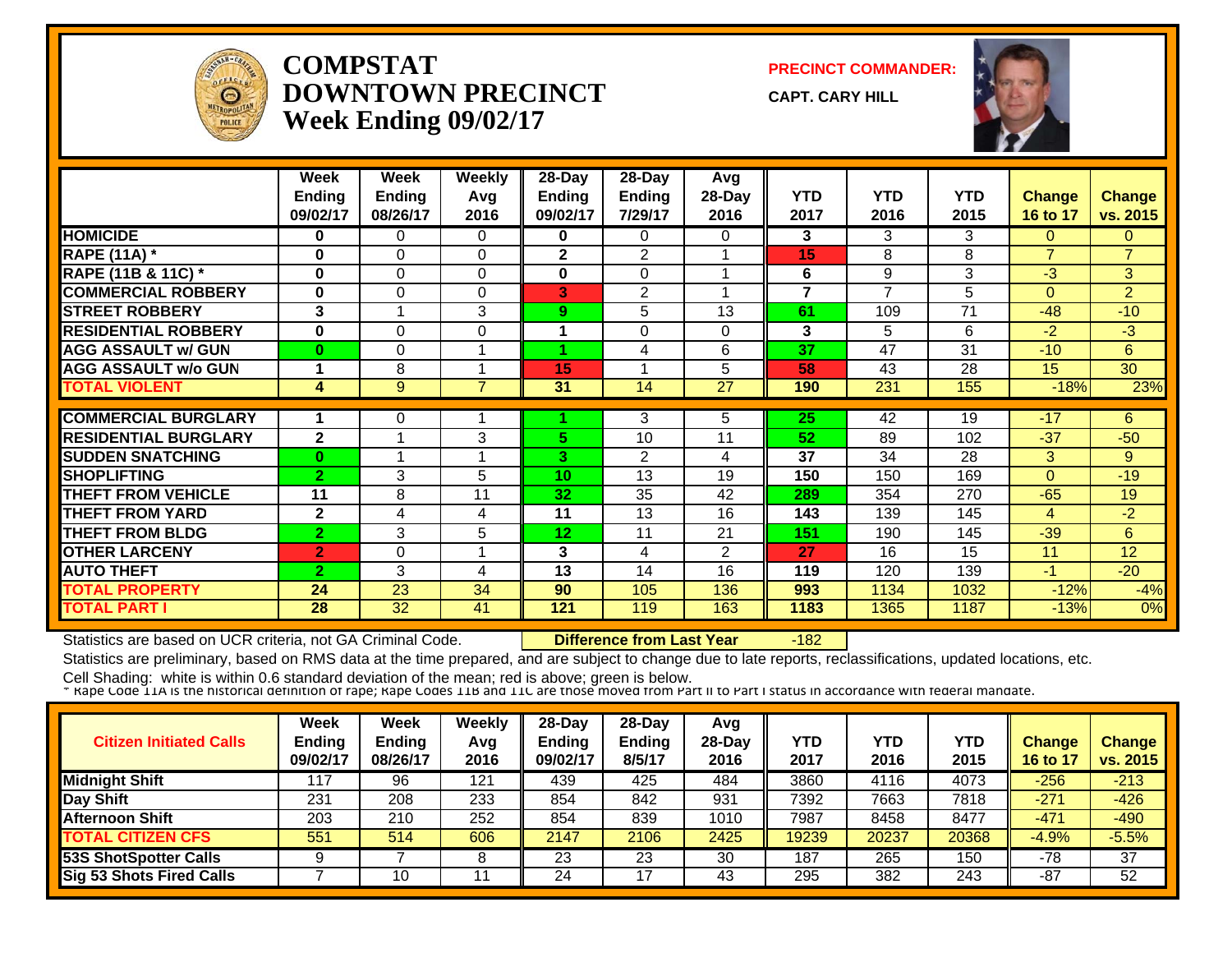# COMPSTAT DOWNTOWN PRECINCT Week Ending 09/02/17

**PRECINCT COMMANDER:** CAPT. CARY HILL

| | Week Ending 09/02/17 | Week Ending 08/26/17 | Weekly Avg 2016 | 28-Day Ending 09/02/17 | 28-Day Ending 7/29/17 | Avg 28-Day 2016 | YTD 2017 | YTD 2016 | YTD 2015 | Change 16 to 17 | Change vs. 2015 |
|---|---|---|---|---|---|---|---|---|---|---|---|
| HOMICIDE | 0 | 0 | 0 | 0 | 0 | 0 | 3 | 3 | 3 | 0 | 0 |
| RAPE (11A) * | 0 | 0 | 0 | 2 | 2 | 1 | 15 | 8 | 8 | 7 | 7 |
| RAPE (11B & 11C) * | 0 | 0 | 0 | 0 | 0 | 1 | 6 | 9 | 3 | -3 | 3 |
| COMMERCIAL ROBBERY | 0 | 0 | 0 | 3 | 2 | 1 | 7 | 7 | 5 | 0 | 2 |
| STREET ROBBERY | 3 | 1 | 3 | 9 | 5 | 13 | 61 | 109 | 71 | -48 | -10 |
| RESIDENTIAL ROBBERY | 0 | 0 | 0 | 1 | 0 | 0 | 3 | 5 | 6 | -2 | -3 |
| AGG ASSAULT w/ GUN | 0 | 0 | 1 | 1 | 4 | 6 | 37 | 47 | 31 | -10 | 6 |
| AGG ASSAULT w/o GUN | 1 | 8 | 1 | 15 | 1 | 5 | 58 | 43 | 28 | 15 | 30 |
| TOTAL VIOLENT | 4 | 9 | 7 | 31 | 14 | 27 | 190 | 231 | 155 | -18% | 23% |
| COMMERCIAL BURGLARY | 1 | 0 | 1 | 1 | 3 | 5 | 25 | 42 | 19 | -17 | 6 |
| RESIDENTIAL BURGLARY | 2 | 1 | 3 | 5 | 10 | 11 | 52 | 89 | 102 | -37 | -50 |
| SUDDEN SNATCHING | 0 | 1 | 1 | 3 | 2 | 4 | 37 | 34 | 28 | 3 | 9 |
| SHOPLIFTING | 2 | 3 | 5 | 10 | 13 | 19 | 150 | 150 | 169 | 0 | -19 |
| THEFT FROM VEHICLE | 11 | 8 | 11 | 32 | 35 | 42 | 289 | 354 | 270 | -65 | 19 |
| THEFT FROM YARD | 2 | 4 | 4 | 11 | 13 | 16 | 143 | 139 | 145 | 4 | -2 |
| THEFT FROM BLDG | 2 | 3 | 5 | 12 | 11 | 21 | 151 | 190 | 145 | -39 | 6 |
| OTHER LARCENY | 2 | 0 | 1 | 3 | 4 | 2 | 27 | 16 | 15 | 11 | 12 |
| AUTO THEFT | 2 | 3 | 4 | 13 | 14 | 16 | 119 | 120 | 139 | -1 | -20 |
| TOTAL PROPERTY | 24 | 23 | 34 | 90 | 105 | 136 | 993 | 1134 | 1032 | -12% | -4% |
| TOTAL PART I | 28 | 32 | 41 | 121 | 119 | 163 | 1183 | 1365 | 1187 | -13% | 0% |

Statistics are based on UCR criteria, not GA Criminal Code. **Difference from Last Year** -182

Statistics are preliminary, based on RMS data at the time prepared, and are subject to change due to late reports, reclassifications, updated locations, etc.

Cell Shading: white is within 0.6 standard deviation of the mean; red is above; green is below.

* Rape Code 11A is the historical definition of rape; Rape Codes 11B and 11C are those moved from Part II to Part I status in accordance with federal mandate.

| Citizen Initiated Calls | Week Ending 09/02/17 | Week Ending 08/26/17 | Weekly Avg 2016 | 28-Day Ending 09/02/17 | 28-Day Ending 8/5/17 | Avg 28-Day 2016 | YTD 2017 | YTD 2016 | YTD 2015 | Change 16 to 17 | Change vs. 2015 |
|---|---|---|---|---|---|---|---|---|---|---|---|
| Midnight Shift | 117 | 96 | 121 | 439 | 425 | 484 | 3860 | 4116 | 4073 | -256 | -213 |
| Day Shift | 231 | 208 | 233 | 854 | 842 | 931 | 7392 | 7663 | 7818 | -271 | -426 |
| Afternoon Shift | 203 | 210 | 252 | 854 | 839 | 1010 | 7987 | 8458 | 8477 | -471 | -490 |
| TOTAL CITIZEN CFS | 551 | 514 | 606 | 2147 | 2106 | 2425 | 19239 | 20237 | 20368 | -4.9% | -5.5% |
| 53S ShotSpotter Calls | 9 | 7 | 8 | 23 | 23 | 30 | 187 | 265 | 150 | -78 | 37 |
| Sig 53 Shots Fired Calls | 7 | 10 | 11 | 24 | 17 | 43 | 295 | 382 | 243 | -87 | 52 |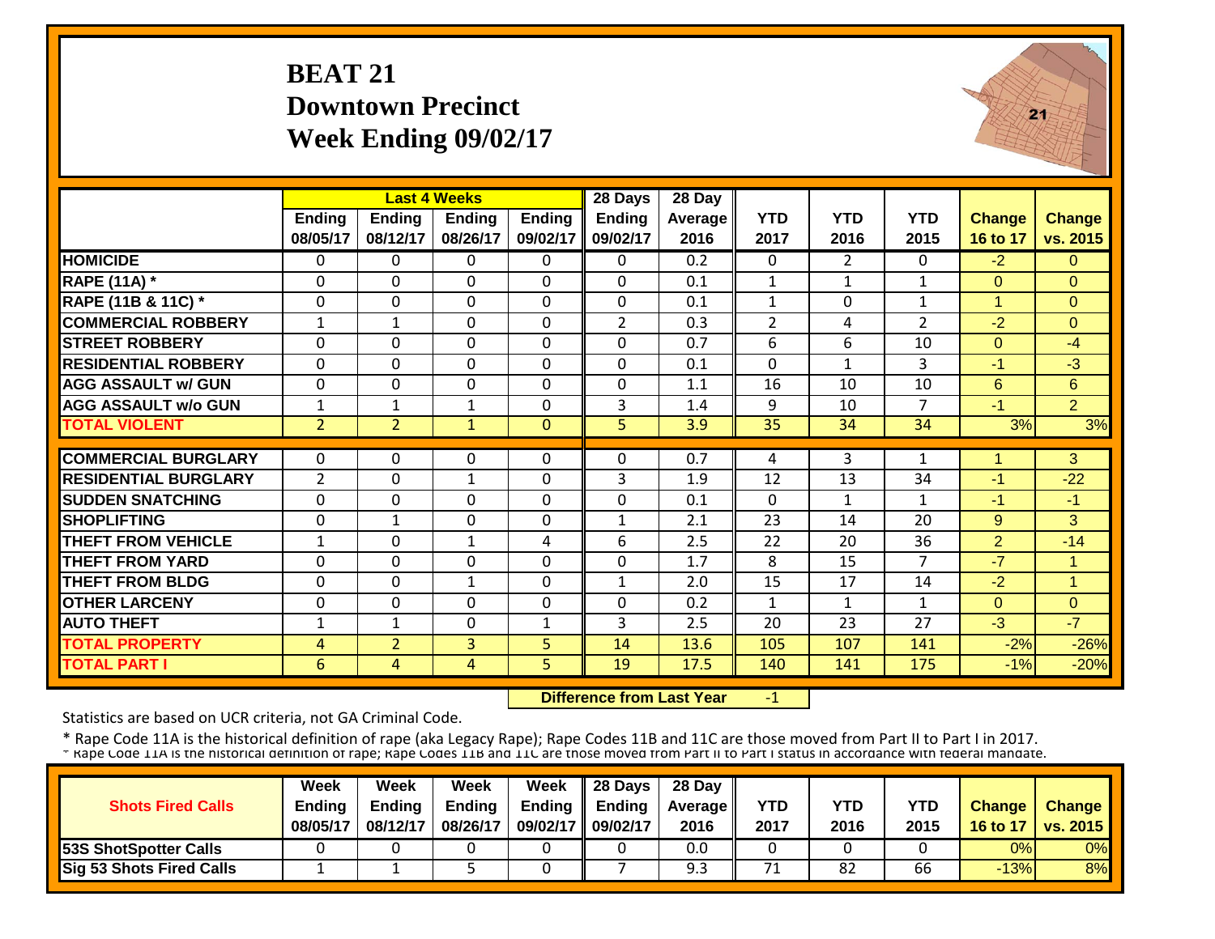# BEAT 21
## Downtown Precinct
## Week Ending 09/02/17

| | Last 4 Weeks | | | | 28 Days | 28 Day | | | | | |
|---|---|---|---|---|---|---|---|---|---|---|---|
| | Ending 08/05/17 | Ending 08/12/17 | Ending 08/26/17 | Ending 09/02/17 | Ending 09/02/17 | Average 2016 | YTD 2017 | YTD 2016 | YTD 2015 | Change 16 to 17 | Change vs. 2015 |
| HOMICIDE | 0 | 0 | 0 | 0 | 0 | 0.2 | 0 | 2 | 0 | -2 | 0 |
| RAPE (11A) * | 0 | 0 | 0 | 0 | 0 | 0.1 | 1 | 1 | 1 | 0 | 0 |
| RAPE (11B & 11C) * | 0 | 0 | 0 | 0 | 0 | 0.1 | 1 | 0 | 1 | 1 | 0 |
| COMMERCIAL ROBBERY | 1 | 1 | 0 | 0 | 2 | 0.3 | 2 | 4 | 2 | -2 | 0 |
| STREET ROBBERY | 0 | 0 | 0 | 0 | 0 | 0.7 | 6 | 6 | 10 | 0 | -4 |
| RESIDENTIAL ROBBERY | 0 | 0 | 0 | 0 | 0 | 0.1 | 0 | 1 | 3 | -1 | -3 |
| AGG ASSAULT w/ GUN | 0 | 0 | 0 | 0 | 0 | 1.1 | 16 | 10 | 10 | 6 | 6 |
| AGG ASSAULT w/o GUN | 1 | 1 | 1 | 0 | 3 | 1.4 | 9 | 10 | 7 | -1 | 2 |
| TOTAL VIOLENT | 2 | 2 | 1 | 0 | 5 | 3.9 | 35 | 34 | 34 | 3% | 3% |
| COMMERCIAL BURGLARY | 0 | 0 | 0 | 0 | 0 | 0.7 | 4 | 3 | 1 | 1 | 3 |
| RESIDENTIAL BURGLARY | 2 | 0 | 1 | 0 | 3 | 1.9 | 12 | 13 | 34 | -1 | -22 |
| SUDDEN SNATCHING | 0 | 0 | 0 | 0 | 0 | 0.1 | 0 | 1 | 1 | -1 | -1 |
| SHOPLIFTING | 0 | 1 | 0 | 0 | 1 | 2.1 | 23 | 14 | 20 | 9 | 3 |
| THEFT FROM VEHICLE | 1 | 0 | 1 | 4 | 6 | 2.5 | 22 | 20 | 36 | 2 | -14 |
| THEFT FROM YARD | 0 | 0 | 0 | 0 | 0 | 1.7 | 8 | 15 | 7 | -7 | 1 |
| THEFT FROM BLDG | 0 | 0 | 1 | 0 | 1 | 2.0 | 15 | 17 | 14 | -2 | 1 |
| OTHER LARCENY | 0 | 0 | 0 | 0 | 0 | 0.2 | 1 | 1 | 1 | 0 | 0 |
| AUTO THEFT | 1 | 1 | 0 | 1 | 3 | 2.5 | 20 | 23 | 27 | -3 | -7 |
| TOTAL PROPERTY | 4 | 2 | 3 | 5 | 14 | 13.6 | 105 | 107 | 141 | -2% | -26% |
| TOTAL PART I | 6 | 4 | 4 | 5 | 19 | 17.5 | 140 | 141 | 175 | -1% | -20% |

**Difference from Last Year** -1

Statistics are based on UCR criteria, not GA Criminal Code.

* Rape Code 11A is the historical definition of rape (aka Legacy Rape); Rape Codes 11B and 11C are those moved from Part II to Part I in 2017.

* Rape Code 11A is the historical definition of rape; Rape Codes 11B and 11C are those moved from Part II to Part I status in accordance with federal mandate.

| Shots Fired Calls | Week Ending 08/05/17 | Week Ending 08/12/17 | Week Ending 08/26/17 | Week Ending 09/02/17 | 28 Days Ending 09/02/17 | 28 Day Average 2016 | YTD 2017 | YTD 2016 | YTD 2015 | Change 16 to 17 | Change vs. 2015 |
|---|---|---|---|---|---|---|---|---|---|---|---|
| 53S ShotSpotter Calls | 0 | 0 | 0 | 0 | 0 | 0.0 | 0 | 0 | 0 | 0% | 0% |
| Sig 53 Shots Fired Calls | 1 | 1 | 5 | 0 | 7 | 9.3 | 71 | 82 | 66 | -13% | 8% |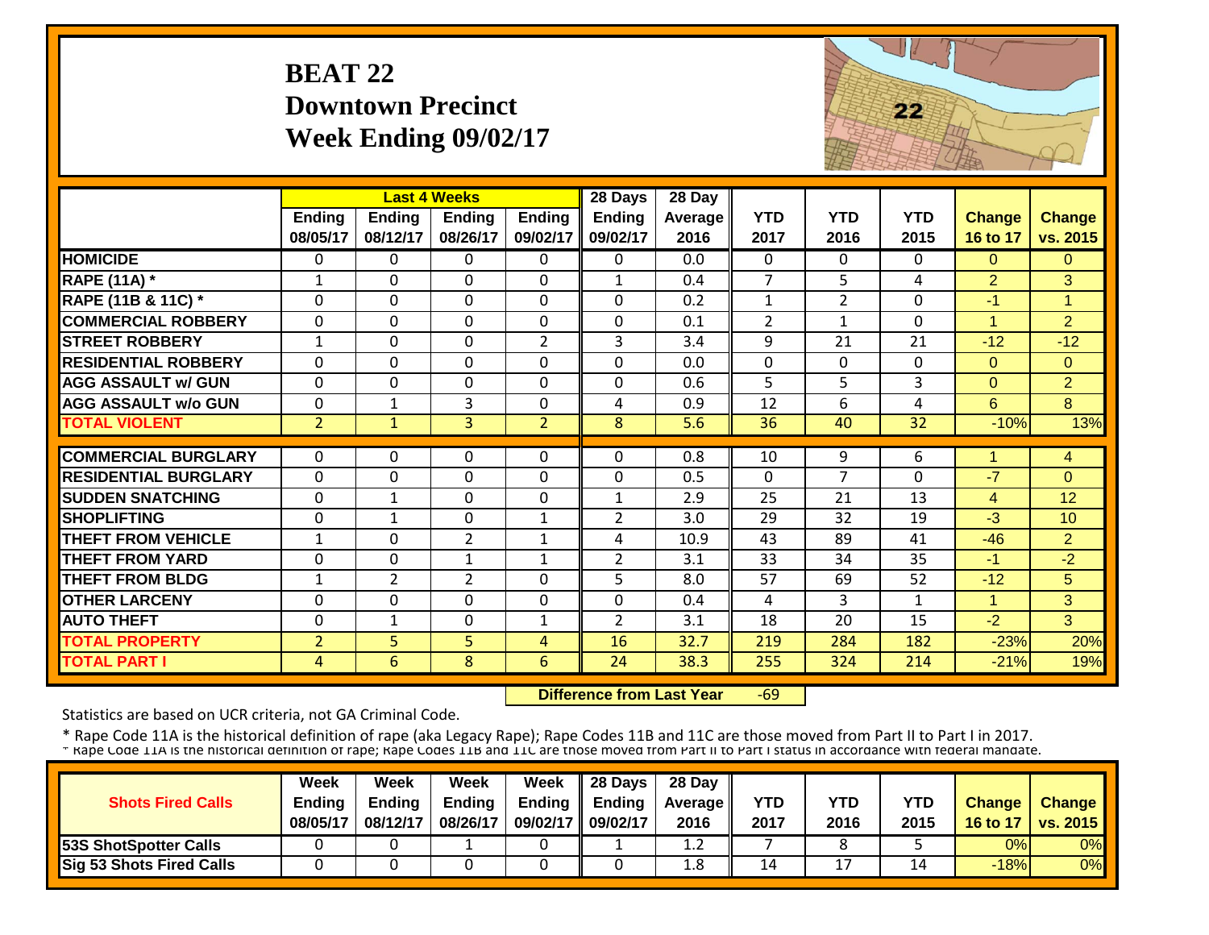# BEAT 22
## Downtown Precinct
## Week Ending 09/02/17

| | Last 4 Weeks | | | | 28 Days | 28 Day | | | | | |
|---|---|---|---|---|---|---|---|---|---|---|---|
| | Ending 08/05/17 | Ending 08/12/17 | Ending 08/26/17 | Ending 09/02/17 | Ending 09/02/17 | Average 2016 | YTD 2017 | YTD 2016 | YTD 2015 | Change 16 to 17 | Change vs. 2015 |
| HOMICIDE | 0 | 0 | 0 | 0 | 0 | 0.0 | 0 | 0 | 0 | 0 | 0 |
| RAPE (11A) * | 1 | 0 | 0 | 0 | 1 | 0.4 | 7 | 5 | 4 | 2 | 3 |
| RAPE (11B & 11C) * | 0 | 0 | 0 | 0 | 0 | 0.2 | 1 | 2 | 0 | -1 | 1 |
| COMMERCIAL ROBBERY | 0 | 0 | 0 | 0 | 0 | 0.1 | 2 | 1 | 0 | 1 | 2 |
| STREET ROBBERY | 1 | 0 | 0 | 2 | 3 | 3.4 | 9 | 21 | 21 | -12 | -12 |
| RESIDENTIAL ROBBERY | 0 | 0 | 0 | 0 | 0 | 0.0 | 0 | 0 | 0 | 0 | 0 |
| AGG ASSAULT w/ GUN | 0 | 0 | 0 | 0 | 0 | 0.6 | 5 | 5 | 3 | 0 | 2 |
| AGG ASSAULT w/o GUN | 0 | 1 | 3 | 0 | 4 | 0.9 | 12 | 6 | 4 | 6 | 8 |
| TOTAL VIOLENT | 2 | 1 | 3 | 2 | 8 | 5.6 | 36 | 40 | 32 | -10% | 13% |
| COMMERCIAL BURGLARY | 0 | 0 | 0 | 0 | 0 | 0.8 | 10 | 9 | 6 | 1 | 4 |
| RESIDENTIAL BURGLARY | 0 | 0 | 0 | 0 | 0 | 0.5 | 0 | 7 | 0 | -7 | 0 |
| SUDDEN SNATCHING | 0 | 1 | 0 | 0 | 1 | 2.9 | 25 | 21 | 13 | 4 | 12 |
| SHOPLIFTING | 0 | 1 | 0 | 1 | 2 | 3.0 | 29 | 32 | 19 | -3 | 10 |
| THEFT FROM VEHICLE | 1 | 0 | 2 | 1 | 4 | 10.9 | 43 | 89 | 41 | -46 | 2 |
| THEFT FROM YARD | 0 | 0 | 1 | 1 | 2 | 3.1 | 33 | 34 | 35 | -1 | -2 |
| THEFT FROM BLDG | 1 | 2 | 2 | 0 | 5 | 8.0 | 57 | 69 | 52 | -12 | 5 |
| OTHER LARCENY | 0 | 0 | 0 | 0 | 0 | 0.4 | 4 | 3 | 1 | 1 | 3 |
| AUTO THEFT | 0 | 1 | 0 | 1 | 2 | 3.1 | 18 | 20 | 15 | -2 | 3 |
| TOTAL PROPERTY | 2 | 5 | 5 | 4 | 16 | 32.7 | 219 | 284 | 182 | -23% | 20% |
| TOTAL PART I | 4 | 6 | 8 | 6 | 24 | 38.3 | 255 | 324 | 214 | -21% | 19% |

**Difference from Last Year** -69

Statistics are based on UCR criteria, not GA Criminal Code.

\* Rape Code 11A is the historical definition of rape (aka Legacy Rape); Rape Codes 11B and 11C are those moved from Part II to Part I in 2017.
\* Rape Code 11A is the historical definition of rape; Rape Codes 11B and 11C are those moved from Part II to Part I status in accordance with federal mandate.

| Shots Fired Calls | Week Ending 08/05/17 | Week Ending 08/12/17 | Week Ending 08/26/17 | Week Ending 09/02/17 | 28 Days Ending 09/02/17 | 28 Day Average 2016 | YTD 2017 | YTD 2016 | YTD 2015 | Change 16 to 17 | Change vs. 2015 |
|---|---|---|---|---|---|---|---|---|---|---|---|
| 53S ShotSpotter Calls | 0 | 0 | 1 | 0 | 1 | 1.2 | 7 | 8 | 5 | 0% | 0% |
| Sig 53 Shots Fired Calls | 0 | 0 | 0 | 0 | 0 | 1.8 | 14 | 17 | 14 | -18% | 0% |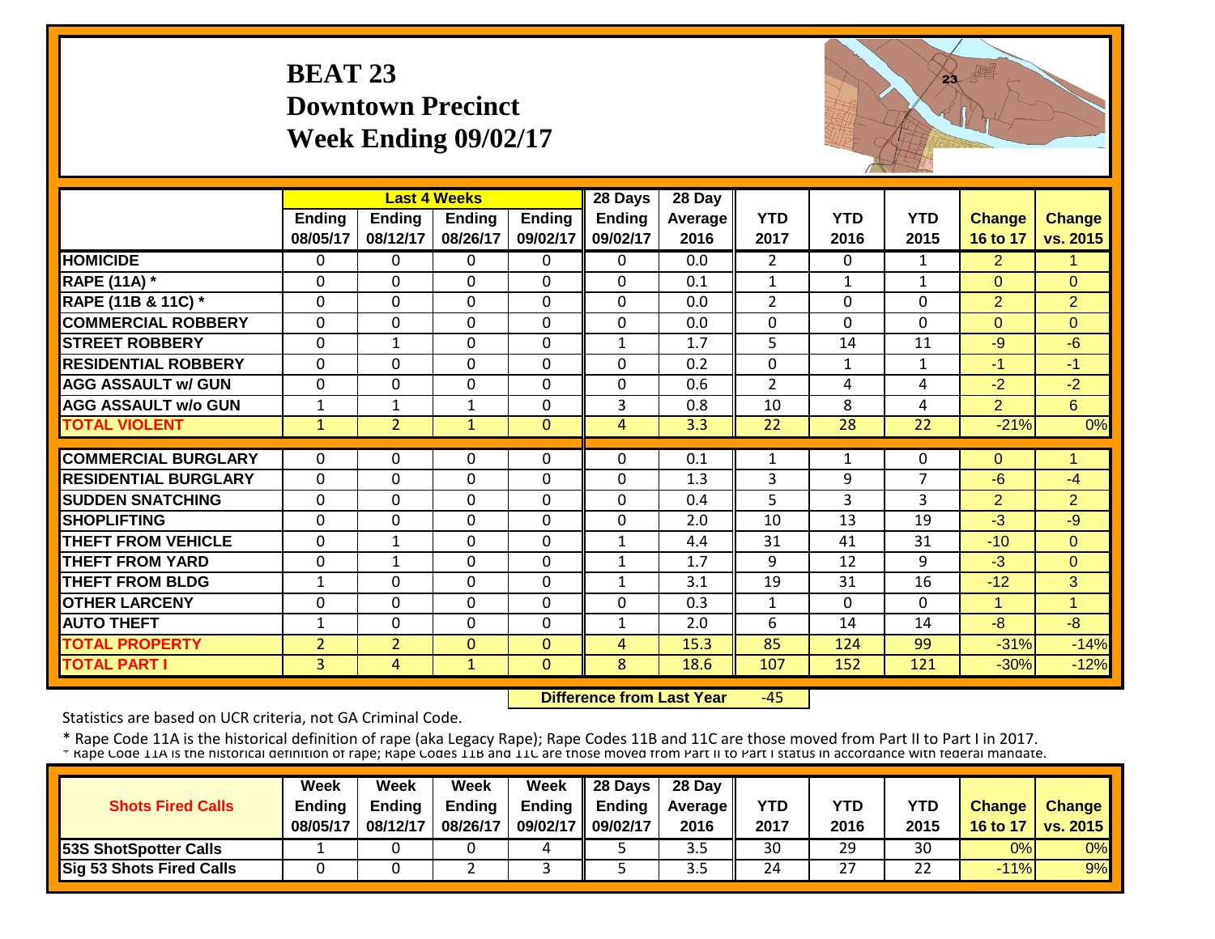# BEAT 23
## Downtown Precinct
## Week Ending 09/02/17

| | Last 4 Weeks | | | | 28 Days | 28 Day | | | | | |
|---|---|---|---|---|---|---|---|---|---|---|---|
| | Ending 08/05/17 | Ending 08/12/17 | Ending 08/26/17 | Ending 09/02/17 | Ending 09/02/17 | Average 2016 | YTD 2017 | YTD 2016 | YTD 2015 | Change 16 to 17 | Change vs. 2015 |
| HOMICIDE | 0 | 0 | 0 | 0 | 0 | 0.0 | 2 | 0 | 1 | 2 | 1 |
| RAPE (11A) * | 0 | 0 | 0 | 0 | 0 | 0.1 | 1 | 1 | 1 | 0 | 0 |
| RAPE (11B & 11C) * | 0 | 0 | 0 | 0 | 0 | 0.0 | 2 | 0 | 0 | 2 | 2 |
| COMMERCIAL ROBBERY | 0 | 0 | 0 | 0 | 0 | 0.0 | 0 | 0 | 0 | 0 | 0 |
| STREET ROBBERY | 0 | 1 | 0 | 0 | 1 | 1.7 | 5 | 14 | 11 | -9 | -6 |
| RESIDENTIAL ROBBERY | 0 | 0 | 0 | 0 | 0 | 0.2 | 0 | 1 | 1 | -1 | -1 |
| AGG ASSAULT w/ GUN | 0 | 0 | 0 | 0 | 0 | 0.6 | 2 | 4 | 4 | -2 | -2 |
| AGG ASSAULT w/o GUN | 1 | 1 | 1 | 0 | 3 | 0.8 | 10 | 8 | 4 | 2 | 6 |
| TOTAL VIOLENT | 1 | 2 | 1 | 0 | 4 | 3.3 | 22 | 28 | 22 | -21% | 0% |
| COMMERCIAL BURGLARY | 0 | 0 | 0 | 0 | 0 | 0.1 | 1 | 1 | 0 | 0 | 1 |
| RESIDENTIAL BURGLARY | 0 | 0 | 0 | 0 | 0 | 1.3 | 3 | 9 | 7 | -6 | -4 |
| SUDDEN SNATCHING | 0 | 0 | 0 | 0 | 0 | 0.4 | 5 | 3 | 3 | 2 | 2 |
| SHOPLIFTING | 0 | 0 | 0 | 0 | 0 | 2.0 | 10 | 13 | 19 | -3 | -9 |
| THEFT FROM VEHICLE | 0 | 1 | 0 | 0 | 1 | 4.4 | 31 | 41 | 31 | -10 | 0 |
| THEFT FROM YARD | 0 | 1 | 0 | 0 | 1 | 1.7 | 9 | 12 | 9 | -3 | 0 |
| THEFT FROM BLDG | 1 | 0 | 0 | 0 | 1 | 3.1 | 19 | 31 | 16 | -12 | 3 |
| OTHER LARCENY | 0 | 0 | 0 | 0 | 0 | 0.3 | 1 | 0 | 0 | 1 | 1 |
| AUTO THEFT | 1 | 0 | 0 | 0 | 1 | 2.0 | 6 | 14 | 14 | -8 | -8 |
| TOTAL PROPERTY | 2 | 2 | 0 | 0 | 4 | 15.3 | 85 | 124 | 99 | -31% | -14% |
| TOTAL PART I | 3 | 4 | 1 | 0 | 8 | 18.6 | 107 | 152 | 121 | -30% | -12% |

**Difference from Last Year** -45

Statistics are based on UCR criteria, not GA Criminal Code.

* Rape Code 11A is the historical definition of rape (aka Legacy Rape); Rape Codes 11B and 11C are those moved from Part II to Part I in 2017.

| Shots Fired Calls | Week Ending 08/05/17 | Week Ending 08/12/17 | Week Ending 08/26/17 | Week Ending 09/02/17 | 28 Days Ending 09/02/17 | 28 Day Average 2016 | YTD 2017 | YTD 2016 | YTD 2015 | Change 16 to 17 | Change vs. 2015 |
|---|---|---|---|---|---|---|---|---|---|---|---|
| 53S ShotSpotter Calls | 1 | 0 | 0 | 4 | 5 | 3.5 | 30 | 29 | 30 | 0% | 0% |
| Sig 53 Shots Fired Calls | 0 | 0 | 2 | 3 | 5 | 3.5 | 24 | 27 | 22 | -11% | 9% |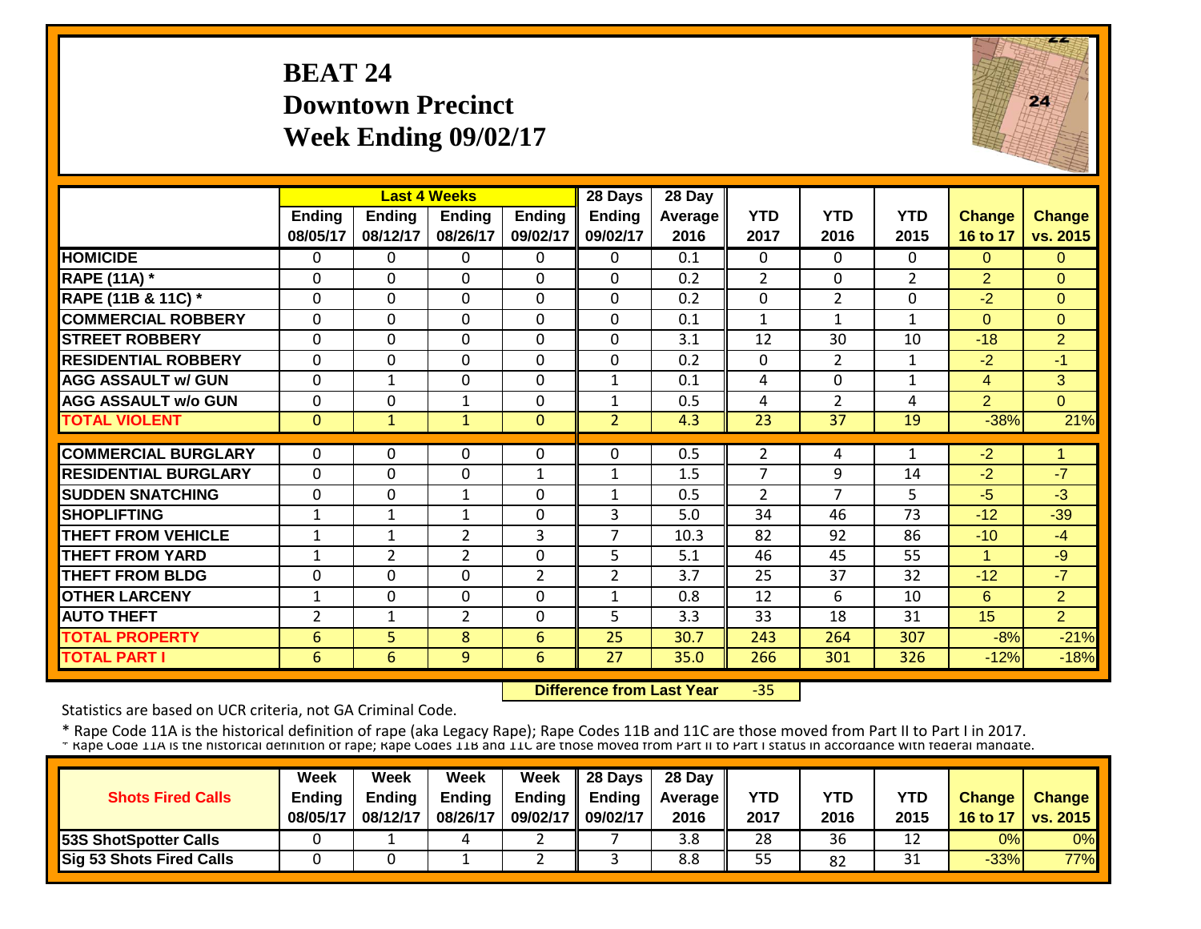# BEAT 24
## Downtown Precinct
## Week Ending 09/02/17

| | Last 4 Weeks | | | | 28 Days | 28 Day | | | | | |
|---|---|---|---|---|---|---|---|---|---|---|---|
| | Ending 08/05/17 | Ending 08/12/17 | Ending 08/26/17 | Ending 09/02/17 | Ending 09/02/17 | Average 2016 | YTD 2017 | YTD 2016 | YTD 2015 | Change 16 to 17 | Change vs. 2015 |
| HOMICIDE | 0 | 0 | 0 | 0 | 0 | 0.1 | 0 | 0 | 0 | 0 | 0 |
| RAPE (11A) * | 0 | 0 | 0 | 0 | 0 | 0.2 | 2 | 0 | 2 | 2 | 0 |
| RAPE (11B & 11C) * | 0 | 0 | 0 | 0 | 0 | 0.2 | 0 | 2 | 0 | -2 | 0 |
| COMMERCIAL ROBBERY | 0 | 0 | 0 | 0 | 0 | 0.1 | 1 | 1 | 1 | 0 | 0 |
| STREET ROBBERY | 0 | 0 | 0 | 0 | 0 | 3.1 | 12 | 30 | 10 | -18 | 2 |
| RESIDENTIAL ROBBERY | 0 | 0 | 0 | 0 | 0 | 0.2 | 0 | 2 | 1 | -2 | -1 |
| AGG ASSAULT w/ GUN | 0 | 1 | 0 | 0 | 1 | 0.1 | 4 | 0 | 1 | 4 | 3 |
| AGG ASSAULT w/o GUN | 0 | 0 | 1 | 0 | 1 | 0.5 | 4 | 2 | 4 | 2 | 0 |
| TOTAL VIOLENT | 0 | 1 | 1 | 0 | 2 | 4.3 | 23 | 37 | 19 | -38% | 21% |
| COMMERCIAL BURGLARY | 0 | 0 | 0 | 0 | 0 | 0.5 | 2 | 4 | 1 | -2 | 1 |
| RESIDENTIAL BURGLARY | 0 | 0 | 0 | 1 | 1 | 1.5 | 7 | 9 | 14 | -2 | -7 |
| SUDDEN SNATCHING | 0 | 0 | 1 | 0 | 1 | 0.5 | 2 | 7 | 5 | -5 | -3 |
| SHOPLIFTING | 1 | 1 | 1 | 0 | 3 | 5.0 | 34 | 46 | 73 | -12 | -39 |
| THEFT FROM VEHICLE | 1 | 1 | 2 | 3 | 7 | 10.3 | 82 | 92 | 86 | -10 | -4 |
| THEFT FROM YARD | 1 | 2 | 2 | 0 | 5 | 5.1 | 46 | 45 | 55 | 1 | -9 |
| THEFT FROM BLDG | 0 | 0 | 0 | 2 | 2 | 3.7 | 25 | 37 | 32 | -12 | -7 |
| OTHER LARCENY | 1 | 0 | 0 | 0 | 1 | 0.8 | 12 | 6 | 10 | 6 | 2 |
| AUTO THEFT | 2 | 1 | 2 | 0 | 5 | 3.3 | 33 | 18 | 31 | 15 | 2 |
| TOTAL PROPERTY | 6 | 5 | 8 | 6 | 25 | 30.7 | 243 | 264 | 307 | -8% | -21% |
| TOTAL PART I | 6 | 6 | 9 | 6 | 27 | 35.0 | 266 | 301 | 326 | -12% | -18% |

**Difference from Last Year** -35

Statistics are based on UCR criteria, not GA Criminal Code.

* Rape Code 11A is the historical definition of rape (aka Legacy Rape); Rape Codes 11B and 11C are those moved from Part II to Part I in 2017.
* Rape Code 11A is the historical definition of rape; Rape Codes 11B and 11C are those moved from Part II to Part I status in accordance with federal mandate.

| Shots Fired Calls | Week Ending 08/05/17 | Week Ending 08/12/17 | Week Ending 08/26/17 | Week Ending 09/02/17 | 28 Days Ending 09/02/17 | 28 Day Average 2016 | YTD 2017 | YTD 2016 | YTD 2015 | Change 16 to 17 | Change vs. 2015 |
|---|---|---|---|---|---|---|---|---|---|---|---|
| 53S ShotSpotter Calls | 0 | 1 | 4 | 2 | 7 | 3.8 | 28 | 36 | 12 | 0% | 0% |
| Sig 53 Shots Fired Calls | 0 | 0 | 1 | 2 | 3 | 8.8 | 55 | 82 | 31 | -33% | 77% |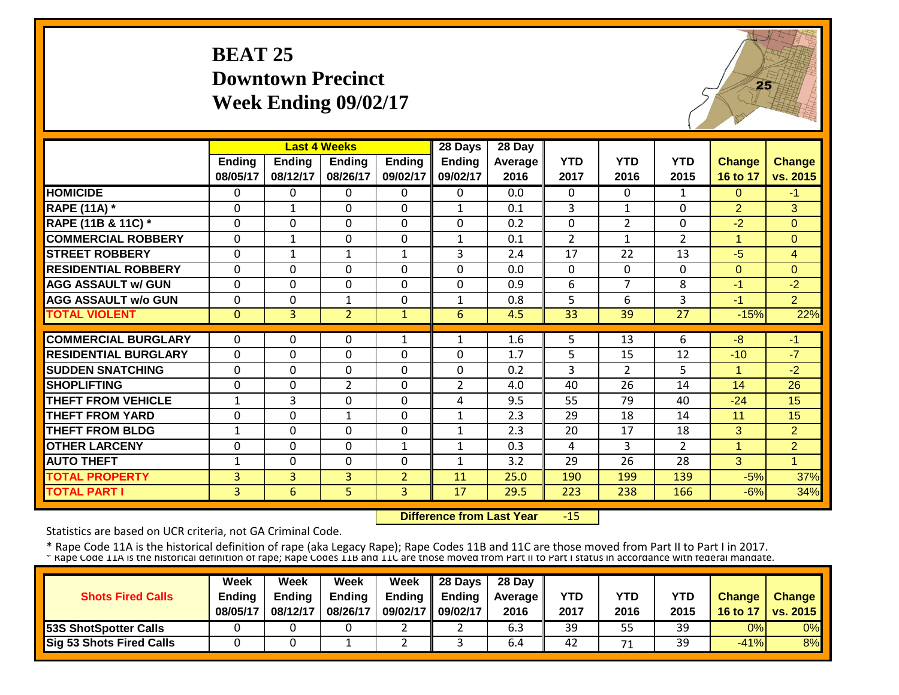# BEAT 25
## Downtown Precinct
## Week Ending 09/02/17

| | Last 4 Weeks | | | | 28 Days | 28 Day | | | | | |
|---|---|---|---|---|---|---|---|---|---|---|---|
| | Ending 08/05/17 | Ending 08/12/17 | Ending 08/26/17 | Ending 09/02/17 | Ending 09/02/17 | Average 2016 | YTD 2017 | YTD 2016 | YTD 2015 | Change 16 to 17 | Change vs. 2015 |
| HOMICIDE | 0 | 0 | 0 | 0 | 0 | 0.0 | 0 | 0 | 1 | 0 | -1 |
| RAPE (11A) * | 0 | 1 | 0 | 0 | 1 | 0.1 | 3 | 1 | 0 | 2 | 3 |
| RAPE (11B & 11C) * | 0 | 0 | 0 | 0 | 0 | 0.2 | 0 | 2 | 0 | -2 | 0 |
| COMMERCIAL ROBBERY | 0 | 1 | 0 | 0 | 1 | 0.1 | 2 | 1 | 2 | 1 | 0 |
| STREET ROBBERY | 0 | 1 | 1 | 1 | 3 | 2.4 | 17 | 22 | 13 | -5 | 4 |
| RESIDENTIAL ROBBERY | 0 | 0 | 0 | 0 | 0 | 0.0 | 0 | 0 | 0 | 0 | 0 |
| AGG ASSAULT w/ GUN | 0 | 0 | 0 | 0 | 0 | 0.9 | 6 | 7 | 8 | -1 | -2 |
| AGG ASSAULT w/o GUN | 0 | 0 | 1 | 0 | 1 | 0.8 | 5 | 6 | 3 | -1 | 2 |
| TOTAL VIOLENT | 0 | 3 | 2 | 1 | 6 | 4.5 | 33 | 39 | 27 | -15% | 22% |
| COMMERCIAL BURGLARY | 0 | 0 | 0 | 1 | 1 | 1.6 | 5 | 13 | 6 | -8 | -1 |
| RESIDENTIAL BURGLARY | 0 | 0 | 0 | 0 | 0 | 1.7 | 5 | 15 | 12 | -10 | -7 |
| SUDDEN SNATCHING | 0 | 0 | 0 | 0 | 0 | 0.2 | 3 | 2 | 5 | 1 | -2 |
| SHOPLIFTING | 0 | 0 | 2 | 0 | 2 | 4.0 | 40 | 26 | 14 | 14 | 26 |
| THEFT FROM VEHICLE | 1 | 3 | 0 | 0 | 4 | 9.5 | 55 | 79 | 40 | -24 | 15 |
| THEFT FROM YARD | 0 | 0 | 1 | 0 | 1 | 2.3 | 29 | 18 | 14 | 11 | 15 |
| THEFT FROM BLDG | 1 | 0 | 0 | 0 | 1 | 2.3 | 20 | 17 | 18 | 3 | 2 |
| OTHER LARCENY | 0 | 0 | 0 | 1 | 1 | 0.3 | 4 | 3 | 2 | 1 | 2 |
| AUTO THEFT | 1 | 0 | 0 | 0 | 1 | 3.2 | 29 | 26 | 28 | 3 | 1 |
| TOTAL PROPERTY | 3 | 3 | 3 | 2 | 11 | 25.0 | 190 | 199 | 139 | -5% | 37% |
| TOTAL PART I | 3 | 6 | 5 | 3 | 17 | 29.5 | 223 | 238 | 166 | -6% | 34% |

**Difference from Last Year** -15

Statistics are based on UCR criteria, not GA Criminal Code.

\* Rape Code 11A is the historical definition of rape (aka Legacy Rape); Rape Codes 11B and 11C are those moved from Part II to Part I in 2017.
\* Rape Code 11A is the historical definition of rape; Rape Codes 11B and 11C are those moved from Part II to Part I status in accordance with federal mandate.

| Shots Fired Calls | Week Ending 08/05/17 | Week Ending 08/12/17 | Week Ending 08/26/17 | Week Ending 09/02/17 | 28 Days Ending 09/02/17 | 28 Day Average 2016 | YTD 2017 | YTD 2016 | YTD 2015 | Change 16 to 17 | Change vs. 2015 |
|---|---|---|---|---|---|---|---|---|---|---|---|
| 53S ShotSpotter Calls | 0 | 0 | 0 | 2 | 2 | 6.3 | 39 | 55 | 39 | 0% | 0% |
| Sig 53 Shots Fired Calls | 0 | 0 | 1 | 2 | 3 | 6.4 | 42 | 71 | 39 | -41% | 8% |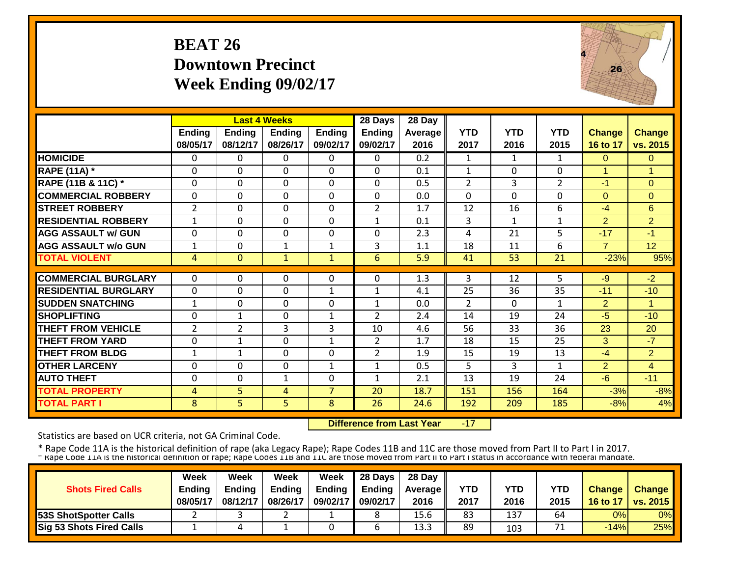# BEAT 26
## Downtown Precinct
## Week Ending 09/02/17

| | Last 4 Weeks | | | | 28 Days | 28 Day | | | | | |
|---|---|---|---|---|---|---|---|---|---|---|---|
| | Ending 08/05/17 | Ending 08/12/17 | Ending 08/26/17 | Ending 09/02/17 | Ending 09/02/17 | Average 2016 | YTD 2017 | YTD 2016 | YTD 2015 | Change 16 to 17 | Change vs. 2015 |
| HOMICIDE | 0 | 0 | 0 | 0 | 0 | 0.2 | 1 | 1 | 1 | 0 | 0 |
| RAPE (11A) * | 0 | 0 | 0 | 0 | 0 | 0.1 | 1 | 0 | 0 | 1 | 1 |
| RAPE (11B & 11C) * | 0 | 0 | 0 | 0 | 0 | 0.5 | 2 | 3 | 2 | -1 | 0 |
| COMMERCIAL ROBBERY | 0 | 0 | 0 | 0 | 0 | 0.0 | 0 | 0 | 0 | 0 | 0 |
| STREET ROBBERY | 2 | 0 | 0 | 0 | 2 | 1.7 | 12 | 16 | 6 | -4 | 6 |
| RESIDENTIAL ROBBERY | 1 | 0 | 0 | 0 | 1 | 0.1 | 3 | 1 | 1 | 2 | 2 |
| AGG ASSAULT w/ GUN | 0 | 0 | 0 | 0 | 0 | 2.3 | 4 | 21 | 5 | -17 | -1 |
| AGG ASSAULT w/o GUN | 1 | 0 | 1 | 1 | 3 | 1.1 | 18 | 11 | 6 | 7 | 12 |
| TOTAL VIOLENT | 4 | 0 | 1 | 1 | 6 | 5.9 | 41 | 53 | 21 | -23% | 95% |
| COMMERCIAL BURGLARY | 0 | 0 | 0 | 0 | 0 | 1.3 | 3 | 12 | 5 | -9 | -2 |
| RESIDENTIAL BURGLARY | 0 | 0 | 0 | 1 | 1 | 4.1 | 25 | 36 | 35 | -11 | -10 |
| SUDDEN SNATCHING | 1 | 0 | 0 | 0 | 1 | 0.0 | 2 | 0 | 1 | 2 | 1 |
| SHOPLIFTING | 0 | 1 | 0 | 1 | 2 | 2.4 | 14 | 19 | 24 | -5 | -10 |
| THEFT FROM VEHICLE | 2 | 2 | 3 | 3 | 10 | 4.6 | 56 | 33 | 36 | 23 | 20 |
| THEFT FROM YARD | 0 | 1 | 0 | 1 | 2 | 1.7 | 18 | 15 | 25 | 3 | -7 |
| THEFT FROM BLDG | 1 | 1 | 0 | 0 | 2 | 1.9 | 15 | 19 | 13 | -4 | 2 |
| OTHER LARCENY | 0 | 0 | 0 | 1 | 1 | 0.5 | 5 | 3 | 1 | 2 | 4 |
| AUTO THEFT | 0 | 0 | 1 | 0 | 1 | 2.1 | 13 | 19 | 24 | -6 | -11 |
| TOTAL PROPERTY | 4 | 5 | 4 | 7 | 20 | 18.7 | 151 | 156 | 164 | -3% | -8% |
| TOTAL PART I | 8 | 5 | 5 | 8 | 26 | 24.6 | 192 | 209 | 185 | -8% | 4% |

**Difference from Last Year** -17

Statistics are based on UCR criteria, not GA Criminal Code.

* Rape Code 11A is the historical definition of rape (aka Legacy Rape); Rape Codes 11B and 11C are those moved from Part II to Part I in 2017.

* Rape Code 11A is the historical definition of rape; Rape Codes 11B and 11C are those moved from Part II to Part I status in accordance with federal mandate.

| Shots Fired Calls | Week Ending 08/05/17 | Week Ending 08/12/17 | Week Ending 08/26/17 | Week Ending 09/02/17 | 28 Days Ending 09/02/17 | 28 Day Average 2016 | YTD 2017 | YTD 2016 | YTD 2015 | Change 16 to 17 | Change vs. 2015 |
|---|---|---|---|---|---|---|---|---|---|---|---|
| 53S ShotSpotter Calls | 2 | 3 | 2 | 1 | 8 | 15.6 | 83 | 137 | 64 | 0% | 0% |
| Sig 53 Shots Fired Calls | 1 | 4 | 1 | 0 | 6 | 13.3 | 89 | 103 | 71 | -14% | 25% |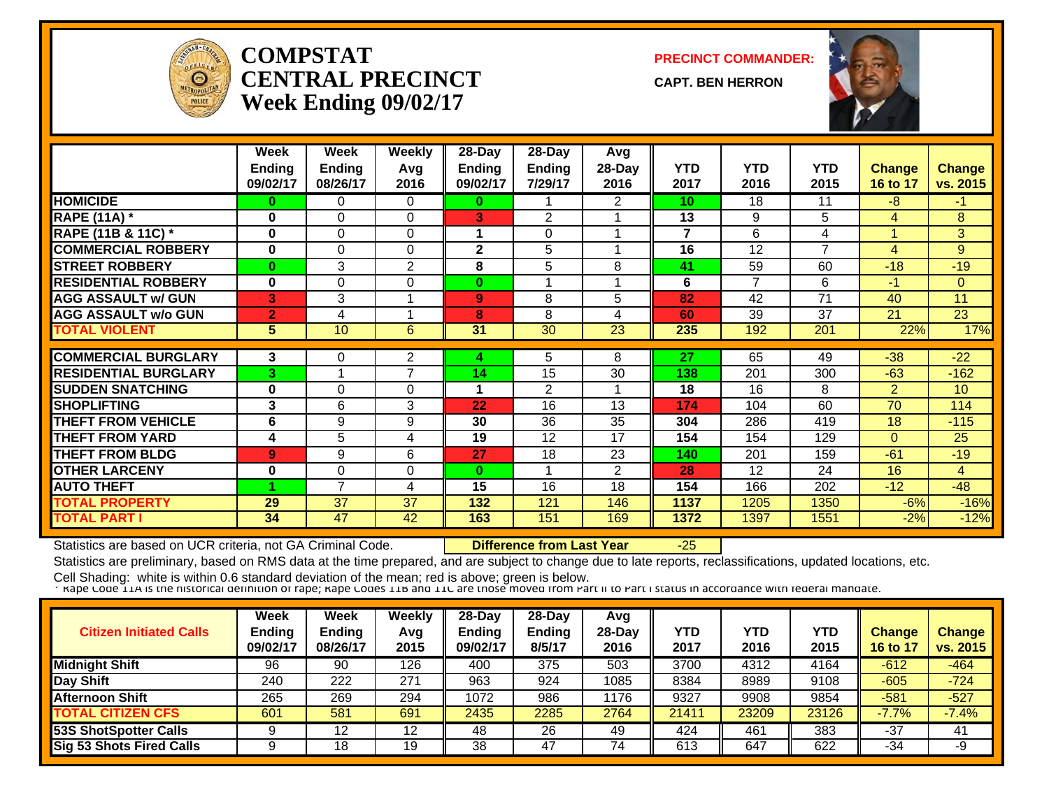# COMPSTAT CENTRAL PRECINCT
## Week Ending 09/02/17

**PRECINCT COMMANDER:**

**CAPT. BEN HERRON**

| | Week Ending 09/02/17 | Week Ending 08/26/17 | Weekly Avg 2016 | 28-Day Ending 09/02/17 | 28-Day Ending 7/29/17 | Avg 28-Day 2016 | YTD 2017 | YTD 2016 | YTD 2015 | Change 16 to 17 | Change vs. 2015 |
|---|---|---|---|---|---|---|---|---|---|---|---|
| **HOMICIDE** | 0 | 0 | 0 | 0 | 1 | 2 | 10 | 18 | 11 | -8 | -1 |
| **RAPE (11A) *** | 0 | 0 | 0 | 3 | 2 | 1 | 13 | 9 | 5 | 4 | 8 |
| **RAPE (11B & 11C) *** | 0 | 0 | 0 | 1 | 0 | 1 | 7 | 6 | 4 | 1 | 3 |
| **COMMERCIAL ROBBERY** | 0 | 0 | 0 | 2 | 5 | 1 | 16 | 12 | 7 | 4 | 9 |
| **STREET ROBBERY** | 0 | 3 | 2 | 8 | 5 | 8 | 41 | 59 | 60 | -18 | -19 |
| **RESIDENTIAL ROBBERY** | 0 | 0 | 0 | 0 | 1 | 1 | 6 | 7 | 6 | -1 | 0 |
| **AGG ASSAULT w/ GUN** | 3 | 3 | 1 | 9 | 8 | 5 | 82 | 42 | 71 | 40 | 11 |
| **AGG ASSAULT w/o GUN** | 2 | 4 | 1 | 8 | 8 | 4 | 60 | 39 | 37 | 21 | 23 |
| **TOTAL VIOLENT** | 5 | 10 | 6 | 31 | 30 | 23 | 235 | 192 | 201 | 22% | 17% |
| **COMMERCIAL BURGLARY** | 3 | 0 | 2 | 4 | 5 | 8 | 27 | 65 | 49 | -38 | -22 |
| **RESIDENTIAL BURGLARY** | 3 | 1 | 7 | 14 | 15 | 30 | 138 | 201 | 300 | -63 | -162 |
| **SUDDEN SNATCHING** | 0 | 0 | 0 | 1 | 2 | 1 | 18 | 16 | 8 | 2 | 10 |
| **SHOPLIFTING** | 3 | 6 | 3 | 22 | 16 | 13 | 174 | 104 | 60 | 70 | 114 |
| **THEFT FROM VEHICLE** | 6 | 9 | 9 | 30 | 36 | 35 | 304 | 286 | 419 | 18 | -115 |
| **THEFT FROM YARD** | 4 | 5 | 4 | 19 | 12 | 17 | 154 | 154 | 129 | 0 | 25 |
| **THEFT FROM BLDG** | 9 | 9 | 6 | 27 | 18 | 23 | 140 | 201 | 159 | -61 | -19 |
| **OTHER LARCENY** | 0 | 0 | 0 | 0 | 1 | 2 | 28 | 12 | 24 | 16 | 4 |
| **AUTO THEFT** | 1 | 7 | 4 | 15 | 16 | 18 | 154 | 166 | 202 | -12 | -48 |
| **TOTAL PROPERTY** | 29 | 37 | 37 | 132 | 121 | 146 | 1137 | 1205 | 1350 | -6% | -16% |
| **TOTAL PART I** | 34 | 47 | 42 | 163 | 151 | 169 | 1372 | 1397 | 1551 | -2% | -12% |

Statistics are based on UCR criteria, not GA Criminal Code. **Difference from Last Year** -25

Statistics are preliminary, based on RMS data at the time prepared, and are subject to change due to late reports, reclassifications, updated locations, etc.

Cell Shading: white is within 0.6 standard deviation of the mean; red is above; green is below.

* Rape Code 11A is the historical definition of rape; Rape Codes 11B and 11C are those moved from Part II to Part I status in accordance with federal mandate.

| Citizen Initiated Calls | Week Ending 09/02/17 | Week Ending 08/26/17 | Weekly Avg 2015 | 28-Day Ending 09/02/17 | 28-Day Ending 8/5/17 | Avg 28-Day 2016 | YTD 2017 | YTD 2016 | YTD 2015 | Change 16 to 17 | Change vs. 2015 |
|---|---|---|---|---|---|---|---|---|---|---|---|
| **Midnight Shift** | 96 | 90 | 126 | 400 | 375 | 503 | 3700 | 4312 | 4164 | -612 | -464 |
| **Day Shift** | 240 | 222 | 271 | 963 | 924 | 1085 | 8384 | 8989 | 9108 | -605 | -724 |
| **Afternoon Shift** | 265 | 269 | 294 | 1072 | 986 | 1176 | 9327 | 9908 | 9854 | -581 | -527 |
| **TOTAL CITIZEN CFS** | 601 | 581 | 691 | 2435 | 2285 | 2764 | 21411 | 23209 | 23126 | -7.7% | -7.4% |
| **53S ShotSpotter Calls** | 9 | 12 | 12 | 48 | 26 | 49 | 424 | 461 | 383 | -37 | 41 |
| **Sig 53 Shots Fired Calls** | 9 | 18 | 19 | 38 | 47 | 74 | 613 | 647 | 622 | -34 | -9 |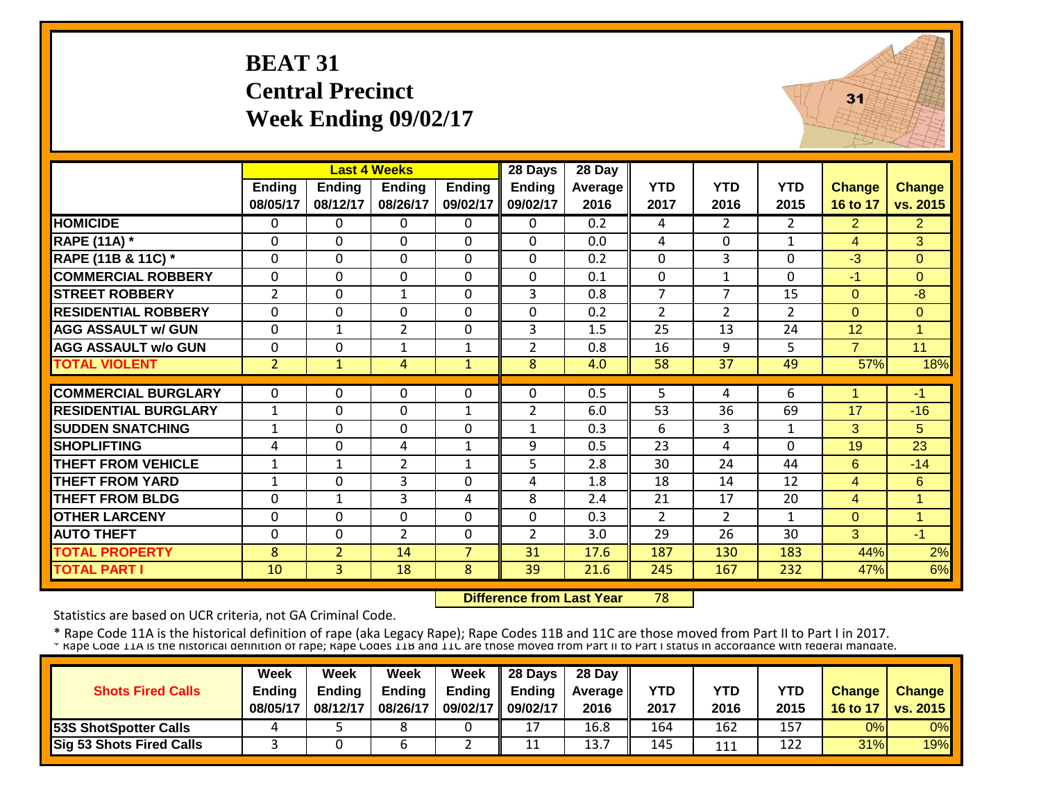# BEAT 31
## Central Precinct
## Week Ending 09/02/17

| | Last 4 Weeks | | | | 28 Days | 28 Day | | | | | |
|---|---|---|---|---|---|---|---|---|---|---|---|
| | Ending 08/05/17 | Ending 08/12/17 | Ending 08/26/17 | Ending 09/02/17 | Ending 09/02/17 | Average 2016 | YTD 2017 | YTD 2016 | YTD 2015 | Change 16 to 17 | Change vs. 2015 |
| **HOMICIDE** | 0 | 0 | 0 | 0 | 0 | 0.2 | 4 | 2 | 2 | 2 | 2 |
| **RAPE (11A) *** | 0 | 0 | 0 | 0 | 0 | 0.0 | 4 | 0 | 1 | 4 | 3 |
| **RAPE (11B & 11C) *** | 0 | 0 | 0 | 0 | 0 | 0.2 | 0 | 3 | 0 | -3 | 0 |
| **COMMERCIAL ROBBERY** | 0 | 0 | 0 | 0 | 0 | 0.1 | 0 | 1 | 0 | -1 | 0 |
| **STREET ROBBERY** | 2 | 0 | 1 | 0 | 3 | 0.8 | 7 | 7 | 15 | 0 | -8 |
| **RESIDENTIAL ROBBERY** | 0 | 0 | 0 | 0 | 0 | 0.2 | 2 | 2 | 2 | 0 | 0 |
| **AGG ASSAULT w/ GUN** | 0 | 1 | 2 | 0 | 3 | 1.5 | 25 | 13 | 24 | 12 | 1 |
| **AGG ASSAULT w/o GUN** | 0 | 0 | 1 | 1 | 2 | 0.8 | 16 | 9 | 5 | 7 | 11 |
| **TOTAL VIOLENT** | 2 | 1 | 4 | 1 | 8 | 4.0 | 58 | 37 | 49 | 57% | 18% |
| **COMMERCIAL BURGLARY** | 0 | 0 | 0 | 0 | 0 | 0.5 | 5 | 4 | 6 | 1 | -1 |
| **RESIDENTIAL BURGLARY** | 1 | 0 | 0 | 1 | 2 | 6.0 | 53 | 36 | 69 | 17 | -16 |
| **SUDDEN SNATCHING** | 1 | 0 | 0 | 0 | 1 | 0.3 | 6 | 3 | 1 | 3 | 5 |
| **SHOPLIFTING** | 4 | 0 | 4 | 1 | 9 | 0.5 | 23 | 4 | 0 | 19 | 23 |
| **THEFT FROM VEHICLE** | 1 | 1 | 2 | 1 | 5 | 2.8 | 30 | 24 | 44 | 6 | -14 |
| **THEFT FROM YARD** | 1 | 0 | 3 | 0 | 4 | 1.8 | 18 | 14 | 12 | 4 | 6 |
| **THEFT FROM BLDG** | 0 | 1 | 3 | 4 | 8 | 2.4 | 21 | 17 | 20 | 4 | 1 |
| **OTHER LARCENY** | 0 | 0 | 0 | 0 | 0 | 0.3 | 2 | 2 | 1 | 0 | 1 |
| **AUTO THEFT** | 0 | 0 | 2 | 0 | 2 | 3.0 | 29 | 26 | 30 | 3 | -1 |
| **TOTAL PROPERTY** | 8 | 2 | 14 | 7 | 31 | 17.6 | 187 | 130 | 183 | 44% | 2% |
| **TOTAL PART I** | 10 | 3 | 18 | 8 | 39 | 21.6 | 245 | 167 | 232 | 47% | 6% |

**Difference from Last Year** 78

Statistics are based on UCR criteria, not GA Criminal Code.

* Rape Code 11A is the historical definition of rape (aka Legacy Rape); Rape Codes 11B and 11C are those moved from Part II to Part I in 2017.
* Rape Code 11A is the historical definition of rape; Rape Codes 11B and 11C are those moved from Part II to Part I status in accordance with federal mandate.

| Shots Fired Calls | Week Ending 08/05/17 | Week Ending 08/12/17 | Week Ending 08/26/17 | Week Ending 09/02/17 | 28 Days Ending 09/02/17 | 28 Day Average 2016 | YTD 2017 | YTD 2016 | YTD 2015 | Change 16 to 17 | Change vs. 2015 |
|---|---|---|---|---|---|---|---|---|---|---|---|
| **53S ShotSpotter Calls** | 4 | 5 | 8 | 0 | 17 | 16.8 | 164 | 162 | 157 | 0% | 0% |
| **Sig 53 Shots Fired Calls** | 3 | 0 | 6 | 2 | 11 | 13.7 | 145 | 111 | 122 | 31% | 19% |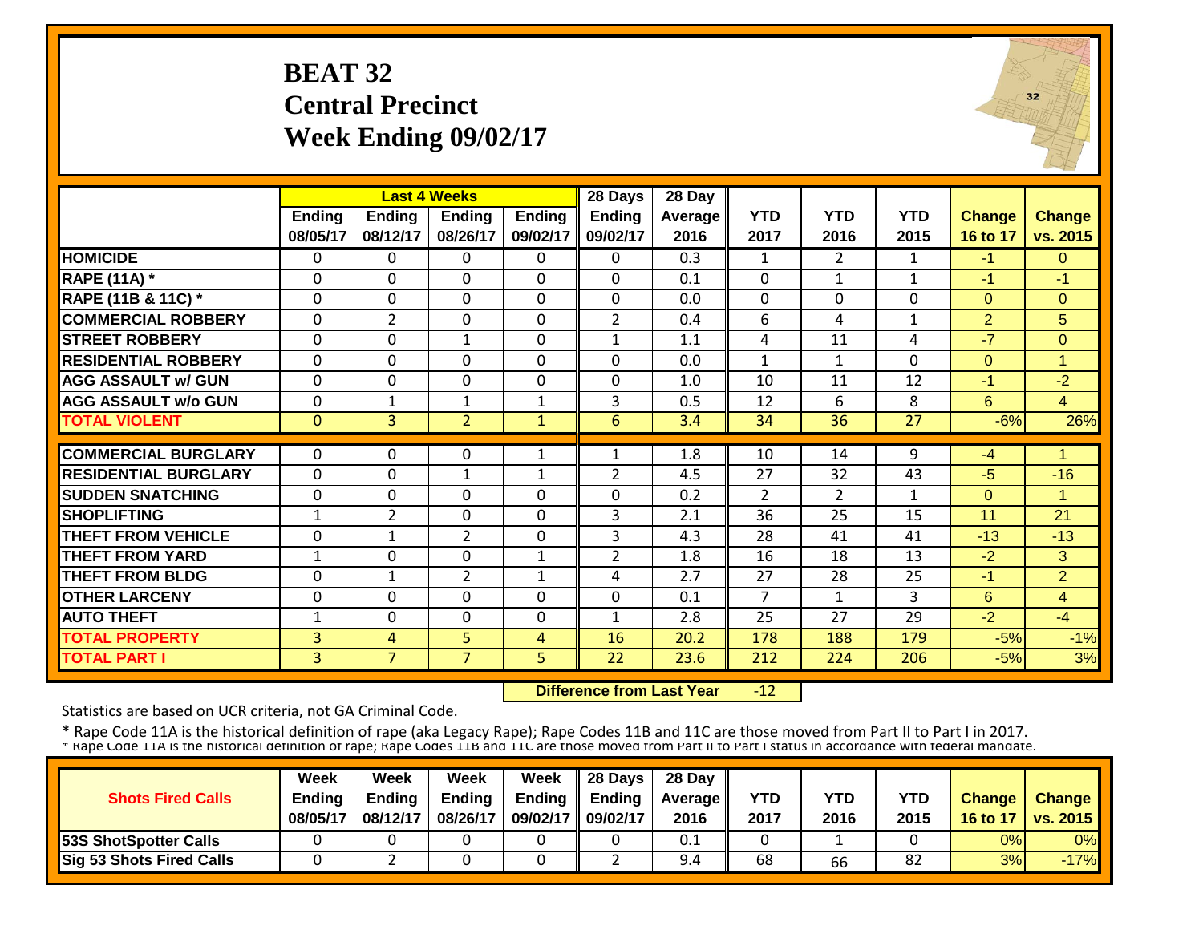# BEAT 32
# Central Precinct
# Week Ending 09/02/17

| | Last 4 Weeks | | | | 28 Days | 28 Day | | | | | |
|---|---|---|---|---|---|---|---|---|---|---|---|
| | Ending 08/05/17 | Ending 08/12/17 | Ending 08/26/17 | Ending 09/02/17 | Ending 09/02/17 | Average 2016 | YTD 2017 | YTD 2016 | YTD 2015 | Change 16 to 17 | Change vs. 2015 |
| **HOMICIDE** | 0 | 0 | 0 | 0 | 0 | 0.3 | 1 | 2 | 1 | -1 | 0 |
| **RAPE (11A) *** | 0 | 0 | 0 | 0 | 0 | 0.1 | 0 | 1 | 1 | -1 | -1 |
| **RAPE (11B & 11C) *** | 0 | 0 | 0 | 0 | 0 | 0.0 | 0 | 0 | 0 | 0 | 0 |
| **COMMERCIAL ROBBERY** | 0 | 2 | 0 | 0 | 2 | 0.4 | 6 | 4 | 1 | 2 | 5 |
| **STREET ROBBERY** | 0 | 0 | 1 | 0 | 1 | 1.1 | 4 | 11 | 4 | -7 | 0 |
| **RESIDENTIAL ROBBERY** | 0 | 0 | 0 | 0 | 0 | 0.0 | 1 | 1 | 0 | 0 | 1 |
| **AGG ASSAULT w/ GUN** | 0 | 0 | 0 | 0 | 0 | 1.0 | 10 | 11 | 12 | -1 | -2 |
| **AGG ASSAULT w/o GUN** | 0 | 1 | 1 | 1 | 3 | 0.5 | 12 | 6 | 8 | 6 | 4 |
| **TOTAL VIOLENT** | 0 | 3 | 2 | 1 | 6 | 3.4 | 34 | 36 | 27 | -6% | 26% |
| **COMMERCIAL BURGLARY** | 0 | 0 | 0 | 1 | 1 | 1.8 | 10 | 14 | 9 | -4 | 1 |
| **RESIDENTIAL BURGLARY** | 0 | 0 | 1 | 1 | 2 | 4.5 | 27 | 32 | 43 | -5 | -16 |
| **SUDDEN SNATCHING** | 0 | 0 | 0 | 0 | 0 | 0.2 | 2 | 2 | 1 | 0 | 1 |
| **SHOPLIFTING** | 1 | 2 | 0 | 0 | 3 | 2.1 | 36 | 25 | 15 | 11 | 21 |
| **THEFT FROM VEHICLE** | 0 | 1 | 2 | 0 | 3 | 4.3 | 28 | 41 | 41 | -13 | -13 |
| **THEFT FROM YARD** | 1 | 0 | 0 | 1 | 2 | 1.8 | 16 | 18 | 13 | -2 | 3 |
| **THEFT FROM BLDG** | 0 | 1 | 2 | 1 | 4 | 2.7 | 27 | 28 | 25 | -1 | 2 |
| **OTHER LARCENY** | 0 | 0 | 0 | 0 | 0 | 0.1 | 7 | 1 | 3 | 6 | 4 |
| **AUTO THEFT** | 1 | 0 | 0 | 0 | 1 | 2.8 | 25 | 27 | 29 | -2 | -4 |
| **TOTAL PROPERTY** | 3 | 4 | 5 | 4 | 16 | 20.2 | 178 | 188 | 179 | -5% | -1% |
| **TOTAL PART I** | 3 | 7 | 7 | 5 | 22 | 23.6 | 212 | 224 | 206 | -5% | 3% |

**Difference from Last Year** -12

Statistics are based on UCR criteria, not GA Criminal Code.

* Rape Code 11A is the historical definition of rape (aka Legacy Rape); Rape Codes 11B and 11C are those moved from Part II to Part I in 2017.
* Rape Code 11A is the historical definition of rape; Rape Codes 11B and 11C are those moved from Part II to Part I status in accordance with federal mandate.

| Shots Fired Calls | Week Ending 08/05/17 | Week Ending 08/12/17 | Week Ending 08/26/17 | Week Ending 09/02/17 | 28 Days Ending 09/02/17 | 28 Day Average 2016 | YTD 2017 | YTD 2016 | YTD 2015 | Change 16 to 17 | Change vs. 2015 |
|---|---|---|---|---|---|---|---|---|---|---|---|
| **53S ShotSpotter Calls** | 0 | 0 | 0 | 0 | 0 | 0.1 | 0 | 1 | 0 | 0% | 0% |
| **Sig 53 Shots Fired Calls** | 0 | 2 | 0 | 0 | 2 | 9.4 | 68 | 66 | 82 | 3% | -17% |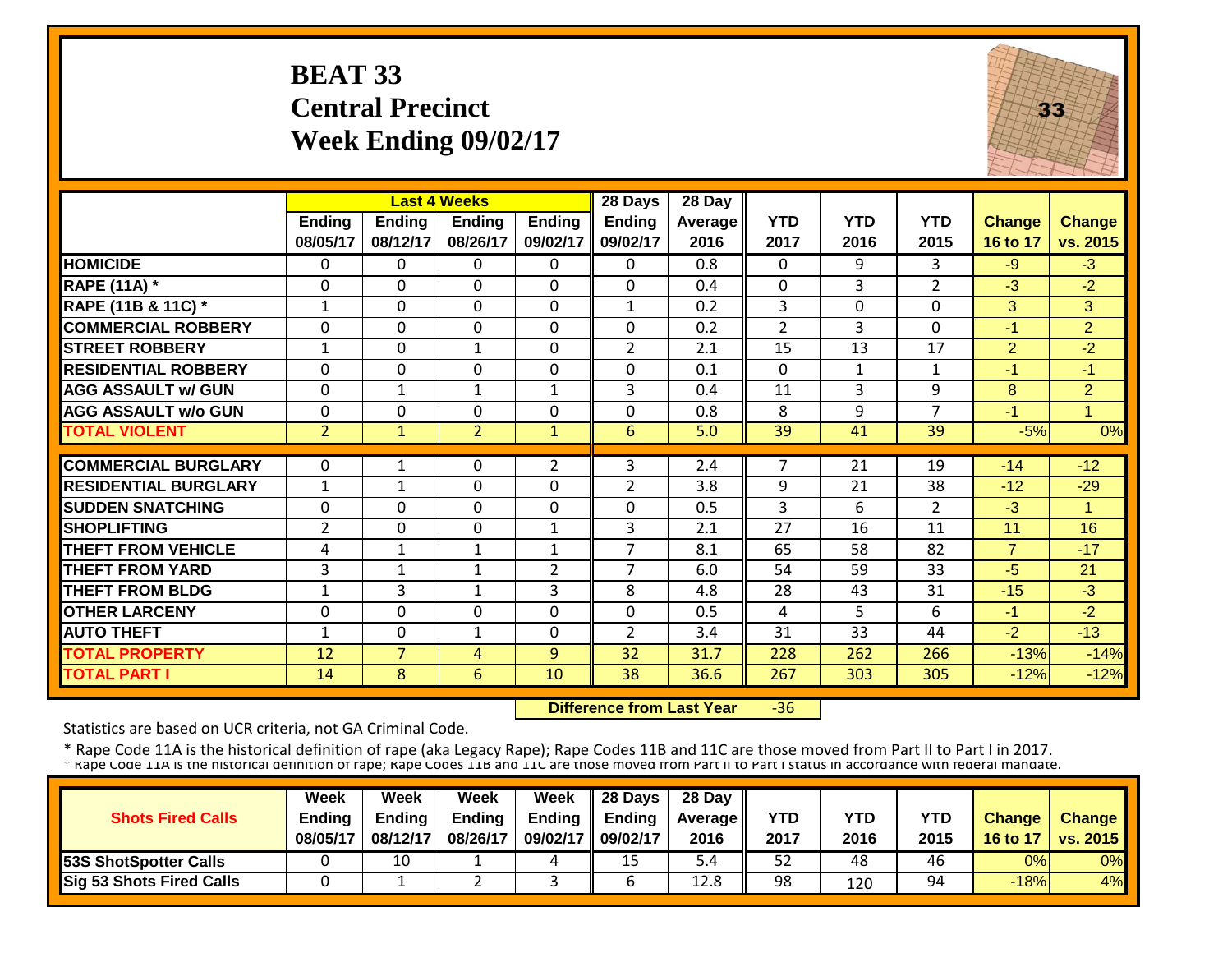# BEAT 33
## Central Precinct
## Week Ending 09/02/17

| | Last 4 Weeks | | | | 28 Days | 28 Day | | | | | |
|---|---|---|---|---|---|---|---|---|---|---|---|
| | Ending 08/05/17 | Ending 08/12/17 | Ending 08/26/17 | Ending 09/02/17 | Ending 09/02/17 | Average 2016 | YTD 2017 | YTD 2016 | YTD 2015 | Change 16 to 17 | Change vs. 2015 |
| HOMICIDE | 0 | 0 | 0 | 0 | 0 | 0.8 | 0 | 9 | 3 | -9 | -3 |
| RAPE (11A) * | 0 | 0 | 0 | 0 | 0 | 0.4 | 0 | 3 | 2 | -3 | -2 |
| RAPE (11B & 11C) * | 1 | 0 | 0 | 0 | 1 | 0.2 | 3 | 0 | 0 | 3 | 3 |
| COMMERCIAL ROBBERY | 0 | 0 | 0 | 0 | 0 | 0.2 | 2 | 3 | 0 | -1 | 2 |
| STREET ROBBERY | 1 | 0 | 1 | 0 | 2 | 2.1 | 15 | 13 | 17 | 2 | -2 |
| RESIDENTIAL ROBBERY | 0 | 0 | 0 | 0 | 0 | 0.1 | 0 | 1 | 1 | -1 | -1 |
| AGG ASSAULT w/ GUN | 0 | 1 | 1 | 1 | 3 | 0.4 | 11 | 3 | 9 | 8 | 2 |
| AGG ASSAULT w/o GUN | 0 | 0 | 0 | 0 | 0 | 0.8 | 8 | 9 | 7 | -1 | 1 |
| TOTAL VIOLENT | 2 | 1 | 2 | 1 | 6 | 5.0 | 39 | 41 | 39 | -5% | 0% |
| COMMERCIAL BURGLARY | 0 | 1 | 0 | 2 | 3 | 2.4 | 7 | 21 | 19 | -14 | -12 |
| RESIDENTIAL BURGLARY | 1 | 1 | 0 | 0 | 2 | 3.8 | 9 | 21 | 38 | -12 | -29 |
| SUDDEN SNATCHING | 0 | 0 | 0 | 0 | 0 | 0.5 | 3 | 6 | 2 | -3 | 1 |
| SHOPLIFTING | 2 | 0 | 0 | 1 | 3 | 2.1 | 27 | 16 | 11 | 11 | 16 |
| THEFT FROM VEHICLE | 4 | 1 | 1 | 1 | 7 | 8.1 | 65 | 58 | 82 | 7 | -17 |
| THEFT FROM YARD | 3 | 1 | 1 | 2 | 7 | 6.0 | 54 | 59 | 33 | -5 | 21 |
| THEFT FROM BLDG | 1 | 3 | 1 | 3 | 8 | 4.8 | 28 | 43 | 31 | -15 | -3 |
| OTHER LARCENY | 0 | 0 | 0 | 0 | 0 | 0.5 | 4 | 5 | 6 | -1 | -2 |
| AUTO THEFT | 1 | 0 | 1 | 0 | 2 | 3.4 | 31 | 33 | 44 | -2 | -13 |
| TOTAL PROPERTY | 12 | 7 | 4 | 9 | 32 | 31.7 | 228 | 262 | 266 | -13% | -14% |
| TOTAL PART I | 14 | 8 | 6 | 10 | 38 | 36.6 | 267 | 303 | 305 | -12% | -12% |

**Difference from Last Year** -36

Statistics are based on UCR criteria, not GA Criminal Code.

\* Rape Code 11A is the historical definition of rape (aka Legacy Rape); Rape Codes 11B and 11C are those moved from Part II to Part I in 2017.

\* Rape Code 11A is the historical definition of rape; Rape Codes 11B and 11C are those moved from Part II to Part I status in accordance with federal mandate.

| Shots Fired Calls | Week Ending 08/05/17 | Week Ending 08/12/17 | Week Ending 08/26/17 | Week Ending 09/02/17 | 28 Days Ending 09/02/17 | 28 Day Average 2016 | YTD 2017 | YTD 2016 | YTD 2015 | Change 16 to 17 | Change vs. 2015 |
|---|---|---|---|---|---|---|---|---|---|---|---|
| 53S ShotSpotter Calls | 0 | 10 | 1 | 4 | 15 | 5.4 | 52 | 48 | 46 | 0% | 0% |
| Sig 53 Shots Fired Calls | 0 | 1 | 2 | 3 | 6 | 12.8 | 98 | 120 | 94 | -18% | 4% |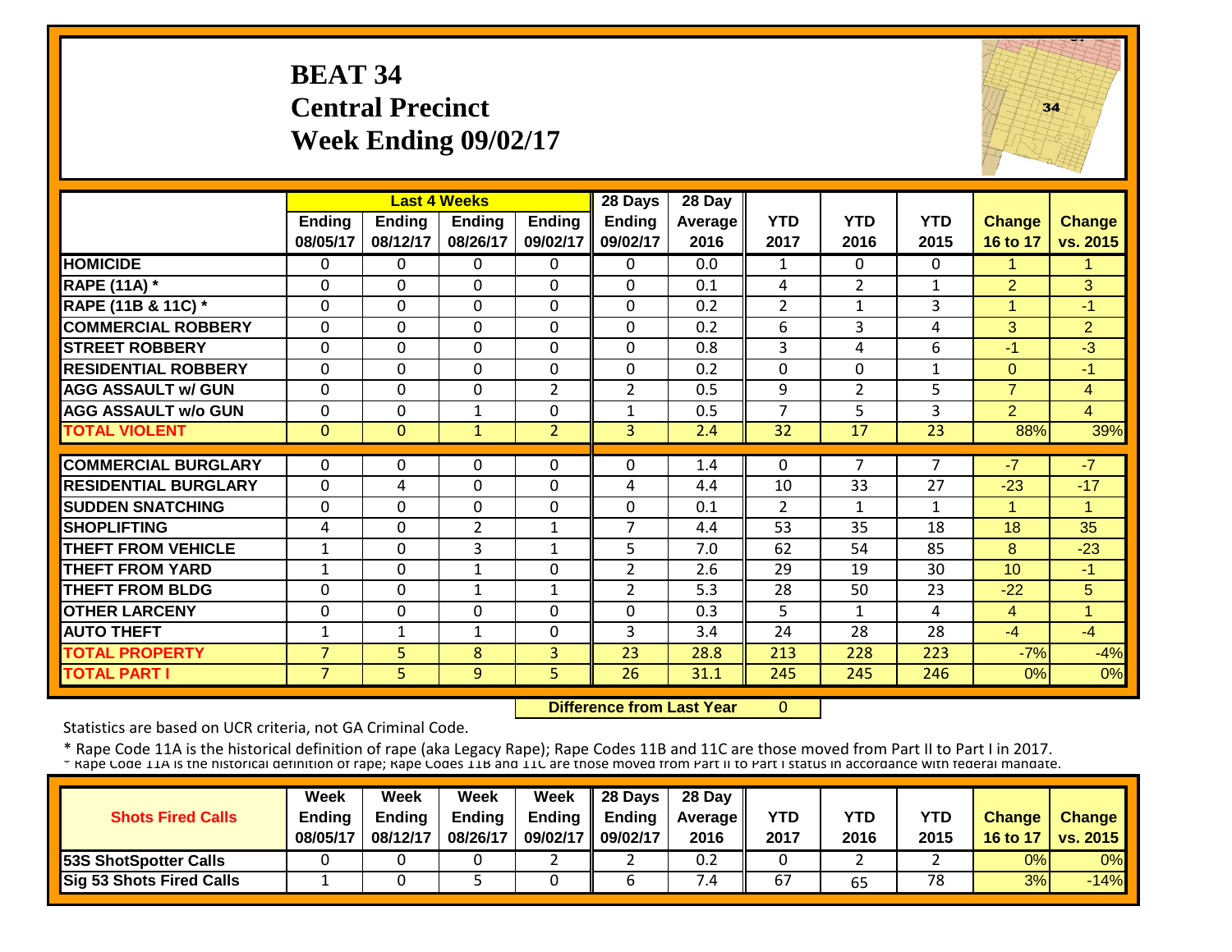# BEAT 34
## Central Precinct
## Week Ending 09/02/17

| | Last 4 Weeks | | | | 28 Days | 28 Day | | | | | |
|---|---|---|---|---|---|---|---|---|---|---|---|
| | Ending 08/05/17 | Ending 08/12/17 | Ending 08/26/17 | Ending 09/02/17 | Ending 09/02/17 | Average 2016 | YTD 2017 | YTD 2016 | YTD 2015 | Change 16 to 17 | Change vs. 2015 |
| HOMICIDE | 0 | 0 | 0 | 0 | 0 | 0.0 | 1 | 0 | 0 | 1 | 1 |
| RAPE (11A) * | 0 | 0 | 0 | 0 | 0 | 0.1 | 4 | 2 | 1 | 2 | 3 |
| RAPE (11B & 11C) * | 0 | 0 | 0 | 0 | 0 | 0.2 | 2 | 1 | 3 | 1 | -1 |
| COMMERCIAL ROBBERY | 0 | 0 | 0 | 0 | 0 | 0.2 | 6 | 3 | 4 | 3 | 2 |
| STREET ROBBERY | 0 | 0 | 0 | 0 | 0 | 0.8 | 3 | 4 | 6 | -1 | -3 |
| RESIDENTIAL ROBBERY | 0 | 0 | 0 | 0 | 0 | 0.2 | 0 | 0 | 1 | 0 | -1 |
| AGG ASSAULT w/ GUN | 0 | 0 | 0 | 2 | 2 | 0.5 | 9 | 2 | 5 | 7 | 4 |
| AGG ASSAULT w/o GUN | 0 | 0 | 1 | 0 | 1 | 0.5 | 7 | 5 | 3 | 2 | 4 |
| TOTAL VIOLENT | 0 | 0 | 1 | 2 | 3 | 2.4 | 32 | 17 | 23 | 88% | 39% |
| COMMERCIAL BURGLARY | 0 | 0 | 0 | 0 | 0 | 1.4 | 0 | 7 | 7 | -7 | -7 |
| RESIDENTIAL BURGLARY | 0 | 4 | 0 | 0 | 4 | 4.4 | 10 | 33 | 27 | -23 | -17 |
| SUDDEN SNATCHING | 0 | 0 | 0 | 0 | 0 | 0.1 | 2 | 1 | 1 | 1 | 1 |
| SHOPLIFTING | 4 | 0 | 2 | 1 | 7 | 4.4 | 53 | 35 | 18 | 18 | 35 |
| THEFT FROM VEHICLE | 1 | 0 | 3 | 1 | 5 | 7.0 | 62 | 54 | 85 | 8 | -23 |
| THEFT FROM YARD | 1 | 0 | 1 | 0 | 2 | 2.6 | 29 | 19 | 30 | 10 | -1 |
| THEFT FROM BLDG | 0 | 0 | 1 | 1 | 2 | 5.3 | 28 | 50 | 23 | -22 | 5 |
| OTHER LARCENY | 0 | 0 | 0 | 0 | 0 | 0.3 | 5 | 1 | 4 | 4 | 1 |
| AUTO THEFT | 1 | 1 | 1 | 0 | 3 | 3.4 | 24 | 28 | 28 | -4 | -4 |
| TOTAL PROPERTY | 7 | 5 | 8 | 3 | 23 | 28.8 | 213 | 228 | 223 | -7% | -4% |
| TOTAL PART I | 7 | 5 | 9 | 5 | 26 | 31.1 | 245 | 245 | 246 | 0% | 0% |

**Difference from Last Year** 0

Statistics are based on UCR criteria, not GA Criminal Code.

* Rape Code 11A is the historical definition of rape (aka Legacy Rape); Rape Codes 11B and 11C are those moved from Part II to Part I in 2017.
* Rape Code 11A is the historical definition of rape; Rape Codes 11B and 11C are those moved from Part II to Part I status in accordance with federal mandate.

| Shots Fired Calls | Week Ending 08/05/17 | Week Ending 08/12/17 | Week Ending 08/26/17 | Week Ending 09/02/17 | 28 Days Ending 09/02/17 | 28 Day Average 2016 | YTD 2017 | YTD 2016 | YTD 2015 | Change 16 to 17 | Change vs. 2015 |
|---|---|---|---|---|---|---|---|---|---|---|---|
| 53S ShotSpotter Calls | 0 | 0 | 0 | 2 | 2 | 0.2 | 0 | 2 | 2 | 0% | 0% |
| Sig 53 Shots Fired Calls | 1 | 0 | 5 | 0 | 6 | 7.4 | 67 | 65 | 78 | 3% | -14% |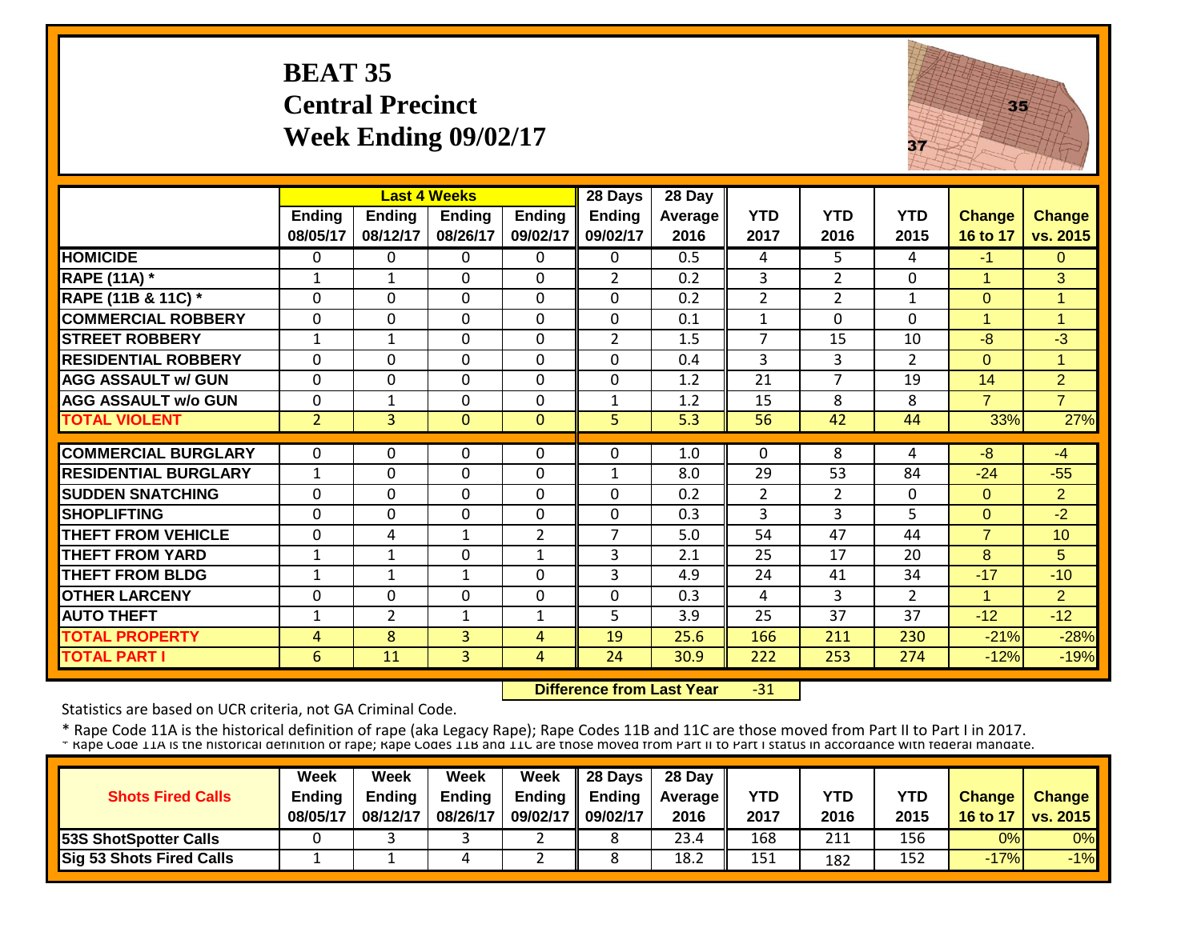# BEAT 35
# Central Precinct
# Week Ending 09/02/17

| | Last 4 Weeks | | | | 28 Days | 28 Day | | | | | |
|---|---|---|---|---|---|---|---|---|---|---|---|
| | Ending 08/05/17 | Ending 08/12/17 | Ending 08/26/17 | Ending 09/02/17 | Ending 09/02/17 | Average 2016 | YTD 2017 | YTD 2016 | YTD 2015 | Change 16 to 17 | Change vs. 2015 |
| HOMICIDE | 0 | 0 | 0 | 0 | 0 | 0.5 | 4 | 5 | 4 | -1 | 0 |
| RAPE (11A) * | 1 | 1 | 0 | 0 | 2 | 0.2 | 3 | 2 | 0 | 1 | 3 |
| RAPE (11B & 11C) * | 0 | 0 | 0 | 0 | 0 | 0.2 | 2 | 2 | 1 | 0 | 1 |
| COMMERCIAL ROBBERY | 0 | 0 | 0 | 0 | 0 | 0.1 | 1 | 0 | 0 | 1 | 1 |
| STREET ROBBERY | 1 | 1 | 0 | 0 | 2 | 1.5 | 7 | 15 | 10 | -8 | -3 |
| RESIDENTIAL ROBBERY | 0 | 0 | 0 | 0 | 0 | 0.4 | 3 | 3 | 2 | 0 | 1 |
| AGG ASSAULT w/ GUN | 0 | 0 | 0 | 0 | 0 | 1.2 | 21 | 7 | 19 | 14 | 2 |
| AGG ASSAULT w/o GUN | 0 | 1 | 0 | 0 | 1 | 1.2 | 15 | 8 | 8 | 7 | 7 |
| TOTAL VIOLENT | 2 | 3 | 0 | 0 | 5 | 5.3 | 56 | 42 | 44 | 33% | 27% |
| COMMERCIAL BURGLARY | 0 | 0 | 0 | 0 | 0 | 1.0 | 0 | 8 | 4 | -8 | -4 |
| RESIDENTIAL BURGLARY | 1 | 0 | 0 | 0 | 1 | 8.0 | 29 | 53 | 84 | -24 | -55 |
| SUDDEN SNATCHING | 0 | 0 | 0 | 0 | 0 | 0.2 | 2 | 2 | 0 | 0 | 2 |
| SHOPLIFTING | 0 | 0 | 0 | 0 | 0 | 0.3 | 3 | 3 | 5 | 0 | -2 |
| THEFT FROM VEHICLE | 0 | 4 | 1 | 2 | 7 | 5.0 | 54 | 47 | 44 | 7 | 10 |
| THEFT FROM YARD | 1 | 1 | 0 | 1 | 3 | 2.1 | 25 | 17 | 20 | 8 | 5 |
| THEFT FROM BLDG | 1 | 1 | 1 | 0 | 3 | 4.9 | 24 | 41 | 34 | -17 | -10 |
| OTHER LARCENY | 0 | 0 | 0 | 0 | 0 | 0.3 | 4 | 3 | 2 | 1 | 2 |
| AUTO THEFT | 1 | 2 | 1 | 1 | 5 | 3.9 | 25 | 37 | 37 | -12 | -12 |
| TOTAL PROPERTY | 4 | 8 | 3 | 4 | 19 | 25.6 | 166 | 211 | 230 | -21% | -28% |
| TOTAL PART I | 6 | 11 | 3 | 4 | 24 | 30.9 | 222 | 253 | 274 | -12% | -19% |

**Difference from Last Year** -31

Statistics are based on UCR criteria, not GA Criminal Code.

* Rape Code 11A is the historical definition of rape (aka Legacy Rape); Rape Codes 11B and 11C are those moved from Part II to Part I in 2017.
* Rape Code 11A is the historical definition of rape; Rape Codes 11B and 11C are those moved from Part II to Part I status in accordance with federal mandate.

| Shots Fired Calls | Week Ending 08/05/17 | Week Ending 08/12/17 | Week Ending 08/26/17 | Week Ending 09/02/17 | 28 Days Ending 09/02/17 | 28 Day Average 2016 | YTD 2017 | YTD 2016 | YTD 2015 | Change 16 to 17 | Change vs. 2015 |
|---|---|---|---|---|---|---|---|---|---|---|---|
| 53S ShotSpotter Calls | 0 | 3 | 3 | 2 | 8 | 23.4 | 168 | 211 | 156 | 0% | 0% |
| Sig 53 Shots Fired Calls | 1 | 1 | 4 | 2 | 8 | 18.2 | 151 | 182 | 152 | -17% | -1% |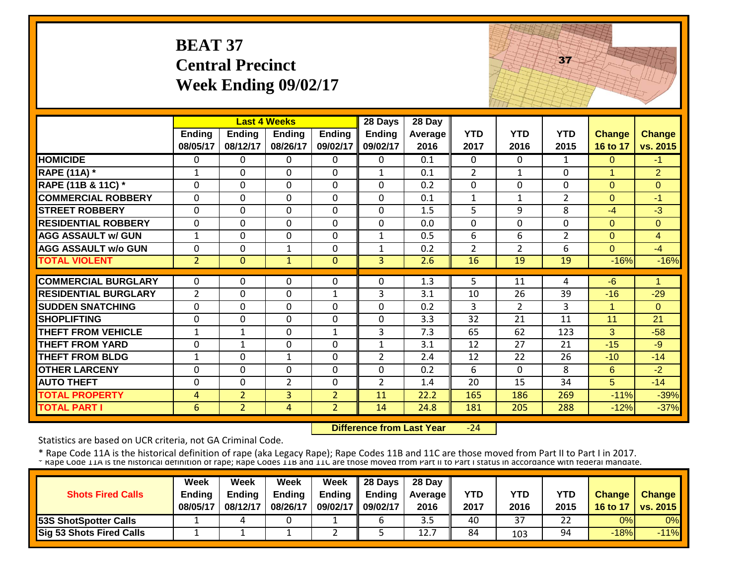# BEAT 37
## Central Precinct
## Week Ending 09/02/17

| | Last 4 Weeks | | | | 28 Days | 28 Day | | | | | |
|---|---|---|---|---|---|---|---|---|---|---|---|
| | Ending 08/05/17 | Ending 08/12/17 | Ending 08/26/17 | Ending 09/02/17 | Ending 09/02/17 | Average 2016 | YTD 2017 | YTD 2016 | YTD 2015 | Change 16 to 17 | Change vs. 2015 |
| HOMICIDE | 0 | 0 | 0 | 0 | 0 | 0.1 | 0 | 0 | 1 | 0 | -1 |
| RAPE (11A) * | 1 | 0 | 0 | 0 | 1 | 0.1 | 2 | 1 | 0 | 1 | 2 |
| RAPE (11B & 11C) * | 0 | 0 | 0 | 0 | 0 | 0.2 | 0 | 0 | 0 | 0 | 0 |
| COMMERCIAL ROBBERY | 0 | 0 | 0 | 0 | 0 | 0.1 | 1 | 1 | 2 | 0 | -1 |
| STREET ROBBERY | 0 | 0 | 0 | 0 | 0 | 1.5 | 5 | 9 | 8 | -4 | -3 |
| RESIDENTIAL ROBBERY | 0 | 0 | 0 | 0 | 0 | 0.0 | 0 | 0 | 0 | 0 | 0 |
| AGG ASSAULT w/ GUN | 1 | 0 | 0 | 0 | 1 | 0.5 | 6 | 6 | 2 | 0 | 4 |
| AGG ASSAULT w/o GUN | 0 | 0 | 1 | 0 | 1 | 0.2 | 2 | 2 | 6 | 0 | -4 |
| TOTAL VIOLENT | 2 | 0 | 1 | 0 | 3 | 2.6 | 16 | 19 | 19 | -16% | -16% |
| COMMERCIAL BURGLARY | 0 | 0 | 0 | 0 | 0 | 1.3 | 5 | 11 | 4 | -6 | 1 |
| RESIDENTIAL BURGLARY | 2 | 0 | 0 | 1 | 3 | 3.1 | 10 | 26 | 39 | -16 | -29 |
| SUDDEN SNATCHING | 0 | 0 | 0 | 0 | 0 | 0.2 | 3 | 2 | 3 | 1 | 0 |
| SHOPLIFTING | 0 | 0 | 0 | 0 | 0 | 3.3 | 32 | 21 | 11 | 11 | 21 |
| THEFT FROM VEHICLE | 1 | 1 | 0 | 1 | 3 | 7.3 | 65 | 62 | 123 | 3 | -58 |
| THEFT FROM YARD | 0 | 1 | 0 | 0 | 1 | 3.1 | 12 | 27 | 21 | -15 | -9 |
| THEFT FROM BLDG | 1 | 0 | 1 | 0 | 2 | 2.4 | 12 | 22 | 26 | -10 | -14 |
| OTHER LARCENY | 0 | 0 | 0 | 0 | 0 | 0.2 | 6 | 0 | 8 | 6 | -2 |
| AUTO THEFT | 0 | 0 | 2 | 0 | 2 | 1.4 | 20 | 15 | 34 | 5 | -14 |
| TOTAL PROPERTY | 4 | 2 | 3 | 2 | 11 | 22.2 | 165 | 186 | 269 | -11% | -39% |
| TOTAL PART I | 6 | 2 | 4 | 2 | 14 | 24.8 | 181 | 205 | 288 | -12% | -37% |

**Difference from Last Year** -24

Statistics are based on UCR criteria, not GA Criminal Code.

\* Rape Code 11A is the historical definition of rape (aka Legacy Rape); Rape Codes 11B and 11C are those moved from Part II to Part I in 2017.
\* Rape Code 11A is the historical definition of rape; Rape Codes 11B and 11C are those moved from Part II to Part I status in accordance with federal mandate.

| Shots Fired Calls | Week Ending 08/05/17 | Week Ending 08/12/17 | Week Ending 08/26/17 | Week Ending 09/02/17 | 28 Days Ending 09/02/17 | 28 Day Average 2016 | YTD 2017 | YTD 2016 | YTD 2015 | Change 16 to 17 | Change vs. 2015 |
|---|---|---|---|---|---|---|---|---|---|---|---|
| 53S ShotSpotter Calls | 1 | 4 | 0 | 1 | 6 | 3.5 | 40 | 37 | 22 | 0% | 0% |
| Sig 53 Shots Fired Calls | 1 | 1 | 1 | 2 | 5 | 12.7 | 84 | 103 | 94 | -18% | -11% |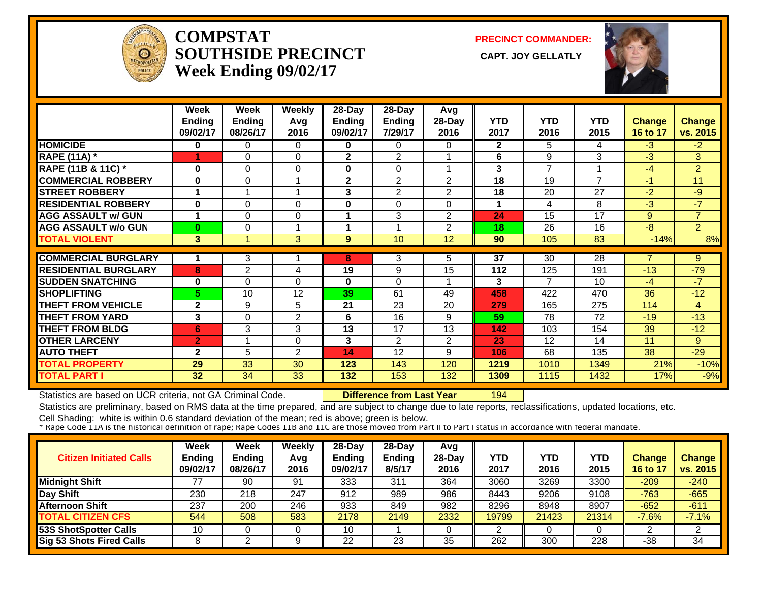# COMPSTAT SOUTHSIDE PRECINCT Week Ending 09/02/17

**PRECINCT COMMANDER:**

**CAPT. JOY GELLATLY**

| | Week Ending 09/02/17 | Week Ending 08/26/17 | Weekly Avg 2016 | 28-Day Ending 09/02/17 | 28-Day Ending 7/29/17 | Avg 28-Day 2016 | YTD 2017 | YTD 2016 | YTD 2015 | Change 16 to 17 | Change vs. 2015 |
|---|---|---|---|---|---|---|---|---|---|---|---|
| HOMICIDE | 0 | 0 | 0 | 0 | 0 | 0 | 2 | 5 | 4 | -3 | -2 |
| RAPE (11A) * | 1 | 0 | 0 | 2 | 2 | 1 | 6 | 9 | 3 | -3 | 3 |
| RAPE (11B & 11C) * | 0 | 0 | 0 | 0 | 0 | 1 | 3 | 7 | 1 | -4 | 2 |
| COMMERCIAL ROBBERY | 0 | 0 | 1 | 2 | 2 | 2 | 18 | 19 | 7 | -1 | 11 |
| STREET ROBBERY | 1 | 1 | 1 | 3 | 2 | 2 | 18 | 20 | 27 | -2 | -9 |
| RESIDENTIAL ROBBERY | 0 | 0 | 0 | 0 | 0 | 0 | 1 | 4 | 8 | -3 | -7 |
| AGG ASSAULT w/ GUN | 1 | 0 | 0 | 1 | 3 | 2 | 24 | 15 | 17 | 9 | 7 |
| AGG ASSAULT w/o GUN | 0 | 0 | 1 | 1 | 1 | 2 | 18 | 26 | 16 | -8 | 2 |
| TOTAL VIOLENT | 3 | 1 | 3 | 9 | 10 | 12 | 90 | 105 | 83 | -14% | 8% |
| COMMERCIAL BURGLARY | 1 | 3 | 1 | 8 | 3 | 5 | 37 | 30 | 28 | 7 | 9 |
| RESIDENTIAL BURGLARY | 8 | 2 | 4 | 19 | 9 | 15 | 112 | 125 | 191 | -13 | -79 |
| SUDDEN SNATCHING | 0 | 0 | 0 | 0 | 0 | 1 | 3 | 7 | 10 | -4 | -7 |
| SHOPLIFTING | 5 | 10 | 12 | 39 | 61 | 49 | 458 | 422 | 470 | 36 | -12 |
| THEFT FROM VEHICLE | 2 | 9 | 5 | 21 | 23 | 20 | 279 | 165 | 275 | 114 | 4 |
| THEFT FROM YARD | 3 | 0 | 2 | 6 | 16 | 9 | 59 | 78 | 72 | -19 | -13 |
| THEFT FROM BLDG | 6 | 3 | 3 | 13 | 17 | 13 | 142 | 103 | 154 | 39 | -12 |
| OTHER LARCENY | 2 | 1 | 0 | 3 | 2 | 2 | 23 | 12 | 14 | 11 | 9 |
| AUTO THEFT | 2 | 5 | 2 | 14 | 12 | 9 | 106 | 68 | 135 | 38 | -29 |
| TOTAL PROPERTY | 29 | 33 | 30 | 123 | 143 | 120 | 1219 | 1010 | 1349 | 21% | -10% |
| TOTAL PART I | 32 | 34 | 33 | 132 | 153 | 132 | 1309 | 1115 | 1432 | 17% | -9% |

Statistics are based on UCR criteria, not GA Criminal Code. **Difference from Last Year** 194

Statistics are preliminary, based on RMS data at the time prepared, and are subject to change due to late reports, reclassifications, updated locations, etc.

Cell Shading: white is within 0.6 standard deviation of the mean; red is above; green is below.

* Rape Code 11A is the historical definition of rape; Rape Codes 11B and 11C are those moved from Part II to Part I status in accordance with federal mandate.

| Citizen Initiated Calls | Week Ending 09/02/17 | Week Ending 08/26/17 | Weekly Avg 2016 | 28-Day Ending 09/02/17 | 28-Day Ending 8/5/17 | Avg 28-Day 2016 | YTD 2017 | YTD 2016 | YTD 2015 | Change 16 to 17 | Change vs. 2015 |
|---|---|---|---|---|---|---|---|---|---|---|---|
| Midnight Shift | 77 | 90 | 91 | 333 | 311 | 364 | 3060 | 3269 | 3300 | -209 | -240 |
| Day Shift | 230 | 218 | 247 | 912 | 989 | 986 | 8443 | 9206 | 9108 | -763 | -665 |
| Afternoon Shift | 237 | 200 | 246 | 933 | 849 | 982 | 8296 | 8948 | 8907 | -652 | -611 |
| TOTAL CITIZEN CFS | 544 | 508 | 583 | 2178 | 2149 | 2332 | 19799 | 21423 | 21314 | -7.6% | -7.1% |
| 53S ShotSpotter Calls | 10 | 0 | 0 | 10 | 1 | 0 | 2 | 0 | 0 | 2 | 2 |
| Sig 53 Shots Fired Calls | 8 | 2 | 9 | 22 | 23 | 35 | 262 | 300 | 228 | -38 | 34 |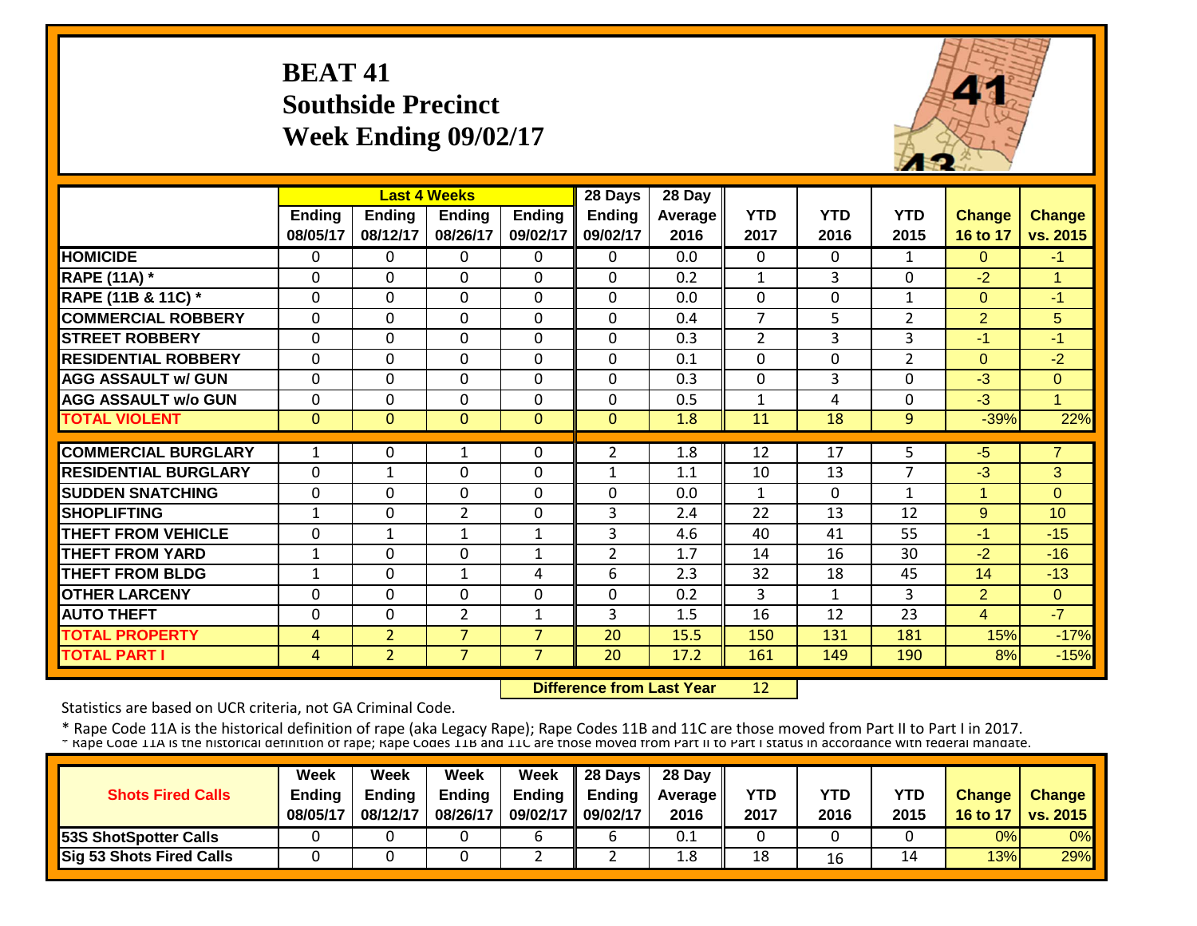# BEAT 41
## Southside Precinct
## Week Ending 09/02/17

| | Last 4 Weeks | | | | 28 Days | 28 Day | | | | | |
|---|---|---|---|---|---|---|---|---|---|---|---|
| | Ending 08/05/17 | Ending 08/12/17 | Ending 08/26/17 | Ending 09/02/17 | Ending 09/02/17 | Average 2016 | YTD 2017 | YTD 2016 | YTD 2015 | Change 16 to 17 | Change vs. 2015 |
| HOMICIDE | 0 | 0 | 0 | 0 | 0 | 0.0 | 0 | 0 | 1 | 0 | -1 |
| RAPE (11A) * | 0 | 0 | 0 | 0 | 0 | 0.2 | 1 | 3 | 0 | -2 | 1 |
| RAPE (11B & 11C) * | 0 | 0 | 0 | 0 | 0 | 0.0 | 0 | 0 | 1 | 0 | -1 |
| COMMERCIAL ROBBERY | 0 | 0 | 0 | 0 | 0 | 0.4 | 7 | 5 | 2 | 2 | 5 |
| STREET ROBBERY | 0 | 0 | 0 | 0 | 0 | 0.3 | 2 | 3 | 3 | -1 | -1 |
| RESIDENTIAL ROBBERY | 0 | 0 | 0 | 0 | 0 | 0.1 | 0 | 0 | 2 | 0 | -2 |
| AGG ASSAULT w/ GUN | 0 | 0 | 0 | 0 | 0 | 0.3 | 0 | 3 | 0 | -3 | 0 |
| AGG ASSAULT w/o GUN | 0 | 0 | 0 | 0 | 0 | 0.5 | 1 | 4 | 0 | -3 | 1 |
| TOTAL VIOLENT | 0 | 0 | 0 | 0 | 0 | 1.8 | 11 | 18 | 9 | -39% | 22% |
| COMMERCIAL BURGLARY | 1 | 0 | 1 | 0 | 2 | 1.8 | 12 | 17 | 5 | -5 | 7 |
| RESIDENTIAL BURGLARY | 0 | 1 | 0 | 0 | 1 | 1.1 | 10 | 13 | 7 | -3 | 3 |
| SUDDEN SNATCHING | 0 | 0 | 0 | 0 | 0 | 0.0 | 1 | 0 | 1 | 1 | 0 |
| SHOPLIFTING | 1 | 0 | 2 | 0 | 3 | 2.4 | 22 | 13 | 12 | 9 | 10 |
| THEFT FROM VEHICLE | 0 | 1 | 1 | 1 | 3 | 4.6 | 40 | 41 | 55 | -1 | -15 |
| THEFT FROM YARD | 1 | 0 | 0 | 1 | 2 | 1.7 | 14 | 16 | 30 | -2 | -16 |
| THEFT FROM BLDG | 1 | 0 | 1 | 4 | 6 | 2.3 | 32 | 18 | 45 | 14 | -13 |
| OTHER LARCENY | 0 | 0 | 0 | 0 | 0 | 0.2 | 3 | 1 | 3 | 2 | 0 |
| AUTO THEFT | 0 | 0 | 2 | 1 | 3 | 1.5 | 16 | 12 | 23 | 4 | -7 |
| TOTAL PROPERTY | 4 | 2 | 7 | 7 | 20 | 15.5 | 150 | 131 | 181 | 15% | -17% |
| TOTAL PART I | 4 | 2 | 7 | 7 | 20 | 17.2 | 161 | 149 | 190 | 8% | -15% |

**Difference from Last Year** 12

Statistics are based on UCR criteria, not GA Criminal Code.

* Rape Code 11A is the historical definition of rape (aka Legacy Rape); Rape Codes 11B and 11C are those moved from Part II to Part I in 2017.
* Rape Code 11A is the historical definition of rape; Rape Codes 11B and 11C are those moved from Part II to Part I status in accordance with federal mandate.

| Shots Fired Calls | Week Ending 08/05/17 | Week Ending 08/12/17 | Week Ending 08/26/17 | Week Ending 09/02/17 | 28 Days Ending 09/02/17 | 28 Day Average 2016 | YTD 2017 | YTD 2016 | YTD 2015 | Change 16 to 17 | Change vs. 2015 |
|---|---|---|---|---|---|---|---|---|---|---|---|
| 53S ShotSpotter Calls | 0 | 0 | 0 | 6 | 6 | 0.1 | 0 | 0 | 0 | 0% | 0% |
| Sig 53 Shots Fired Calls | 0 | 0 | 0 | 2 | 2 | 1.8 | 18 | 16 | 14 | 13% | 29% |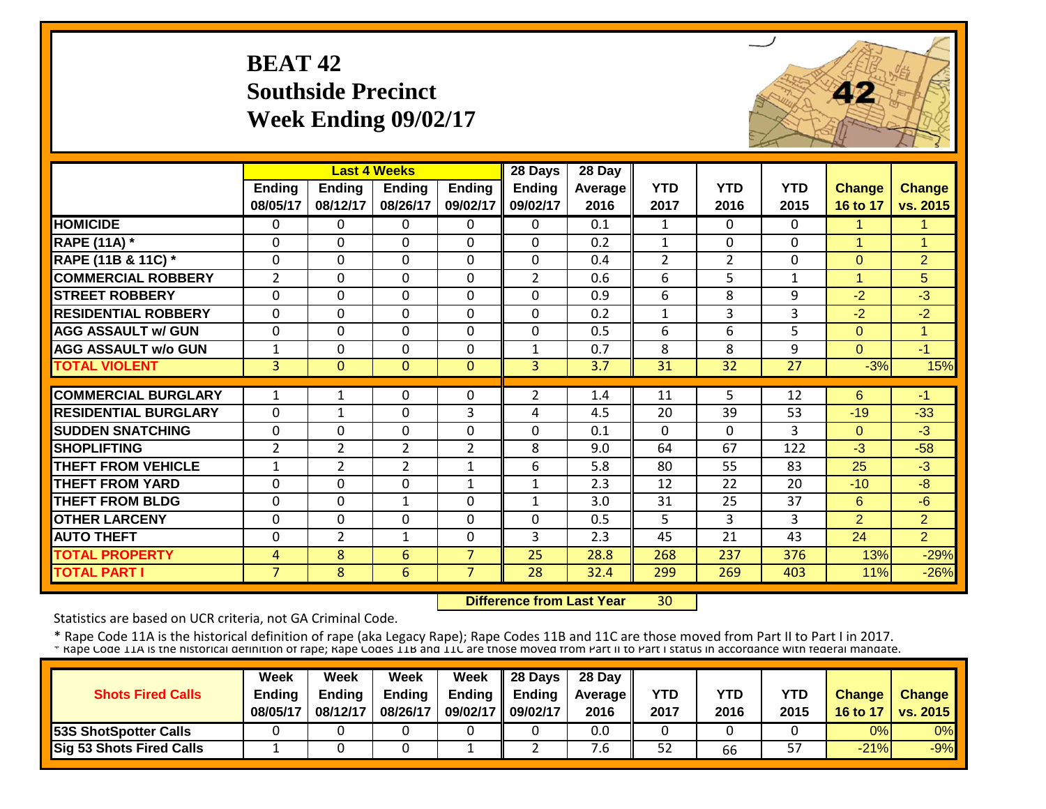# BEAT 42
## Southside Precinct
## Week Ending 09/02/17

| | Last 4 Weeks | | | | 28 Days | 28 Day | | | | | |
|---|---|---|---|---|---|---|---|---|---|---|---|
| | Ending 08/05/17 | Ending 08/12/17 | Ending 08/26/17 | Ending 09/02/17 | Ending 09/02/17 | Average 2016 | YTD 2017 | YTD 2016 | YTD 2015 | Change 16 to 17 | Change vs. 2015 |
| **HOMICIDE** | 0 | 0 | 0 | 0 | 0 | 0.1 | 1 | 0 | 0 | 1 | 1 |
| **RAPE (11A) *** | 0 | 0 | 0 | 0 | 0 | 0.2 | 1 | 0 | 0 | 1 | 1 |
| **RAPE (11B & 11C) *** | 0 | 0 | 0 | 0 | 0 | 0.4 | 2 | 2 | 0 | 0 | 2 |
| **COMMERCIAL ROBBERY** | 2 | 0 | 0 | 0 | 2 | 0.6 | 6 | 5 | 1 | 1 | 5 |
| **STREET ROBBERY** | 0 | 0 | 0 | 0 | 0 | 0.9 | 6 | 8 | 9 | -2 | -3 |
| **RESIDENTIAL ROBBERY** | 0 | 0 | 0 | 0 | 0 | 0.2 | 1 | 3 | 3 | -2 | -2 |
| **AGG ASSAULT w/ GUN** | 0 | 0 | 0 | 0 | 0 | 0.5 | 6 | 6 | 5 | 0 | 1 |
| **AGG ASSAULT w/o GUN** | 1 | 0 | 0 | 0 | 1 | 0.7 | 8 | 8 | 9 | 0 | -1 |
| **TOTAL VIOLENT** | 3 | 0 | 0 | 0 | 3 | 3.7 | 31 | 32 | 27 | -3% | 15% |
| **COMMERCIAL BURGLARY** | 1 | 1 | 0 | 0 | 2 | 1.4 | 11 | 5 | 12 | 6 | -1 |
| **RESIDENTIAL BURGLARY** | 0 | 1 | 0 | 3 | 4 | 4.5 | 20 | 39 | 53 | -19 | -33 |
| **SUDDEN SNATCHING** | 0 | 0 | 0 | 0 | 0 | 0.1 | 0 | 0 | 3 | 0 | -3 |
| **SHOPLIFTING** | 2 | 2 | 2 | 2 | 8 | 9.0 | 64 | 67 | 122 | -3 | -58 |
| **THEFT FROM VEHICLE** | 1 | 2 | 2 | 1 | 6 | 5.8 | 80 | 55 | 83 | 25 | -3 |
| **THEFT FROM YARD** | 0 | 0 | 0 | 1 | 1 | 2.3 | 12 | 22 | 20 | -10 | -8 |
| **THEFT FROM BLDG** | 0 | 0 | 1 | 0 | 1 | 3.0 | 31 | 25 | 37 | 6 | -6 |
| **OTHER LARCENY** | 0 | 0 | 0 | 0 | 0 | 0.5 | 5 | 3 | 3 | 2 | 2 |
| **AUTO THEFT** | 0 | 2 | 1 | 0 | 3 | 2.3 | 45 | 21 | 43 | 24 | 2 |
| **TOTAL PROPERTY** | 4 | 8 | 6 | 7 | 25 | 28.8 | 268 | 237 | 376 | 13% | -29% |
| **TOTAL PART I** | 7 | 8 | 6 | 7 | 28 | 32.4 | 299 | 269 | 403 | 11% | -26% |

**Difference from Last Year** 30

Statistics are based on UCR criteria, not GA Criminal Code.

* Rape Code 11A is the historical definition of rape (aka Legacy Rape); Rape Codes 11B and 11C are those moved from Part II to Part I in 2017.

* Rape Code 11A is the historical definition of rape; Rape Codes 11B and 11C are those moved from Part II to Part I status in accordance with federal mandate.

| Shots Fired Calls | Week Ending 08/05/17 | Week Ending 08/12/17 | Week Ending 08/26/17 | Week Ending 09/02/17 | 28 Days Ending 09/02/17 | 28 Day Average 2016 | YTD 2017 | YTD 2016 | YTD 2015 | Change 16 to 17 | Change vs. 2015 |
|---|---|---|---|---|---|---|---|---|---|---|---|
| **53S ShotSpotter Calls** | 0 | 0 | 0 | 0 | 0 | 0.0 | 0 | 0 | 0 | 0% | 0% |
| **Sig 53 Shots Fired Calls** | 1 | 0 | 0 | 1 | 2 | 7.6 | 52 | 66 | 57 | -21% | -9% |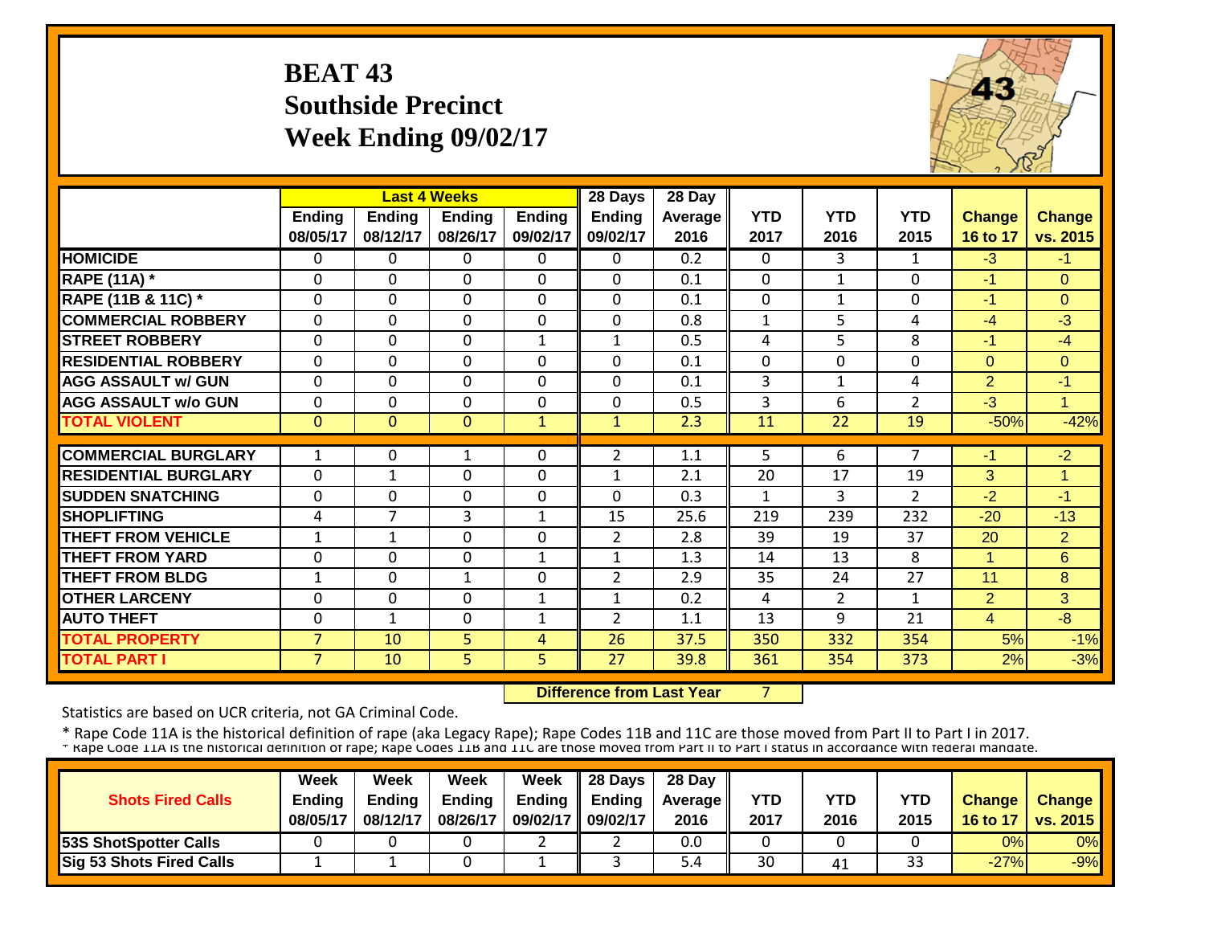# BEAT 43
## Southside Precinct
## Week Ending 09/02/17

| | Last 4 Weeks | | | | 28 Days | 28 Day | | | | | |
|---|---|---|---|---|---|---|---|---|---|---|---|
| | Ending 08/05/17 | Ending 08/12/17 | Ending 08/26/17 | Ending 09/02/17 | Ending 09/02/17 | Average 2016 | YTD 2017 | YTD 2016 | YTD 2015 | Change 16 to 17 | Change vs. 2015 |
| HOMICIDE | 0 | 0 | 0 | 0 | 0 | 0.2 | 0 | 3 | 1 | -3 | -1 |
| RAPE (11A) * | 0 | 0 | 0 | 0 | 0 | 0.1 | 0 | 1 | 0 | -1 | 0 |
| RAPE (11B & 11C) * | 0 | 0 | 0 | 0 | 0 | 0.1 | 0 | 1 | 0 | -1 | 0 |
| COMMERCIAL ROBBERY | 0 | 0 | 0 | 0 | 0 | 0.8 | 1 | 5 | 4 | -4 | -3 |
| STREET ROBBERY | 0 | 0 | 0 | 1 | 1 | 0.5 | 4 | 5 | 8 | -1 | -4 |
| RESIDENTIAL ROBBERY | 0 | 0 | 0 | 0 | 0 | 0.1 | 0 | 0 | 0 | 0 | 0 |
| AGG ASSAULT w/ GUN | 0 | 0 | 0 | 0 | 0 | 0.1 | 3 | 1 | 4 | 2 | -1 |
| AGG ASSAULT w/o GUN | 0 | 0 | 0 | 0 | 0 | 0.5 | 3 | 6 | 2 | -3 | 1 |
| TOTAL VIOLENT | 0 | 0 | 0 | 1 | 1 | 2.3 | 11 | 22 | 19 | -50% | -42% |
| COMMERCIAL BURGLARY | 1 | 0 | 1 | 0 | 2 | 1.1 | 5 | 6 | 7 | -1 | -2 |
| RESIDENTIAL BURGLARY | 0 | 1 | 0 | 0 | 1 | 2.1 | 20 | 17 | 19 | 3 | 1 |
| SUDDEN SNATCHING | 0 | 0 | 0 | 0 | 0 | 0.3 | 1 | 3 | 2 | -2 | -1 |
| SHOPLIFTING | 4 | 7 | 3 | 1 | 15 | 25.6 | 219 | 239 | 232 | -20 | -13 |
| THEFT FROM VEHICLE | 1 | 1 | 0 | 0 | 2 | 2.8 | 39 | 19 | 37 | 20 | 2 |
| THEFT FROM YARD | 0 | 0 | 0 | 1 | 1 | 1.3 | 14 | 13 | 8 | 1 | 6 |
| THEFT FROM BLDG | 1 | 0 | 1 | 0 | 2 | 2.9 | 35 | 24 | 27 | 11 | 8 |
| OTHER LARCENY | 0 | 0 | 0 | 1 | 1 | 0.2 | 4 | 2 | 1 | 2 | 3 |
| AUTO THEFT | 0 | 1 | 0 | 1 | 2 | 1.1 | 13 | 9 | 21 | 4 | -8 |
| TOTAL PROPERTY | 7 | 10 | 5 | 4 | 26 | 37.5 | 350 | 332 | 354 | 5% | -1% |
| TOTAL PART I | 7 | 10 | 5 | 5 | 27 | 39.8 | 361 | 354 | 373 | 2% | -3% |

**Difference from Last Year** 7

Statistics are based on UCR criteria, not GA Criminal Code.

* Rape Code 11A is the historical definition of rape (aka Legacy Rape); Rape Codes 11B and 11C are those moved from Part II to Part I in 2017.
* Rape Code 11A is the historical definition of rape; Rape Codes 11B and 11C are those moved from Part II to Part I status in accordance with federal mandate.

| Shots Fired Calls | Week Ending 08/05/17 | Week Ending 08/12/17 | Week Ending 08/26/17 | Week Ending 09/02/17 | 28 Days Ending 09/02/17 | 28 Day Average 2016 | YTD 2017 | YTD 2016 | YTD 2015 | Change 16 to 17 | Change vs. 2015 |
|---|---|---|---|---|---|---|---|---|---|---|---|
| 53S ShotSpotter Calls | 0 | 0 | 0 | 2 | 2 | 0.0 | 0 | 0 | 0 | 0% | 0% |
| Sig 53 Shots Fired Calls | 1 | 1 | 0 | 1 | 3 | 5.4 | 30 | 41 | 33 | -27% | -9% |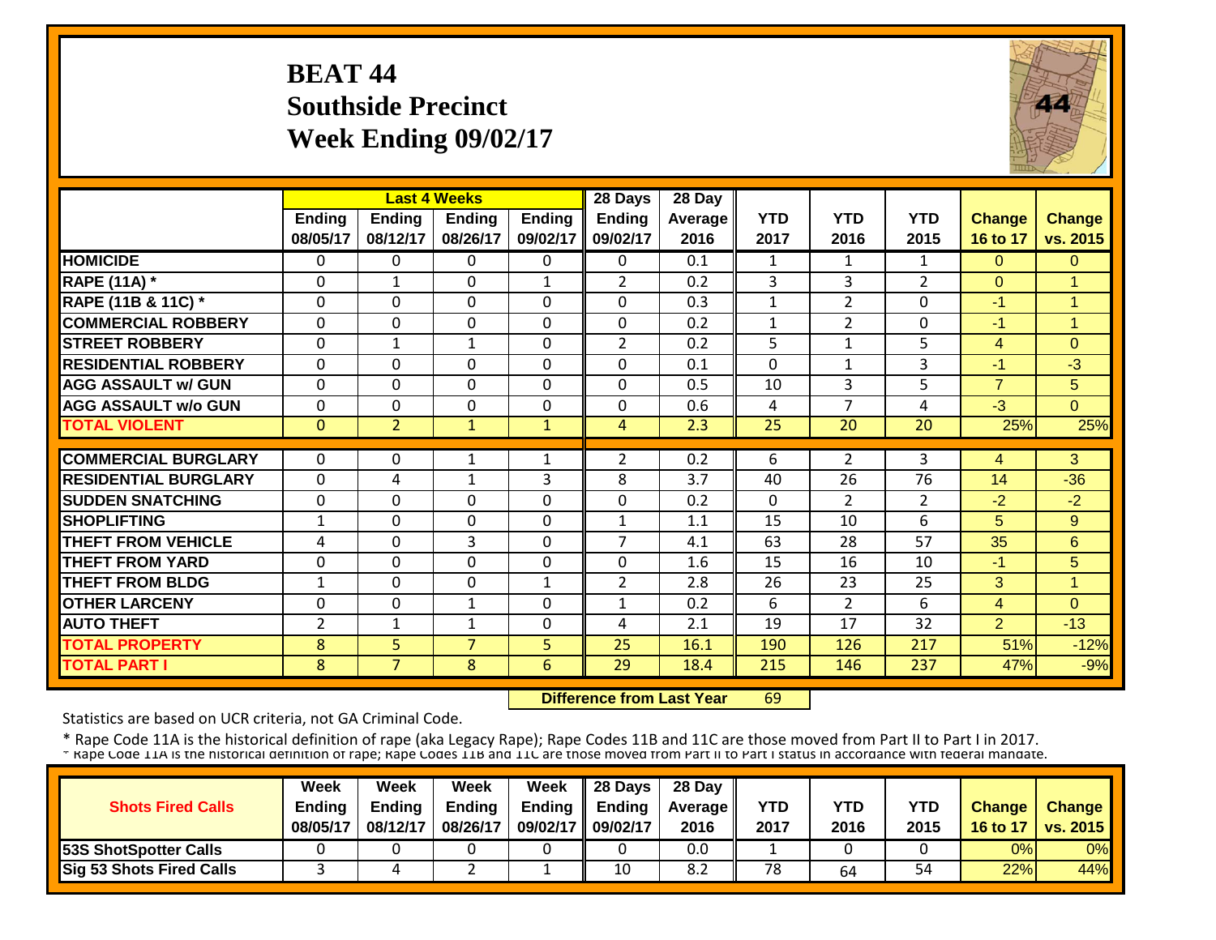# BEAT 44
## Southside Precinct
## Week Ending 09/02/17

| | Last 4 Weeks | | | | 28 Days | 28 Day | | | | | |
|---|---|---|---|---|---|---|---|---|---|---|---|
| | Ending 08/05/17 | Ending 08/12/17 | Ending 08/26/17 | Ending 09/02/17 | Ending 09/02/17 | Average 2016 | YTD 2017 | YTD 2016 | YTD 2015 | Change 16 to 17 | Change vs. 2015 |
| **HOMICIDE** | 0 | 0 | 0 | 0 | 0 | 0.1 | 1 | 1 | 1 | 0 | 0 |
| **RAPE (11A) *** | 0 | 1 | 0 | 1 | 2 | 0.2 | 3 | 3 | 2 | 0 | 1 |
| **RAPE (11B & 11C) *** | 0 | 0 | 0 | 0 | 0 | 0.3 | 1 | 2 | 0 | -1 | 1 |
| **COMMERCIAL ROBBERY** | 0 | 0 | 0 | 0 | 0 | 0.2 | 1 | 2 | 0 | -1 | 1 |
| **STREET ROBBERY** | 0 | 1 | 1 | 0 | 2 | 0.2 | 5 | 1 | 5 | 4 | 0 |
| **RESIDENTIAL ROBBERY** | 0 | 0 | 0 | 0 | 0 | 0.1 | 0 | 1 | 3 | -1 | -3 |
| **AGG ASSAULT w/ GUN** | 0 | 0 | 0 | 0 | 0 | 0.5 | 10 | 3 | 5 | 7 | 5 |
| **AGG ASSAULT w/o GUN** | 0 | 0 | 0 | 0 | 0 | 0.6 | 4 | 7 | 4 | -3 | 0 |
| **TOTAL VIOLENT** | 0 | 2 | 1 | 1 | 4 | 2.3 | 25 | 20 | 20 | 25% | 25% |
| **COMMERCIAL BURGLARY** | 0 | 0 | 1 | 1 | 2 | 0.2 | 6 | 2 | 3 | 4 | 3 |
| **RESIDENTIAL BURGLARY** | 0 | 4 | 1 | 3 | 8 | 3.7 | 40 | 26 | 76 | 14 | -36 |
| **SUDDEN SNATCHING** | 0 | 0 | 0 | 0 | 0 | 0.2 | 0 | 2 | 2 | -2 | -2 |
| **SHOPLIFTING** | 1 | 0 | 0 | 0 | 1 | 1.1 | 15 | 10 | 6 | 5 | 9 |
| **THEFT FROM VEHICLE** | 4 | 0 | 3 | 0 | 7 | 4.1 | 63 | 28 | 57 | 35 | 6 |
| **THEFT FROM YARD** | 0 | 0 | 0 | 0 | 0 | 1.6 | 15 | 16 | 10 | -1 | 5 |
| **THEFT FROM BLDG** | 1 | 0 | 0 | 1 | 2 | 2.8 | 26 | 23 | 25 | 3 | 1 |
| **OTHER LARCENY** | 0 | 0 | 1 | 0 | 1 | 0.2 | 6 | 2 | 6 | 4 | 0 |
| **AUTO THEFT** | 2 | 1 | 1 | 0 | 4 | 2.1 | 19 | 17 | 32 | 2 | -13 |
| **TOTAL PROPERTY** | 8 | 5 | 7 | 5 | 25 | 16.1 | 190 | 126 | 217 | 51% | -12% |
| **TOTAL PART I** | 8 | 7 | 8 | 6 | 29 | 18.4 | 215 | 146 | 237 | 47% | -9% |

**Difference from Last Year** 69

Statistics are based on UCR criteria, not GA Criminal Code.

* Rape Code 11A is the historical definition of rape (aka Legacy Rape); Rape Codes 11B and 11C are those moved from Part II to Part I in 2017.
* Rape Code 11A is the historical definition of rape; Rape Codes 11B and 11C are those moved from Part II to Part I status in accordance with federal mandate.

| Shots Fired Calls | Week Ending 08/05/17 | Week Ending 08/12/17 | Week Ending 08/26/17 | Week Ending 09/02/17 | 28 Days Ending 09/02/17 | 28 Day Average 2016 | YTD 2017 | YTD 2016 | YTD 2015 | Change 16 to 17 | Change vs. 2015 |
|---|---|---|---|---|---|---|---|---|---|---|---|
| **53S ShotSpotter Calls** | 0 | 0 | 0 | 0 | 0 | 0.0 | 1 | 0 | 0 | 0% | 0% |
| **Sig 53 Shots Fired Calls** | 3 | 4 | 2 | 1 | 10 | 8.2 | 78 | 64 | 54 | 22% | 44% |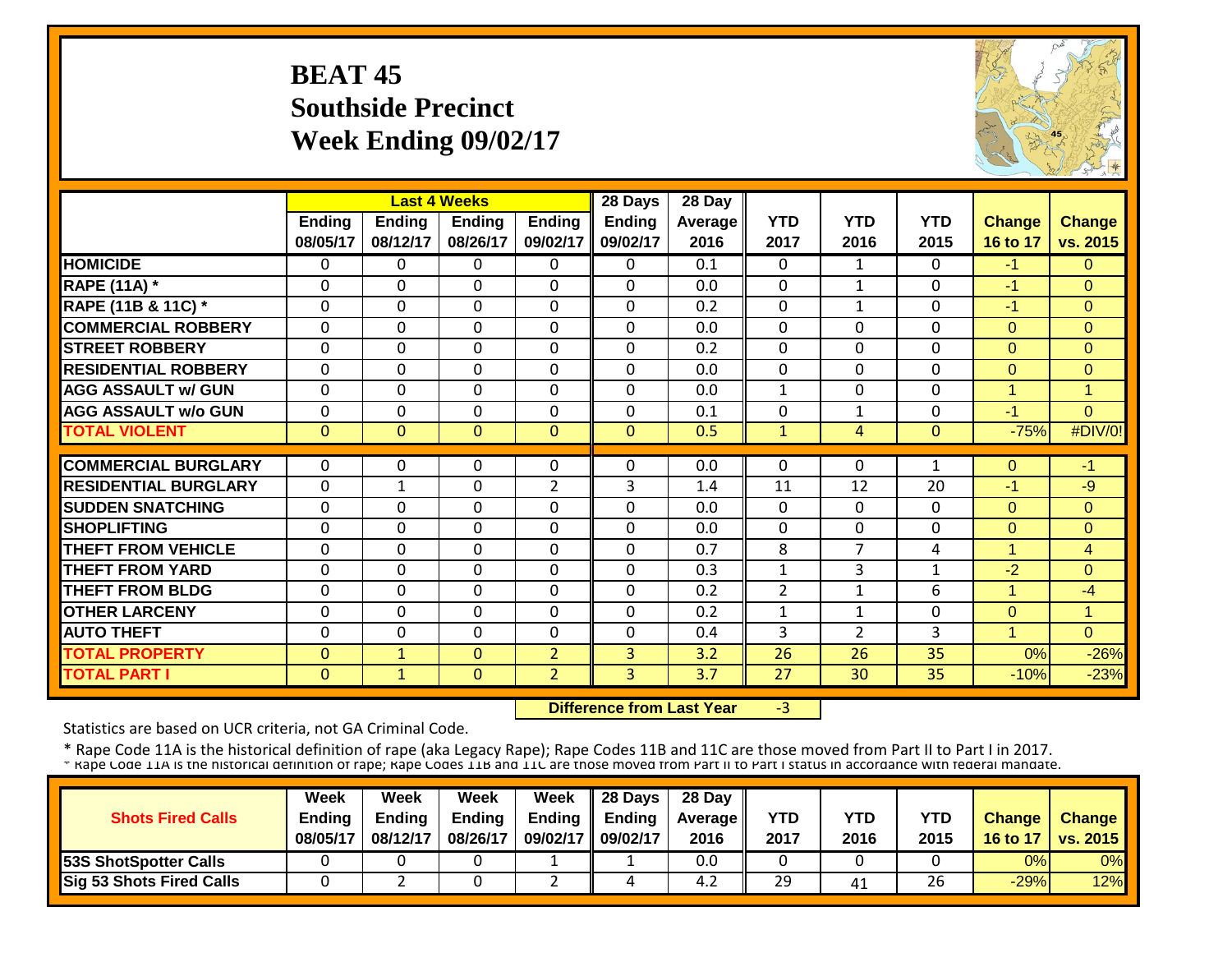# BEAT 45
## Southside Precinct
## Week Ending 09/02/17

| | Last 4 Weeks | | | | 28 Days | 28 Day | | | | | |
|---|---|---|---|---|---|---|---|---|---|---|---|
| | Ending 08/05/17 | Ending 08/12/17 | Ending 08/26/17 | Ending 09/02/17 | Ending 09/02/17 | Average 2016 | YTD 2017 | YTD 2016 | YTD 2015 | Change 16 to 17 | Change vs. 2015 |
| HOMICIDE | 0 | 0 | 0 | 0 | 0 | 0.1 | 0 | 1 | 0 | -1 | 0 |
| RAPE (11A) * | 0 | 0 | 0 | 0 | 0 | 0.0 | 0 | 1 | 0 | -1 | 0 |
| RAPE (11B & 11C) * | 0 | 0 | 0 | 0 | 0 | 0.2 | 0 | 1 | 0 | -1 | 0 |
| COMMERCIAL ROBBERY | 0 | 0 | 0 | 0 | 0 | 0.0 | 0 | 0 | 0 | 0 | 0 |
| STREET ROBBERY | 0 | 0 | 0 | 0 | 0 | 0.2 | 0 | 0 | 0 | 0 | 0 |
| RESIDENTIAL ROBBERY | 0 | 0 | 0 | 0 | 0 | 0.0 | 0 | 0 | 0 | 0 | 0 |
| AGG ASSAULT w/ GUN | 0 | 0 | 0 | 0 | 0 | 0.0 | 1 | 0 | 0 | 1 | 1 |
| AGG ASSAULT w/o GUN | 0 | 0 | 0 | 0 | 0 | 0.1 | 0 | 1 | 0 | -1 | 0 |
| TOTAL VIOLENT | 0 | 0 | 0 | 0 | 0 | 0.5 | 1 | 4 | 0 | -75% | #DIV/0! |
| COMMERCIAL BURGLARY | 0 | 0 | 0 | 0 | 0 | 0.0 | 0 | 0 | 1 | 0 | -1 |
| RESIDENTIAL BURGLARY | 0 | 1 | 0 | 2 | 3 | 1.4 | 11 | 12 | 20 | -1 | -9 |
| SUDDEN SNATCHING | 0 | 0 | 0 | 0 | 0 | 0.0 | 0 | 0 | 0 | 0 | 0 |
| SHOPLIFTING | 0 | 0 | 0 | 0 | 0 | 0.0 | 0 | 0 | 0 | 0 | 0 |
| THEFT FROM VEHICLE | 0 | 0 | 0 | 0 | 0 | 0.7 | 8 | 7 | 4 | 1 | 4 |
| THEFT FROM YARD | 0 | 0 | 0 | 0 | 0 | 0.3 | 1 | 3 | 1 | -2 | 0 |
| THEFT FROM BLDG | 0 | 0 | 0 | 0 | 0 | 0.2 | 2 | 1 | 6 | 1 | -4 |
| OTHER LARCENY | 0 | 0 | 0 | 0 | 0 | 0.2 | 1 | 1 | 0 | 0 | 1 |
| AUTO THEFT | 0 | 0 | 0 | 0 | 0 | 0.4 | 3 | 2 | 3 | 1 | 0 |
| TOTAL PROPERTY | 0 | 1 | 0 | 2 | 3 | 3.2 | 26 | 26 | 35 | 0% | -26% |
| TOTAL PART I | 0 | 1 | 0 | 2 | 3 | 3.7 | 27 | 30 | 35 | -10% | -23% |

**Difference from Last Year** -3

Statistics are based on UCR criteria, not GA Criminal Code.

* Rape Code 11A is the historical definition of rape (aka Legacy Rape); Rape Codes 11B and 11C are those moved from Part II to Part I in 2017.
* Rape Code 11A is the historical definition of rape; Rape Codes 11B and 11C are those moved from Part II to Part I status in accordance with federal mandate.

| Shots Fired Calls | Week Ending 08/05/17 | Week Ending 08/12/17 | Week Ending 08/26/17 | Week Ending 09/02/17 | 28 Days Ending 09/02/17 | 28 Day Average 2016 | YTD 2017 | YTD 2016 | YTD 2015 | Change 16 to 17 | Change vs. 2015 |
|---|---|---|---|---|---|---|---|---|---|---|---|
| 53S ShotSpotter Calls | 0 | 0 | 0 | 1 | 1 | 0.0 | 0 | 0 | 0 | 0% | 0% |
| Sig 53 Shots Fired Calls | 0 | 2 | 0 | 2 | 4 | 4.2 | 29 | 41 | 26 | -29% | 12% |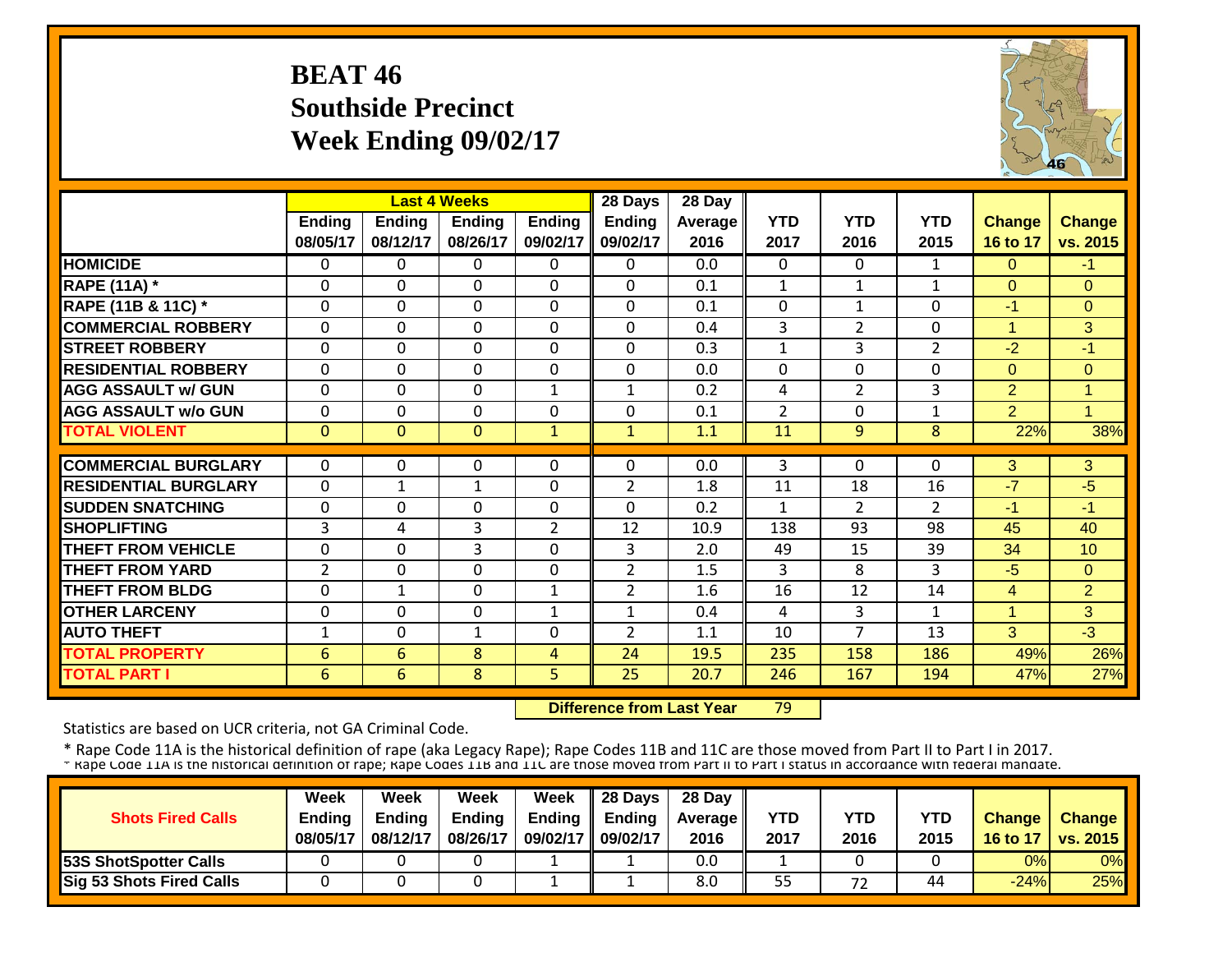# BEAT 46
## Southside Precinct
## Week Ending 09/02/17

| | Last 4 Weeks | | | | 28 Days | 28 Day | | | | | |
|---|---|---|---|---|---|---|---|---|---|---|---|
| | Ending 08/05/17 | Ending 08/12/17 | Ending 08/26/17 | Ending 09/02/17 | Ending 09/02/17 | Average 2016 | YTD 2017 | YTD 2016 | YTD 2015 | Change 16 to 17 | Change vs. 2015 |
| HOMICIDE | 0 | 0 | 0 | 0 | 0 | 0.0 | 0 | 0 | 1 | 0 | -1 |
| RAPE (11A) * | 0 | 0 | 0 | 0 | 0 | 0.1 | 1 | 1 | 1 | 0 | 0 |
| RAPE (11B & 11C) * | 0 | 0 | 0 | 0 | 0 | 0.1 | 0 | 1 | 0 | -1 | 0 |
| COMMERCIAL ROBBERY | 0 | 0 | 0 | 0 | 0 | 0.4 | 3 | 2 | 0 | 1 | 3 |
| STREET ROBBERY | 0 | 0 | 0 | 0 | 0 | 0.3 | 1 | 3 | 2 | -2 | -1 |
| RESIDENTIAL ROBBERY | 0 | 0 | 0 | 0 | 0 | 0.0 | 0 | 0 | 0 | 0 | 0 |
| AGG ASSAULT w/ GUN | 0 | 0 | 0 | 1 | 1 | 0.2 | 4 | 2 | 3 | 2 | 1 |
| AGG ASSAULT w/o GUN | 0 | 0 | 0 | 0 | 0 | 0.1 | 2 | 0 | 1 | 2 | 1 |
| TOTAL VIOLENT | 0 | 0 | 0 | 1 | 1 | 1.1 | 11 | 9 | 8 | 22% | 38% |
| COMMERCIAL BURGLARY | 0 | 0 | 0 | 0 | 0 | 0.0 | 3 | 0 | 0 | 3 | 3 |
| RESIDENTIAL BURGLARY | 0 | 1 | 1 | 0 | 2 | 1.8 | 11 | 18 | 16 | -7 | -5 |
| SUDDEN SNATCHING | 0 | 0 | 0 | 0 | 0 | 0.2 | 1 | 2 | 2 | -1 | -1 |
| SHOPLIFTING | 3 | 4 | 3 | 2 | 12 | 10.9 | 138 | 93 | 98 | 45 | 40 |
| THEFT FROM VEHICLE | 0 | 0 | 3 | 0 | 3 | 2.0 | 49 | 15 | 39 | 34 | 10 |
| THEFT FROM YARD | 2 | 0 | 0 | 0 | 2 | 1.5 | 3 | 8 | 3 | -5 | 0 |
| THEFT FROM BLDG | 0 | 1 | 0 | 1 | 2 | 1.6 | 16 | 12 | 14 | 4 | 2 |
| OTHER LARCENY | 0 | 0 | 0 | 1 | 1 | 0.4 | 4 | 3 | 1 | 1 | 3 |
| AUTO THEFT | 1 | 0 | 1 | 0 | 2 | 1.1 | 10 | 7 | 13 | 3 | -3 |
| TOTAL PROPERTY | 6 | 6 | 8 | 4 | 24 | 19.5 | 235 | 158 | 186 | 49% | 26% |
| TOTAL PART I | 6 | 6 | 8 | 5 | 25 | 20.7 | 246 | 167 | 194 | 47% | 27% |

**Difference from Last Year** 79

Statistics are based on UCR criteria, not GA Criminal Code.

\* Rape Code 11A is the historical definition of rape (aka Legacy Rape); Rape Codes 11B and 11C are those moved from Part II to Part I in 2017.
\* Rape Code 11A is the historical definition of rape; Rape Codes 11B and 11C are those moved from Part II to Part I status in accordance with federal mandate.

| Shots Fired Calls | Week Ending 08/05/17 | Week Ending 08/12/17 | Week Ending 08/26/17 | Week Ending 09/02/17 | 28 Days Ending 09/02/17 | 28 Day Average 2016 | YTD 2017 | YTD 2016 | YTD 2015 | Change 16 to 17 | Change vs. 2015 |
|---|---|---|---|---|---|---|---|---|---|---|---|
| 53S ShotSpotter Calls | 0 | 0 | 0 | 1 | 1 | 0.0 | 1 | 0 | 0 | 0% | 0% |
| Sig 53 Shots Fired Calls | 0 | 0 | 0 | 1 | 1 | 8.0 | 55 | 72 | 44 | -24% | 25% |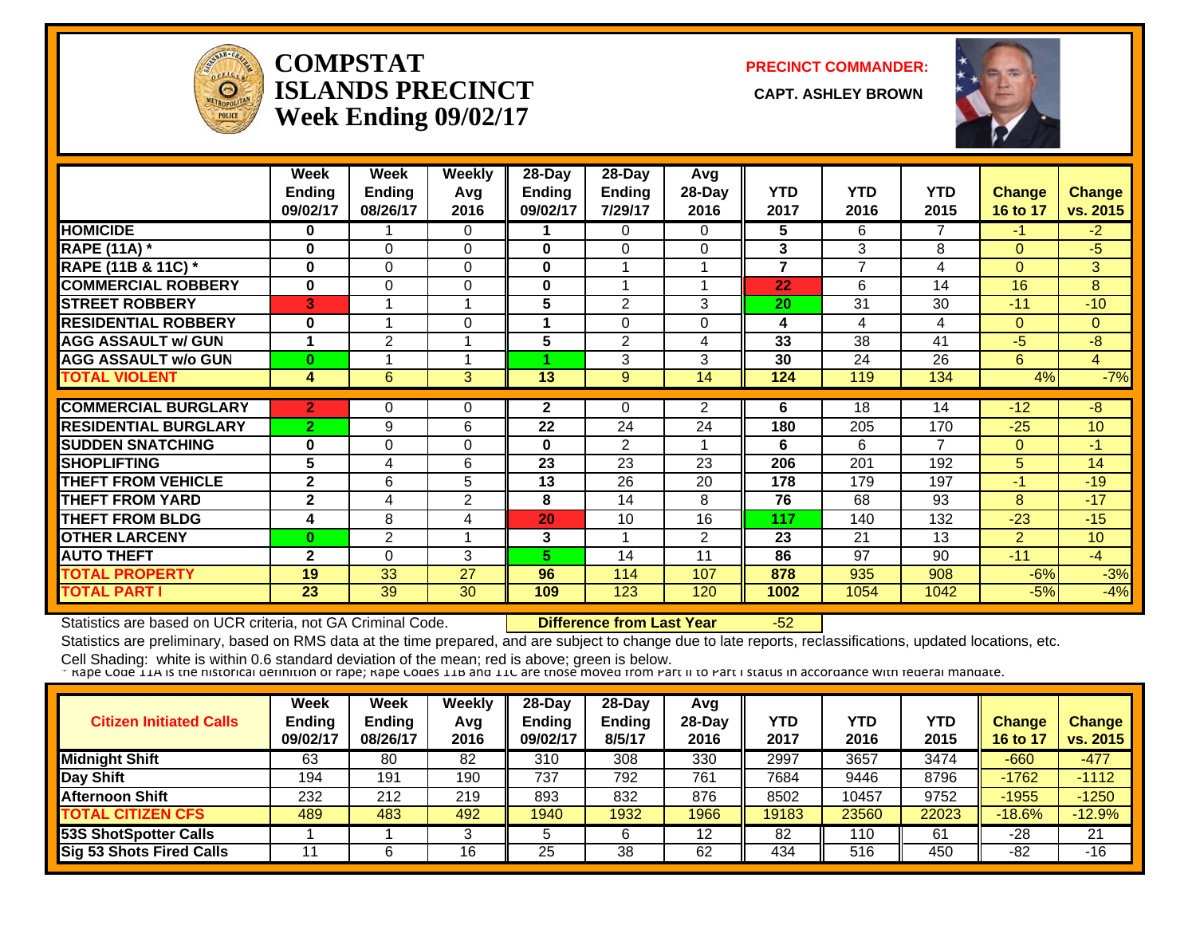# COMPSTAT ISLANDS PRECINCT Week Ending 09/02/17

**PRECINCT COMMANDER:**

**CAPT. ASHLEY BROWN**

| | Week Ending 09/02/17 | Week Ending 08/26/17 | Weekly Avg 2016 | 28-Day Ending 09/02/17 | 28-Day Ending 7/29/17 | Avg 28-Day 2016 | YTD 2017 | YTD 2016 | YTD 2015 | Change 16 to 17 | Change vs. 2015 |
|---|---|---|---|---|---|---|---|---|---|---|---|
| HOMICIDE | 0 | 1 | 0 | 1 | 0 | 0 | 5 | 6 | 7 | -1 | -2 |
| RAPE (11A) * | 0 | 0 | 0 | 0 | 0 | 0 | 3 | 3 | 8 | 0 | -5 |
| RAPE (11B & 11C) * | 0 | 0 | 0 | 0 | 1 | 1 | 7 | 7 | 4 | 0 | 3 |
| COMMERCIAL ROBBERY | 0 | 0 | 0 | 0 | 1 | 1 | 22 | 6 | 14 | 16 | 8 |
| STREET ROBBERY | 3 | 1 | 1 | 5 | 2 | 3 | 20 | 31 | 30 | -11 | -10 |
| RESIDENTIAL ROBBERY | 0 | 1 | 0 | 1 | 0 | 0 | 4 | 4 | 4 | 0 | 0 |
| AGG ASSAULT w/ GUN | 1 | 2 | 1 | 5 | 2 | 4 | 33 | 38 | 41 | -5 | -8 |
| AGG ASSAULT w/o GUN | 0 | 1 | 1 | 1 | 3 | 3 | 30 | 24 | 26 | 6 | 4 |
| TOTAL VIOLENT | 4 | 6 | 3 | 13 | 9 | 14 | 124 | 119 | 134 | 4% | -7% |
| COMMERCIAL BURGLARY | 2 | 0 | 0 | 2 | 0 | 2 | 6 | 18 | 14 | -12 | -8 |
| RESIDENTIAL BURGLARY | 2 | 9 | 6 | 22 | 24 | 24 | 180 | 205 | 170 | -25 | 10 |
| SUDDEN SNATCHING | 0 | 0 | 0 | 0 | 2 | 1 | 6 | 6 | 7 | 0 | -1 |
| SHOPLIFTING | 5 | 4 | 6 | 23 | 23 | 23 | 206 | 201 | 192 | 5 | 14 |
| THEFT FROM VEHICLE | 2 | 6 | 5 | 13 | 26 | 20 | 178 | 179 | 197 | -1 | -19 |
| THEFT FROM YARD | 2 | 4 | 2 | 8 | 14 | 8 | 76 | 68 | 93 | 8 | -17 |
| THEFT FROM BLDG | 4 | 8 | 4 | 20 | 10 | 16 | 117 | 140 | 132 | -23 | -15 |
| OTHER LARCENY | 0 | 2 | 1 | 3 | 1 | 2 | 23 | 21 | 13 | 2 | 10 |
| AUTO THEFT | 2 | 0 | 3 | 5 | 14 | 11 | 86 | 97 | 90 | -11 | -4 |
| TOTAL PROPERTY | 19 | 33 | 27 | 96 | 114 | 107 | 878 | 935 | 908 | -6% | -3% |
| TOTAL PART I | 23 | 39 | 30 | 109 | 123 | 120 | 1002 | 1054 | 1042 | -5% | -4% |

Statistics are based on UCR criteria, not GA Criminal Code. **Difference from Last Year** -52

Statistics are preliminary, based on RMS data at the time prepared, and are subject to change due to late reports, reclassifications, updated locations, etc.

Cell Shading: white is within 0.6 standard deviation of the mean; red is above; green is below.

* Rape Code 11A is the historical definition of rape; Rape Codes 11B and 11C are those moved from Part II to Part I status in accordance with federal mandate.

| Citizen Initiated Calls | Week Ending 09/02/17 | Week Ending 08/26/17 | Weekly Avg 2016 | 28-Day Ending 09/02/17 | 28-Day Ending 8/5/17 | Avg 28-Day 2016 | YTD 2017 | YTD 2016 | YTD 2015 | Change 16 to 17 | Change vs. 2015 |
|---|---|---|---|---|---|---|---|---|---|---|---|
| Midnight Shift | 63 | 80 | 82 | 310 | 308 | 330 | 2997 | 3657 | 3474 | -660 | -477 |
| Day Shift | 194 | 191 | 190 | 737 | 792 | 761 | 7684 | 9446 | 8796 | -1762 | -1112 |
| Afternoon Shift | 232 | 212 | 219 | 893 | 832 | 876 | 8502 | 10457 | 9752 | -1955 | -1250 |
| TOTAL CITIZEN CFS | 489 | 483 | 492 | 1940 | 1932 | 1966 | 19183 | 23560 | 22023 | -18.6% | -12.9% |
| 53S ShotSpotter Calls | 1 | 1 | 3 | 5 | 6 | 12 | 82 | 110 | 61 | -28 | 21 |
| Sig 53 Shots Fired Calls | 11 | 6 | 16 | 25 | 38 | 62 | 434 | 516 | 450 | -82 | -16 |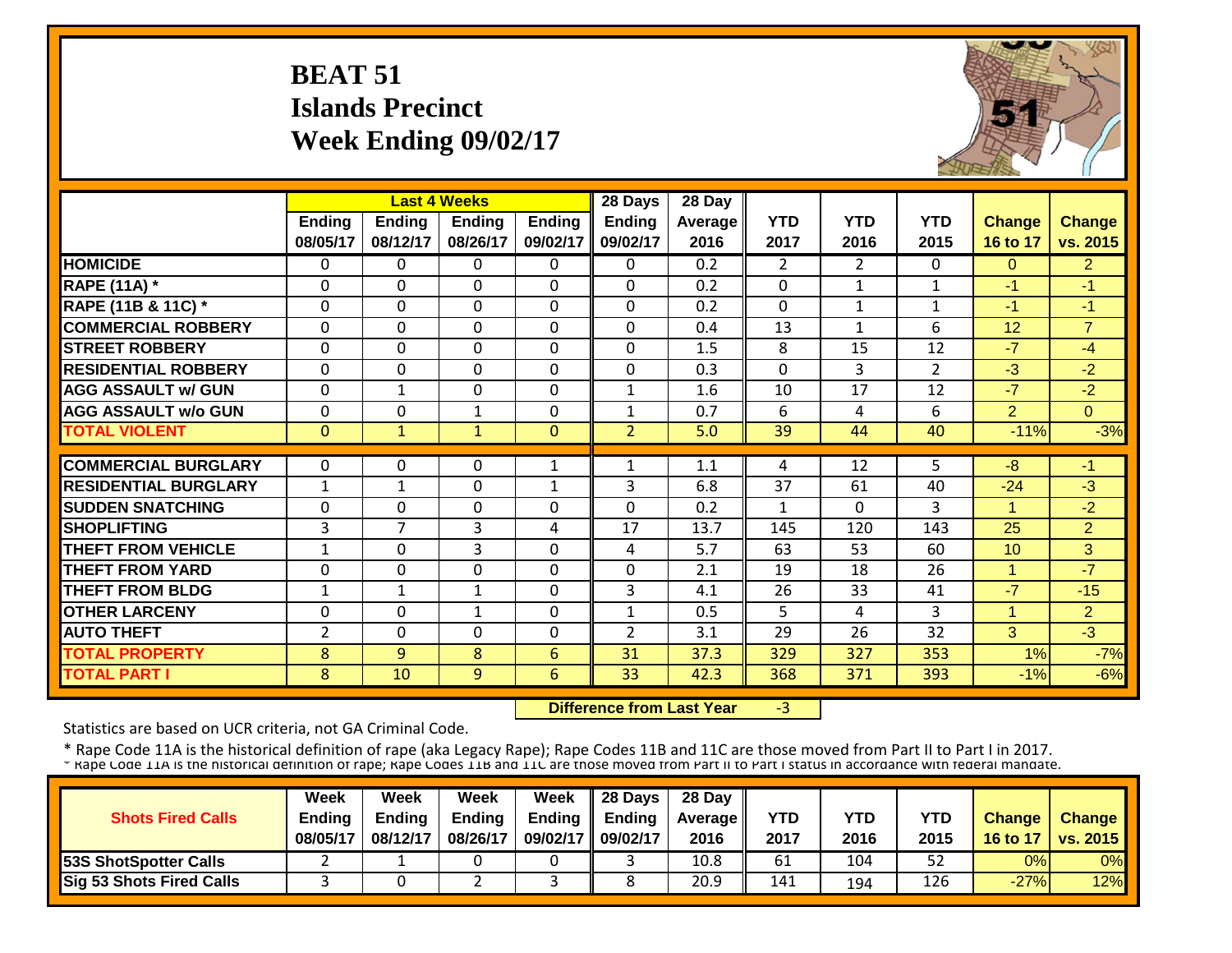# BEAT 51
## Islands Precinct
## Week Ending 09/02/17

| | Last 4 Weeks | | | | 28 Days | 28 Day | | | | | |
|---|---|---|---|---|---|---|---|---|---|---|---|
| | Ending 08/05/17 | Ending 08/12/17 | Ending 08/26/17 | Ending 09/02/17 | Ending 09/02/17 | Average 2016 | YTD 2017 | YTD 2016 | YTD 2015 | Change 16 to 17 | Change vs. 2015 |
| HOMICIDE | 0 | 0 | 0 | 0 | 0 | 0.2 | 2 | 2 | 0 | 0 | 2 |
| RAPE (11A) * | 0 | 0 | 0 | 0 | 0 | 0.2 | 0 | 1 | 1 | -1 | -1 |
| RAPE (11B & 11C) * | 0 | 0 | 0 | 0 | 0 | 0.2 | 0 | 1 | 1 | -1 | -1 |
| COMMERCIAL ROBBERY | 0 | 0 | 0 | 0 | 0 | 0.4 | 13 | 1 | 6 | 12 | 7 |
| STREET ROBBERY | 0 | 0 | 0 | 0 | 0 | 1.5 | 8 | 15 | 12 | -7 | -4 |
| RESIDENTIAL ROBBERY | 0 | 0 | 0 | 0 | 0 | 0.3 | 0 | 3 | 2 | -3 | -2 |
| AGG ASSAULT w/ GUN | 0 | 1 | 0 | 0 | 1 | 1.6 | 10 | 17 | 12 | -7 | -2 |
| AGG ASSAULT w/o GUN | 0 | 0 | 1 | 0 | 1 | 0.7 | 6 | 4 | 6 | 2 | 0 |
| TOTAL VIOLENT | 0 | 1 | 1 | 0 | 2 | 5.0 | 39 | 44 | 40 | -11% | -3% |
| COMMERCIAL BURGLARY | 0 | 0 | 0 | 1 | 1 | 1.1 | 4 | 12 | 5 | -8 | -1 |
| RESIDENTIAL BURGLARY | 1 | 1 | 0 | 1 | 3 | 6.8 | 37 | 61 | 40 | -24 | -3 |
| SUDDEN SNATCHING | 0 | 0 | 0 | 0 | 0 | 0.2 | 1 | 0 | 3 | 1 | -2 |
| SHOPLIFTING | 3 | 7 | 3 | 4 | 17 | 13.7 | 145 | 120 | 143 | 25 | 2 |
| THEFT FROM VEHICLE | 1 | 0 | 3 | 0 | 4 | 5.7 | 63 | 53 | 60 | 10 | 3 |
| THEFT FROM YARD | 0 | 0 | 0 | 0 | 0 | 2.1 | 19 | 18 | 26 | 1 | -7 |
| THEFT FROM BLDG | 1 | 1 | 1 | 0 | 3 | 4.1 | 26 | 33 | 41 | -7 | -15 |
| OTHER LARCENY | 0 | 0 | 1 | 0 | 1 | 0.5 | 5 | 4 | 3 | 1 | 2 |
| AUTO THEFT | 2 | 0 | 0 | 0 | 2 | 3.1 | 29 | 26 | 32 | 3 | -3 |
| TOTAL PROPERTY | 8 | 9 | 8 | 6 | 31 | 37.3 | 329 | 327 | 353 | 1% | -7% |
| TOTAL PART I | 8 | 10 | 9 | 6 | 33 | 42.3 | 368 | 371 | 393 | -1% | -6% |

**Difference from Last Year** -3

Statistics are based on UCR criteria, not GA Criminal Code.

\* Rape Code 11A is the historical definition of rape (aka Legacy Rape); Rape Codes 11B and 11C are those moved from Part II to Part I in 2017.
\* Rape Code 11A is the historical definition of rape; Rape Codes 11B and 11C are those moved from Part II to Part I status in accordance with federal mandate.

| Shots Fired Calls | Week Ending 08/05/17 | Week Ending 08/12/17 | Week Ending 08/26/17 | Week Ending 09/02/17 | 28 Days Ending 09/02/17 | 28 Day Average 2016 | YTD 2017 | YTD 2016 | YTD 2015 | Change 16 to 17 | Change vs. 2015 |
|---|---|---|---|---|---|---|---|---|---|---|---|
| 53S ShotSpotter Calls | 2 | 1 | 0 | 0 | 3 | 10.8 | 61 | 104 | 52 | 0% | 0% |
| Sig 53 Shots Fired Calls | 3 | 0 | 2 | 3 | 8 | 20.9 | 141 | 194 | 126 | -27% | 12% |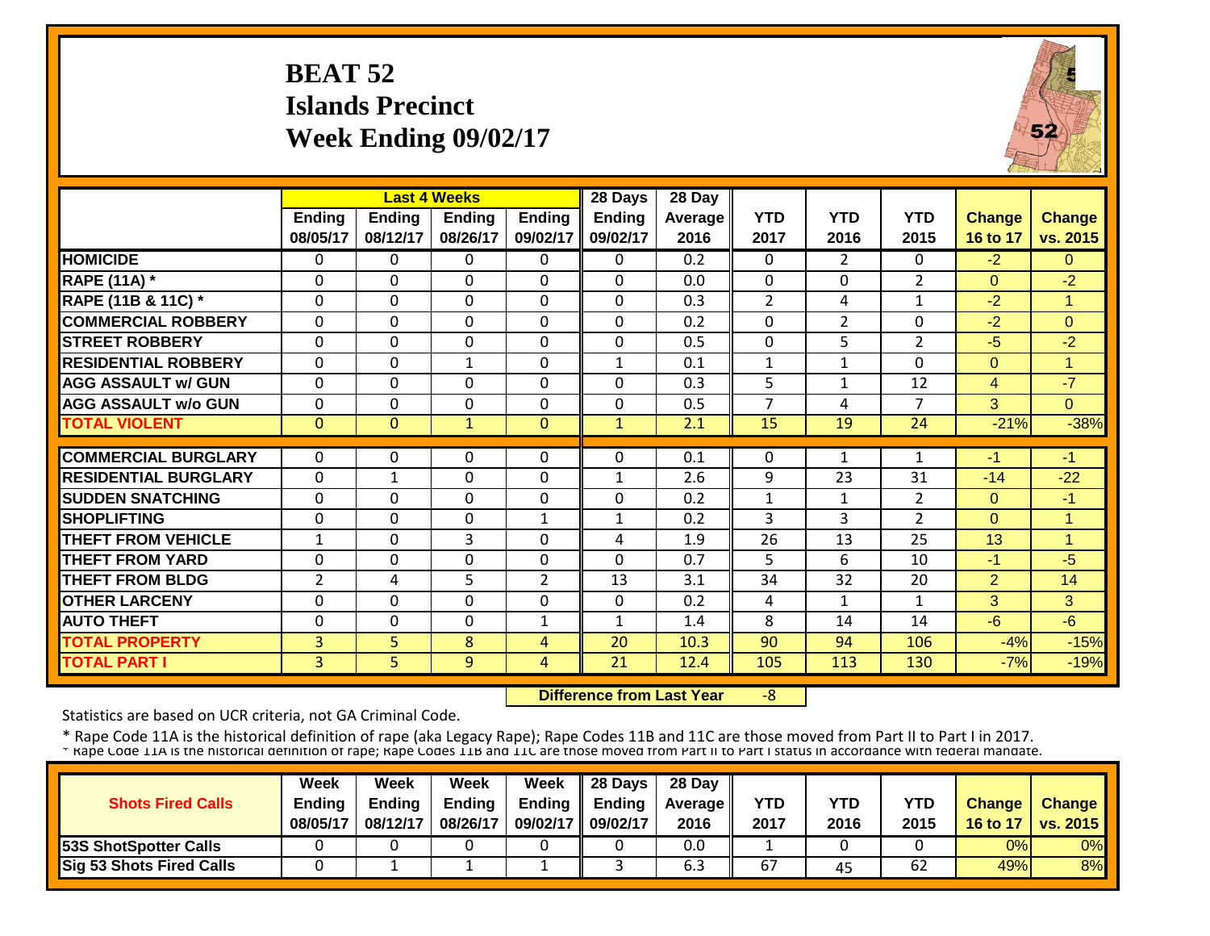# BEAT 52
## Islands Precinct
## Week Ending 09/02/17

| | Last 4 Weeks | | | | 28 Days | 28 Day | | | | | |
|---|---|---|---|---|---|---|---|---|---|---|---|
| | Ending 08/05/17 | Ending 08/12/17 | Ending 08/26/17 | Ending 09/02/17 | Ending 09/02/17 | Average 2016 | YTD 2017 | YTD 2016 | YTD 2015 | Change 16 to 17 | Change vs. 2015 |
| **HOMICIDE** | 0 | 0 | 0 | 0 | 0 | 0.2 | 0 | 2 | 0 | -2 | 0 |
| **RAPE (11A) *** | 0 | 0 | 0 | 0 | 0 | 0.0 | 0 | 0 | 2 | 0 | -2 |
| **RAPE (11B & 11C) *** | 0 | 0 | 0 | 0 | 0 | 0.3 | 2 | 4 | 1 | -2 | 1 |
| **COMMERCIAL ROBBERY** | 0 | 0 | 0 | 0 | 0 | 0.2 | 0 | 2 | 0 | -2 | 0 |
| **STREET ROBBERY** | 0 | 0 | 0 | 0 | 0 | 0.5 | 0 | 5 | 2 | -5 | -2 |
| **RESIDENTIAL ROBBERY** | 0 | 0 | 1 | 0 | 1 | 0.1 | 1 | 1 | 0 | 0 | 1 |
| **AGG ASSAULT w/ GUN** | 0 | 0 | 0 | 0 | 0 | 0.3 | 5 | 1 | 12 | 4 | -7 |
| **AGG ASSAULT w/o GUN** | 0 | 0 | 0 | 0 | 0 | 0.5 | 7 | 4 | 7 | 3 | 0 |
| **TOTAL VIOLENT** | 0 | 0 | 1 | 0 | 1 | 2.1 | 15 | 19 | 24 | -21% | -38% |
| **COMMERCIAL BURGLARY** | 0 | 0 | 0 | 0 | 0 | 0.1 | 0 | 1 | 1 | -1 | -1 |
| **RESIDENTIAL BURGLARY** | 0 | 1 | 0 | 0 | 1 | 2.6 | 9 | 23 | 31 | -14 | -22 |
| **SUDDEN SNATCHING** | 0 | 0 | 0 | 0 | 0 | 0.2 | 1 | 1 | 2 | 0 | -1 |
| **SHOPLIFTING** | 0 | 0 | 0 | 1 | 1 | 0.2 | 3 | 3 | 2 | 0 | 1 |
| **THEFT FROM VEHICLE** | 1 | 0 | 3 | 0 | 4 | 1.9 | 26 | 13 | 25 | 13 | 1 |
| **THEFT FROM YARD** | 0 | 0 | 0 | 0 | 0 | 0.7 | 5 | 6 | 10 | -1 | -5 |
| **THEFT FROM BLDG** | 2 | 4 | 5 | 2 | 13 | 3.1 | 34 | 32 | 20 | 2 | 14 |
| **OTHER LARCENY** | 0 | 0 | 0 | 0 | 0 | 0.2 | 4 | 1 | 1 | 3 | 3 |
| **AUTO THEFT** | 0 | 0 | 0 | 1 | 1 | 1.4 | 8 | 14 | 14 | -6 | -6 |
| **TOTAL PROPERTY** | 3 | 5 | 8 | 4 | 20 | 10.3 | 90 | 94 | 106 | -4% | -15% |
| **TOTAL PART I** | 3 | 5 | 9 | 4 | 21 | 12.4 | 105 | 113 | 130 | -7% | -19% |

**Difference from Last Year** -8

Statistics are based on UCR criteria, not GA Criminal Code.

* Rape Code 11A is the historical definition of rape (aka Legacy Rape); Rape Codes 11B and 11C are those moved from Part II to Part I in 2017.
* Rape Code 11A is the historical definition of rape; Rape Codes 11B and 11C are those moved from Part II to Part I status in accordance with federal mandate.

| Shots Fired Calls | Week Ending 08/05/17 | Week Ending 08/12/17 | Week Ending 08/26/17 | Week Ending 09/02/17 | 28 Days Ending 09/02/17 | 28 Day Average 2016 | YTD 2017 | YTD 2016 | YTD 2015 | Change 16 to 17 | Change vs. 2015 |
|---|---|---|---|---|---|---|---|---|---|---|---|
| **53S ShotSpotter Calls** | 0 | 0 | 0 | 0 | 0 | 0.0 | 1 | 0 | 0 | 0% | 0% |
| **Sig 53 Shots Fired Calls** | 0 | 1 | 1 | 1 | 3 | 6.3 | 67 | 45 | 62 | 49% | 8% |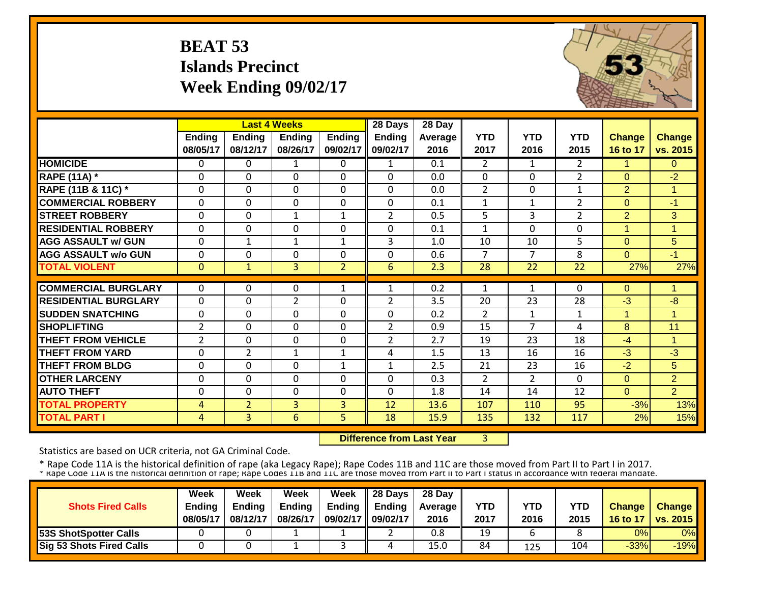# BEAT 53
## Islands Precinct
## Week Ending 09/02/17

| | Last 4 Weeks | | | | 28 Days | 28 Day | | | | | |
|---|---|---|---|---|---|---|---|---|---|---|---|
| | Ending 08/05/17 | Ending 08/12/17 | Ending 08/26/17 | Ending 09/02/17 | Ending 09/02/17 | Average 2016 | YTD 2017 | YTD 2016 | YTD 2015 | Change 16 to 17 | Change vs. 2015 |
| HOMICIDE | 0 | 0 | 1 | 0 | 1 | 0.1 | 2 | 1 | 2 | 1 | 0 |
| RAPE (11A) * | 0 | 0 | 0 | 0 | 0 | 0.0 | 0 | 0 | 2 | 0 | -2 |
| RAPE (11B & 11C) * | 0 | 0 | 0 | 0 | 0 | 0.0 | 2 | 0 | 1 | 2 | 1 |
| COMMERCIAL ROBBERY | 0 | 0 | 0 | 0 | 0 | 0.1 | 1 | 1 | 2 | 0 | -1 |
| STREET ROBBERY | 0 | 0 | 1 | 1 | 2 | 0.5 | 5 | 3 | 2 | 2 | 3 |
| RESIDENTIAL ROBBERY | 0 | 0 | 0 | 0 | 0 | 0.1 | 1 | 0 | 0 | 1 | 1 |
| AGG ASSAULT w/ GUN | 0 | 1 | 1 | 1 | 3 | 1.0 | 10 | 10 | 5 | 0 | 5 |
| AGG ASSAULT w/o GUN | 0 | 0 | 0 | 0 | 0 | 0.6 | 7 | 7 | 8 | 0 | -1 |
| TOTAL VIOLENT | 0 | 1 | 3 | 2 | 6 | 2.3 | 28 | 22 | 22 | 27% | 27% |
| COMMERCIAL BURGLARY | 0 | 0 | 0 | 1 | 1 | 0.2 | 1 | 1 | 0 | 0 | 1 |
| RESIDENTIAL BURGLARY | 0 | 0 | 2 | 0 | 2 | 3.5 | 20 | 23 | 28 | -3 | -8 |
| SUDDEN SNATCHING | 0 | 0 | 0 | 0 | 0 | 0.2 | 2 | 1 | 1 | 1 | 1 |
| SHOPLIFTING | 2 | 0 | 0 | 0 | 2 | 0.9 | 15 | 7 | 4 | 8 | 11 |
| THEFT FROM VEHICLE | 2 | 0 | 0 | 0 | 2 | 2.7 | 19 | 23 | 18 | -4 | 1 |
| THEFT FROM YARD | 0 | 2 | 1 | 1 | 4 | 1.5 | 13 | 16 | 16 | -3 | -3 |
| THEFT FROM BLDG | 0 | 0 | 0 | 1 | 1 | 2.5 | 21 | 23 | 16 | -2 | 5 |
| OTHER LARCENY | 0 | 0 | 0 | 0 | 0 | 0.3 | 2 | 2 | 0 | 0 | 2 |
| AUTO THEFT | 0 | 0 | 0 | 0 | 0 | 1.8 | 14 | 14 | 12 | 0 | 2 |
| TOTAL PROPERTY | 4 | 2 | 3 | 3 | 12 | 13.6 | 107 | 110 | 95 | -3% | 13% |
| TOTAL PART I | 4 | 3 | 6 | 5 | 18 | 15.9 | 135 | 132 | 117 | 2% | 15% |

**Difference from Last Year** 3

Statistics are based on UCR criteria, not GA Criminal Code.

* Rape Code 11A is the historical definition of rape (aka Legacy Rape); Rape Codes 11B and 11C are those moved from Part II to Part I in 2017.

| Shots Fired Calls | Week Ending 08/05/17 | Week Ending 08/12/17 | Week Ending 08/26/17 | Week Ending 09/02/17 | 28 Days Ending 09/02/17 | 28 Day Average 2016 | YTD 2017 | YTD 2016 | YTD 2015 | Change 16 to 17 | Change vs. 2015 |
|---|---|---|---|---|---|---|---|---|---|---|---|
| 53S ShotSpotter Calls | 0 | 0 | 1 | 1 | 2 | 0.8 | 19 | 6 | 8 | 0% | 0% |
| Sig 53 Shots Fired Calls | 0 | 0 | 1 | 3 | 4 | 15.0 | 84 | 125 | 104 | -33% | -19% |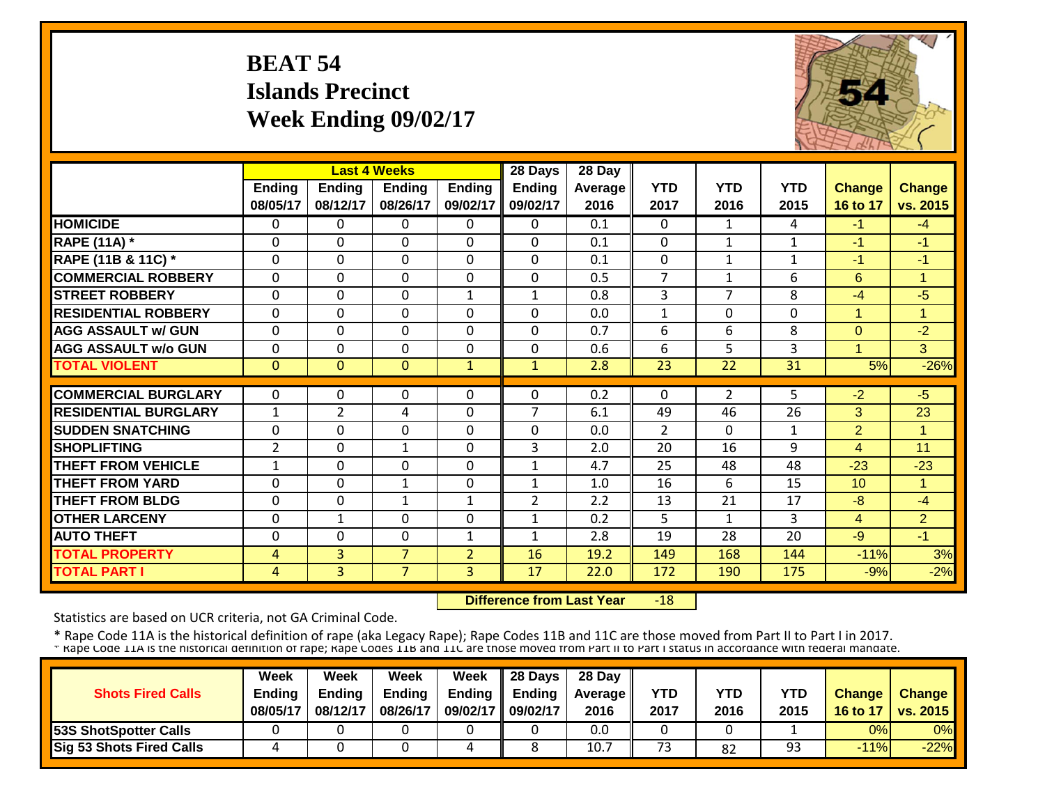# BEAT 54
## Islands Precinct
## Week Ending 09/02/17

| | Last 4 Weeks | | | | 28 Days | 28 Day | | | | | |
|---|---|---|---|---|---|---|---|---|---|---|---|
| | Ending 08/05/17 | Ending 08/12/17 | Ending 08/26/17 | Ending 09/02/17 | Ending 09/02/17 | Average 2016 | YTD 2017 | YTD 2016 | YTD 2015 | Change 16 to 17 | Change vs. 2015 |
| HOMICIDE | 0 | 0 | 0 | 0 | 0 | 0.1 | 0 | 1 | 4 | -1 | -4 |
| RAPE (11A) * | 0 | 0 | 0 | 0 | 0 | 0.1 | 0 | 1 | 1 | -1 | -1 |
| RAPE (11B & 11C) * | 0 | 0 | 0 | 0 | 0 | 0.1 | 0 | 1 | 1 | -1 | -1 |
| COMMERCIAL ROBBERY | 0 | 0 | 0 | 0 | 0 | 0.5 | 7 | 1 | 6 | 6 | 1 |
| STREET ROBBERY | 0 | 0 | 0 | 1 | 1 | 0.8 | 3 | 7 | 8 | -4 | -5 |
| RESIDENTIAL ROBBERY | 0 | 0 | 0 | 0 | 0 | 0.0 | 1 | 0 | 0 | 1 | 1 |
| AGG ASSAULT w/ GUN | 0 | 0 | 0 | 0 | 0 | 0.7 | 6 | 6 | 8 | 0 | -2 |
| AGG ASSAULT w/o GUN | 0 | 0 | 0 | 0 | 0 | 0.6 | 6 | 5 | 3 | 1 | 3 |
| TOTAL VIOLENT | 0 | 0 | 0 | 1 | 1 | 2.8 | 23 | 22 | 31 | 5% | -26% |
| COMMERCIAL BURGLARY | 0 | 0 | 0 | 0 | 0 | 0.2 | 0 | 2 | 5 | -2 | -5 |
| RESIDENTIAL BURGLARY | 1 | 2 | 4 | 0 | 7 | 6.1 | 49 | 46 | 26 | 3 | 23 |
| SUDDEN SNATCHING | 0 | 0 | 0 | 0 | 0 | 0.0 | 2 | 0 | 1 | 2 | 1 |
| SHOPLIFTING | 2 | 0 | 1 | 0 | 3 | 2.0 | 20 | 16 | 9 | 4 | 11 |
| THEFT FROM VEHICLE | 1 | 0 | 0 | 0 | 1 | 4.7 | 25 | 48 | 48 | -23 | -23 |
| THEFT FROM YARD | 0 | 0 | 1 | 0 | 1 | 1.0 | 16 | 6 | 15 | 10 | 1 |
| THEFT FROM BLDG | 0 | 0 | 1 | 1 | 2 | 2.2 | 13 | 21 | 17 | -8 | -4 |
| OTHER LARCENY | 0 | 1 | 0 | 0 | 1 | 0.2 | 5 | 1 | 3 | 4 | 2 |
| AUTO THEFT | 0 | 0 | 0 | 1 | 1 | 2.8 | 19 | 28 | 20 | -9 | -1 |
| TOTAL PROPERTY | 4 | 3 | 7 | 2 | 16 | 19.2 | 149 | 168 | 144 | -11% | 3% |
| TOTAL PART I | 4 | 3 | 7 | 3 | 17 | 22.0 | 172 | 190 | 175 | -9% | -2% |

**Difference from Last Year** -18

Statistics are based on UCR criteria, not GA Criminal Code.

* Rape Code 11A is the historical definition of rape (aka Legacy Rape); Rape Codes 11B and 11C are those moved from Part II to Part I in 2017.
* Rape Code 11A is the historical definition of rape; Rape Codes 11B and 11C are those moved from Part II to Part I status in accordance with federal mandate.

| Shots Fired Calls | Week Ending 08/05/17 | Week Ending 08/12/17 | Week Ending 08/26/17 | Week Ending 09/02/17 | 28 Days Ending 09/02/17 | 28 Day Average 2016 | YTD 2017 | YTD 2016 | YTD 2015 | Change 16 to 17 | Change vs. 2015 |
|---|---|---|---|---|---|---|---|---|---|---|---|
| 53S ShotSpotter Calls | 0 | 0 | 0 | 0 | 0 | 0.0 | 0 | 0 | 1 | 0% | 0% |
| Sig 53 Shots Fired Calls | 4 | 0 | 0 | 4 | 8 | 10.7 | 73 | 82 | 93 | -11% | -22% |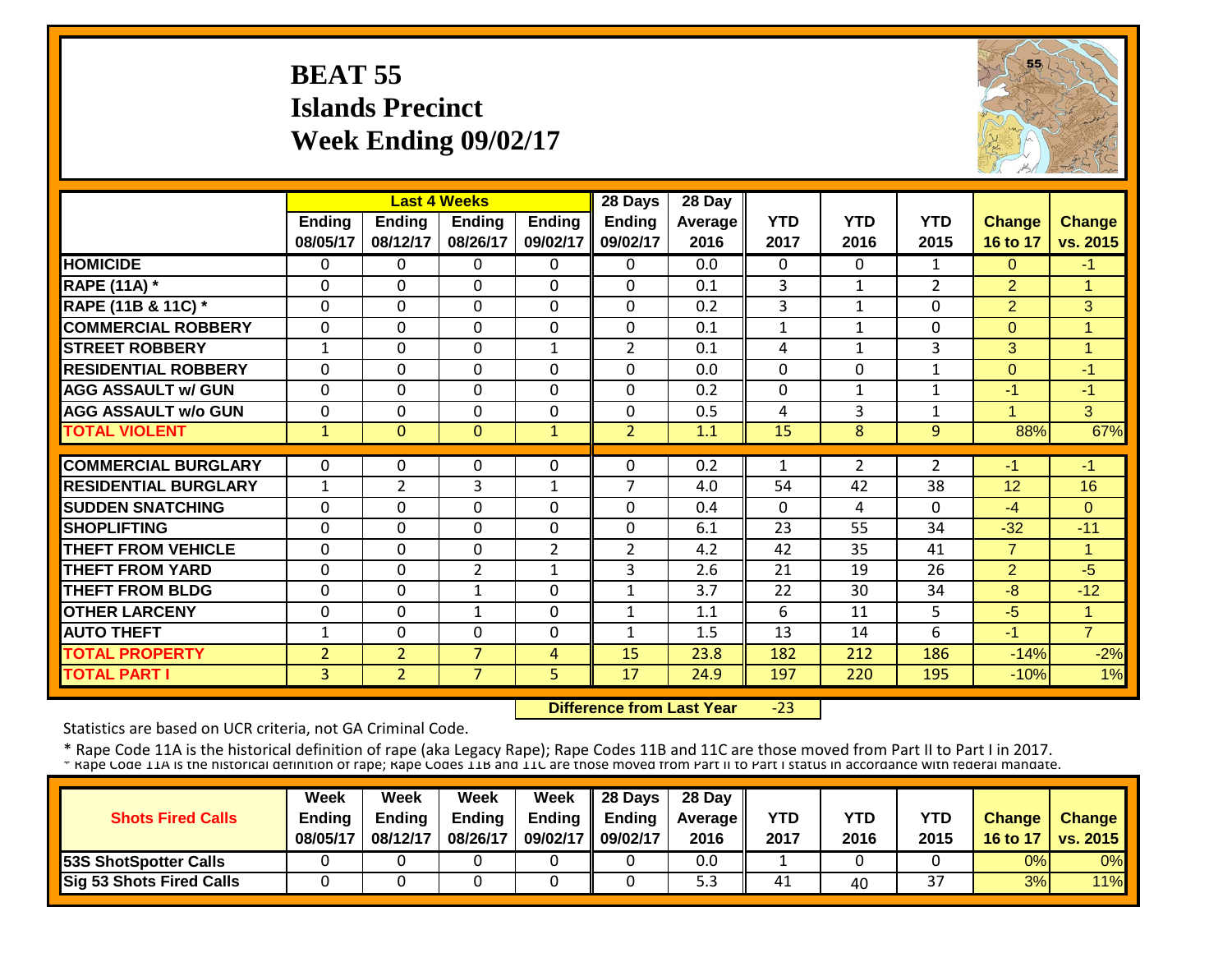# BEAT 55
# Islands Precinct
# Week Ending 09/02/17

| | Last 4 Weeks | | | | 28 Days | 28 Day | | | | | |
|---|---|---|---|---|---|---|---|---|---|---|---|
| | Ending 08/05/17 | Ending 08/12/17 | Ending 08/26/17 | Ending 09/02/17 | Ending 09/02/17 | Average 2016 | YTD 2017 | YTD 2016 | YTD 2015 | Change 16 to 17 | Change vs. 2015 |
| HOMICIDE | 0 | 0 | 0 | 0 | 0 | 0.0 | 0 | 0 | 1 | 0 | -1 |
| RAPE (11A) * | 0 | 0 | 0 | 0 | 0 | 0.1 | 3 | 1 | 2 | 2 | 1 |
| RAPE (11B & 11C) * | 0 | 0 | 0 | 0 | 0 | 0.2 | 3 | 1 | 0 | 2 | 3 |
| COMMERCIAL ROBBERY | 0 | 0 | 0 | 0 | 0 | 0.1 | 1 | 1 | 0 | 0 | 1 |
| STREET ROBBERY | 1 | 0 | 0 | 1 | 2 | 0.1 | 4 | 1 | 3 | 3 | 1 |
| RESIDENTIAL ROBBERY | 0 | 0 | 0 | 0 | 0 | 0.0 | 0 | 0 | 1 | 0 | -1 |
| AGG ASSAULT w/ GUN | 0 | 0 | 0 | 0 | 0 | 0.2 | 0 | 1 | 1 | -1 | -1 |
| AGG ASSAULT w/o GUN | 0 | 0 | 0 | 0 | 0 | 0.5 | 4 | 3 | 1 | 1 | 3 |
| TOTAL VIOLENT | 1 | 0 | 0 | 1 | 2 | 1.1 | 15 | 8 | 9 | 88% | 67% |
| COMMERCIAL BURGLARY | 0 | 0 | 0 | 0 | 0 | 0.2 | 1 | 2 | 2 | -1 | -1 |
| RESIDENTIAL BURGLARY | 1 | 2 | 3 | 1 | 7 | 4.0 | 54 | 42 | 38 | 12 | 16 |
| SUDDEN SNATCHING | 0 | 0 | 0 | 0 | 0 | 0.4 | 0 | 4 | 0 | -4 | 0 |
| SHOPLIFTING | 0 | 0 | 0 | 0 | 0 | 6.1 | 23 | 55 | 34 | -32 | -11 |
| THEFT FROM VEHICLE | 0 | 0 | 0 | 2 | 2 | 4.2 | 42 | 35 | 41 | 7 | 1 |
| THEFT FROM YARD | 0 | 0 | 2 | 1 | 3 | 2.6 | 21 | 19 | 26 | 2 | -5 |
| THEFT FROM BLDG | 0 | 0 | 1 | 0 | 1 | 3.7 | 22 | 30 | 34 | -8 | -12 |
| OTHER LARCENY | 0 | 0 | 1 | 0 | 1 | 1.1 | 6 | 11 | 5 | -5 | 1 |
| AUTO THEFT | 1 | 0 | 0 | 0 | 1 | 1.5 | 13 | 14 | 6 | -1 | 7 |
| TOTAL PROPERTY | 2 | 2 | 7 | 4 | 15 | 23.8 | 182 | 212 | 186 | -14% | -2% |
| TOTAL PART I | 3 | 2 | 7 | 5 | 17 | 24.9 | 197 | 220 | 195 | -10% | 1% |

**Difference from Last Year** -23

Statistics are based on UCR criteria, not GA Criminal Code.

* Rape Code 11A is the historical definition of rape (aka Legacy Rape); Rape Codes 11B and 11C are those moved from Part II to Part I in 2017.
* Rape Code 11A is the historical definition of rape; Rape Codes 11B and 11C are those moved from Part II to Part I status in accordance with federal mandate.

| Shots Fired Calls | Week Ending 08/05/17 | Week Ending 08/12/17 | Week Ending 08/26/17 | Week Ending 09/02/17 | 28 Days Ending 09/02/17 | 28 Day Average 2016 | YTD 2017 | YTD 2016 | YTD 2015 | Change 16 to 17 | Change vs. 2015 |
|---|---|---|---|---|---|---|---|---|---|---|---|
| 53S ShotSpotter Calls | 0 | 0 | 0 | 0 | 0 | 0.0 | 1 | 0 | 0 | 0% | 0% |
| Sig 53 Shots Fired Calls | 0 | 0 | 0 | 0 | 0 | 5.3 | 41 | 40 | 37 | 3% | 11% |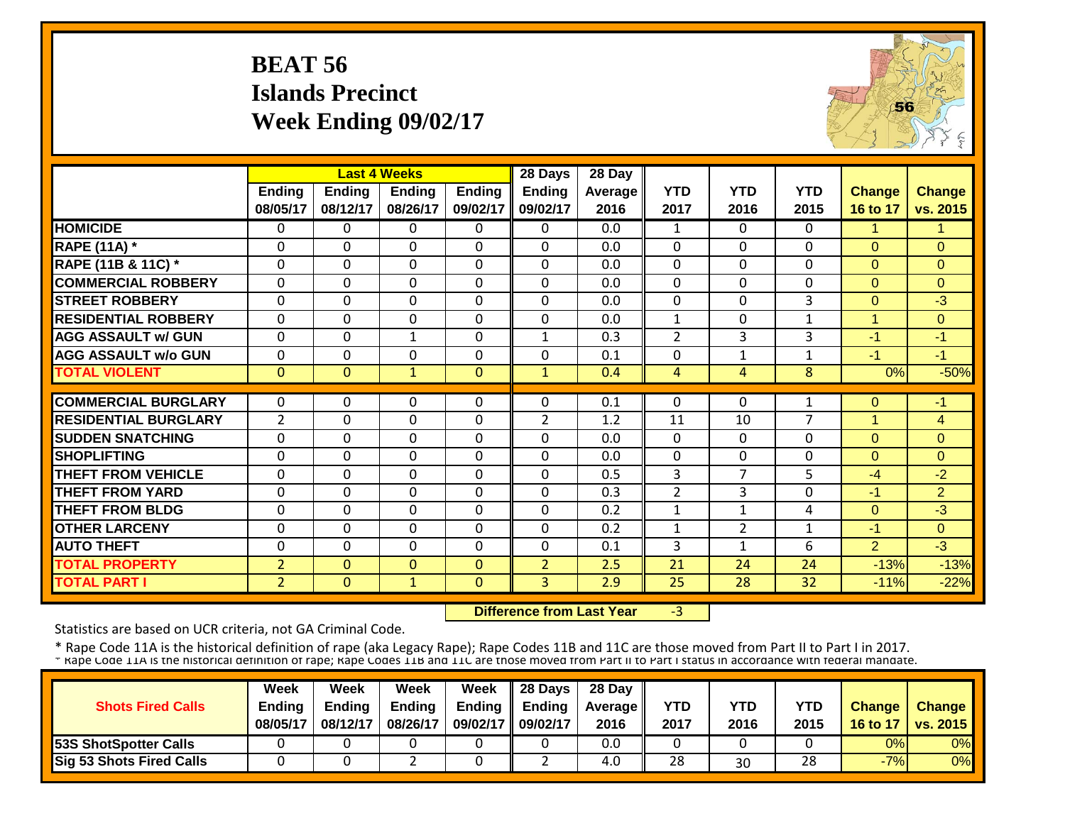# BEAT 56
# Islands Precinct
# Week Ending 09/02/17

| | Last 4 Weeks | | | | 28 Days | 28 Day | | | | | |
|---|---|---|---|---|---|---|---|---|---|---|---|
| | Ending 08/05/17 | Ending 08/12/17 | Ending 08/26/17 | Ending 09/02/17 | Ending 09/02/17 | Average 2016 | YTD 2017 | YTD 2016 | YTD 2015 | Change 16 to 17 | Change vs. 2015 |
| HOMICIDE | 0 | 0 | 0 | 0 | 0 | 0.0 | 1 | 0 | 0 | 1 | 1 |
| RAPE (11A) * | 0 | 0 | 0 | 0 | 0 | 0.0 | 0 | 0 | 0 | 0 | 0 |
| RAPE (11B & 11C) * | 0 | 0 | 0 | 0 | 0 | 0.0 | 0 | 0 | 0 | 0 | 0 |
| COMMERCIAL ROBBERY | 0 | 0 | 0 | 0 | 0 | 0.0 | 0 | 0 | 0 | 0 | 0 |
| STREET ROBBERY | 0 | 0 | 0 | 0 | 0 | 0.0 | 0 | 0 | 3 | 0 | -3 |
| RESIDENTIAL ROBBERY | 0 | 0 | 0 | 0 | 0 | 0.0 | 1 | 0 | 1 | 1 | 0 |
| AGG ASSAULT w/ GUN | 0 | 0 | 1 | 0 | 1 | 0.3 | 2 | 3 | 3 | -1 | -1 |
| AGG ASSAULT w/o GUN | 0 | 0 | 0 | 0 | 0 | 0.1 | 0 | 1 | 1 | -1 | -1 |
| TOTAL VIOLENT | 0 | 0 | 1 | 0 | 1 | 0.4 | 4 | 4 | 8 | 0% | -50% |
| COMMERCIAL BURGLARY | 0 | 0 | 0 | 0 | 0 | 0.1 | 0 | 0 | 1 | 0 | -1 |
| RESIDENTIAL BURGLARY | 2 | 0 | 0 | 0 | 2 | 1.2 | 11 | 10 | 7 | 1 | 4 |
| SUDDEN SNATCHING | 0 | 0 | 0 | 0 | 0 | 0.0 | 0 | 0 | 0 | 0 | 0 |
| SHOPLIFTING | 0 | 0 | 0 | 0 | 0 | 0.0 | 0 | 0 | 0 | 0 | 0 |
| THEFT FROM VEHICLE | 0 | 0 | 0 | 0 | 0 | 0.5 | 3 | 7 | 5 | -4 | -2 |
| THEFT FROM YARD | 0 | 0 | 0 | 0 | 0 | 0.3 | 2 | 3 | 0 | -1 | 2 |
| THEFT FROM BLDG | 0 | 0 | 0 | 0 | 0 | 0.2 | 1 | 1 | 4 | 0 | -3 |
| OTHER LARCENY | 0 | 0 | 0 | 0 | 0 | 0.2 | 1 | 2 | 1 | -1 | 0 |
| AUTO THEFT | 0 | 0 | 0 | 0 | 0 | 0.1 | 3 | 1 | 6 | 2 | -3 |
| TOTAL PROPERTY | 2 | 0 | 0 | 0 | 2 | 2.5 | 21 | 24 | 24 | -13% | -13% |
| TOTAL PART I | 2 | 0 | 1 | 0 | 3 | 2.9 | 25 | 28 | 32 | -11% | -22% |

**Difference from Last Year** -3

Statistics are based on UCR criteria, not GA Criminal Code.

* Rape Code 11A is the historical definition of rape (aka Legacy Rape); Rape Codes 11B and 11C are those moved from Part II to Part I in 2017.
* Rape Code 11A is the historical definition of rape; Rape Codes 11B and 11C are those moved from Part II to Part I status in accordance with federal mandate.

| Shots Fired Calls | Week Ending 08/05/17 | Week Ending 08/12/17 | Week Ending 08/26/17 | Week Ending 09/02/17 | 28 Days Ending 09/02/17 | 28 Day Average 2016 | YTD 2017 | YTD 2016 | YTD 2015 | Change 16 to 17 | Change vs. 2015 |
|---|---|---|---|---|---|---|---|---|---|---|---|
| 53S ShotSpotter Calls | 0 | 0 | 0 | 0 | 0 | 0.0 | 0 | 0 | 0 | 0% | 0% |
| Sig 53 Shots Fired Calls | 0 | 0 | 2 | 0 | 2 | 4.0 | 28 | 30 | 28 | -7% | 0% |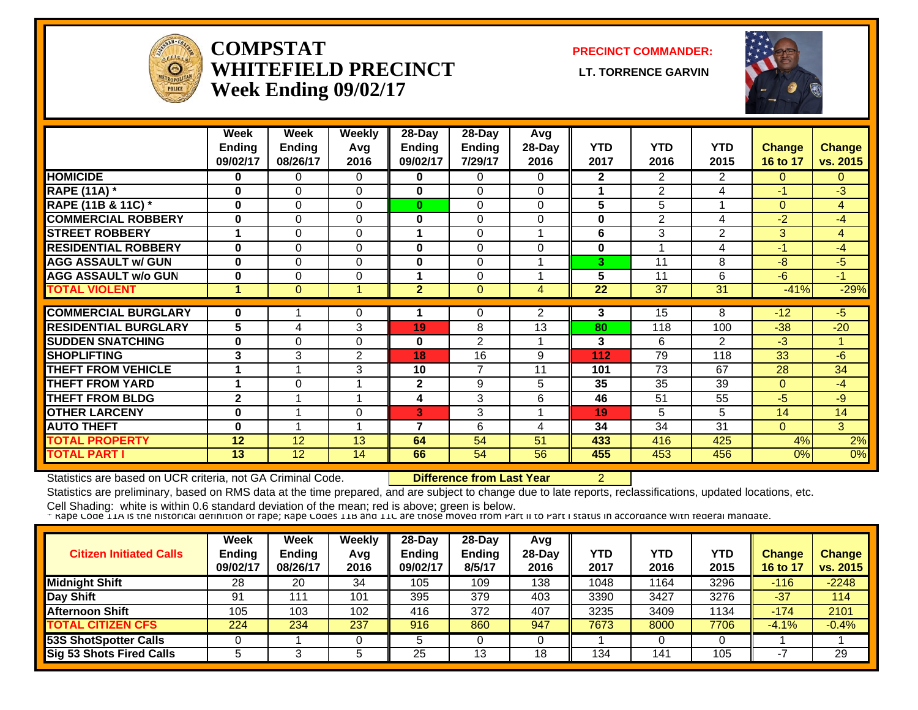# COMPSTAT
# WHITEFIELD PRECINCT
# Week Ending 09/02/17

**PRECINCT COMMANDER:**

**LT. TORRENCE GARVIN**

| | Week Ending 09/02/17 | Week Ending 08/26/17 | Weekly Avg 2016 | 28-Day Ending 09/02/17 | 28-Day Ending 7/29/17 | Avg 28-Day 2016 | YTD 2017 | YTD 2016 | YTD 2015 | Change 16 to 17 | Change vs. 2015 |
|---|---|---|---|---|---|---|---|---|---|---|---|
| HOMICIDE | 0 | 0 | 0 | 0 | 0 | 0 | 2 | 2 | 2 | 0 | 0 |
| RAPE (11A) * | 0 | 0 | 0 | 0 | 0 | 0 | 1 | 2 | 4 | -1 | -3 |
| RAPE (11B & 11C) * | 0 | 0 | 0 | 0 | 0 | 0 | 5 | 5 | 1 | 0 | 4 |
| COMMERCIAL ROBBERY | 0 | 0 | 0 | 0 | 0 | 0 | 0 | 2 | 4 | -2 | -4 |
| STREET ROBBERY | 1 | 0 | 0 | 1 | 0 | 1 | 6 | 3 | 2 | 3 | 4 |
| RESIDENTIAL ROBBERY | 0 | 0 | 0 | 0 | 0 | 0 | 0 | 1 | 4 | -1 | -4 |
| AGG ASSAULT w/ GUN | 0 | 0 | 0 | 0 | 0 | 1 | 3 | 11 | 8 | -8 | -5 |
| AGG ASSAULT w/o GUN | 0 | 0 | 0 | 1 | 0 | 1 | 5 | 11 | 6 | -6 | -1 |
| TOTAL VIOLENT | 1 | 0 | 1 | 2 | 0 | 4 | 22 | 37 | 31 | -41% | -29% |
| COMMERCIAL BURGLARY | 0 | 1 | 0 | 1 | 0 | 2 | 3 | 15 | 8 | -12 | -5 |
| RESIDENTIAL BURGLARY | 5 | 4 | 3 | 19 | 8 | 13 | 80 | 118 | 100 | -38 | -20 |
| SUDDEN SNATCHING | 0 | 0 | 0 | 0 | 2 | 1 | 3 | 6 | 2 | -3 | 1 |
| SHOPLIFTING | 3 | 3 | 2 | 18 | 16 | 9 | 112 | 79 | 118 | 33 | -6 |
| THEFT FROM VEHICLE | 1 | 1 | 3 | 10 | 7 | 11 | 101 | 73 | 67 | 28 | 34 |
| THEFT FROM YARD | 1 | 0 | 1 | 2 | 9 | 5 | 35 | 35 | 39 | 0 | -4 |
| THEFT FROM BLDG | 2 | 1 | 1 | 4 | 3 | 6 | 46 | 51 | 55 | -5 | -9 |
| OTHER LARCENY | 0 | 1 | 0 | 3 | 3 | 1 | 19 | 5 | 5 | 14 | 14 |
| AUTO THEFT | 0 | 1 | 1 | 7 | 6 | 4 | 34 | 34 | 31 | 0 | 3 |
| TOTAL PROPERTY | 12 | 12 | 13 | 64 | 54 | 51 | 433 | 416 | 425 | 4% | 2% |
| TOTAL PART I | 13 | 12 | 14 | 66 | 54 | 56 | 455 | 453 | 456 | 0% | 0% |

Statistics are based on UCR criteria, not GA Criminal Code. **Difference from Last Year** 2

Statistics are preliminary, based on RMS data at the time prepared, and are subject to change due to late reports, reclassifications, updated locations, etc.

Cell Shading: white is within 0.6 standard deviation of the mean; red is above; green is below.

* Rape Code 11A is the historical definition of rape; Rape Codes 11B and 11C are those moved from Part II to Part I status in accordance with federal mandate.

| Citizen Initiated Calls | Week Ending 09/02/17 | Week Ending 08/26/17 | Weekly Avg 2016 | 28-Day Ending 09/02/17 | 28-Day Ending 8/5/17 | Avg 28-Day 2016 | YTD 2017 | YTD 2016 | YTD 2015 | Change 16 to 17 | Change vs. 2015 |
|---|---|---|---|---|---|---|---|---|---|---|---|
| Midnight Shift | 28 | 20 | 34 | 105 | 109 | 138 | 1048 | 1164 | 3296 | -116 | -2248 |
| Day Shift | 91 | 111 | 101 | 395 | 379 | 403 | 3390 | 3427 | 3276 | -37 | 114 |
| Afternoon Shift | 105 | 103 | 102 | 416 | 372 | 407 | 3235 | 3409 | 1134 | -174 | 2101 |
| TOTAL CITIZEN CFS | 224 | 234 | 237 | 916 | 860 | 947 | 7673 | 8000 | 7706 | -4.1% | -0.4% |
| 53S ShotSpotter Calls | 0 | 1 | 0 | 5 | 0 | 0 | 1 | 0 | 0 | 1 | 1 |
| Sig 53 Shots Fired Calls | 5 | 3 | 5 | 25 | 13 | 18 | 134 | 141 | 105 | -7 | 29 |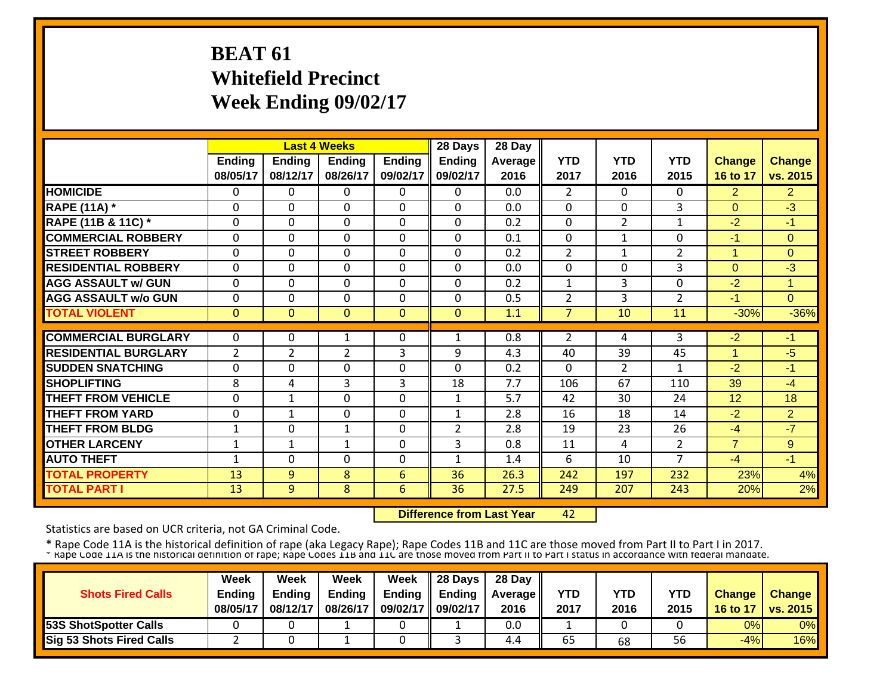# BEAT 61
## Whitefield Precinct
## Week Ending 09/02/17

| | Last 4 Weeks | | | | 28 Days | 28 Day | | | | | |
|---|---|---|---|---|---|---|---|---|---|---|---|
| | Ending 08/05/17 | Ending 08/12/17 | Ending 08/26/17 | Ending 09/02/17 | Ending 09/02/17 | Average 2016 | YTD 2017 | YTD 2016 | YTD 2015 | Change 16 to 17 | Change vs. 2015 |
| HOMICIDE | 0 | 0 | 0 | 0 | 0 | 0.0 | 2 | 0 | 0 | 2 | 2 |
| RAPE (11A) * | 0 | 0 | 0 | 0 | 0 | 0.0 | 0 | 0 | 3 | 0 | -3 |
| RAPE (11B & 11C) * | 0 | 0 | 0 | 0 | 0 | 0.2 | 0 | 2 | 1 | -2 | -1 |
| COMMERCIAL ROBBERY | 0 | 0 | 0 | 0 | 0 | 0.1 | 0 | 1 | 0 | -1 | 0 |
| STREET ROBBERY | 0 | 0 | 0 | 0 | 0 | 0.2 | 2 | 1 | 2 | 1 | 0 |
| RESIDENTIAL ROBBERY | 0 | 0 | 0 | 0 | 0 | 0.0 | 0 | 0 | 3 | 0 | -3 |
| AGG ASSAULT w/ GUN | 0 | 0 | 0 | 0 | 0 | 0.2 | 1 | 3 | 0 | -2 | 1 |
| AGG ASSAULT w/o GUN | 0 | 0 | 0 | 0 | 0 | 0.5 | 2 | 3 | 2 | -1 | 0 |
| TOTAL VIOLENT | 0 | 0 | 0 | 0 | 0 | 1.1 | 7 | 10 | 11 | -30% | -36% |
| COMMERCIAL BURGLARY | 0 | 0 | 1 | 0 | 1 | 0.8 | 2 | 4 | 3 | -2 | -1 |
| RESIDENTIAL BURGLARY | 2 | 2 | 2 | 3 | 9 | 4.3 | 40 | 39 | 45 | 1 | -5 |
| SUDDEN SNATCHING | 0 | 0 | 0 | 0 | 0 | 0.2 | 0 | 2 | 1 | -2 | -1 |
| SHOPLIFTING | 8 | 4 | 3 | 3 | 18 | 7.7 | 106 | 67 | 110 | 39 | -4 |
| THEFT FROM VEHICLE | 0 | 1 | 0 | 0 | 1 | 5.7 | 42 | 30 | 24 | 12 | 18 |
| THEFT FROM YARD | 0 | 1 | 0 | 0 | 1 | 2.8 | 16 | 18 | 14 | -2 | 2 |
| THEFT FROM BLDG | 1 | 0 | 1 | 0 | 2 | 2.8 | 19 | 23 | 26 | -4 | -7 |
| OTHER LARCENY | 1 | 1 | 1 | 0 | 3 | 0.8 | 11 | 4 | 2 | 7 | 9 |
| AUTO THEFT | 1 | 0 | 0 | 0 | 1 | 1.4 | 6 | 10 | 7 | -4 | -1 |
| TOTAL PROPERTY | 13 | 9 | 8 | 6 | 36 | 26.3 | 242 | 197 | 232 | 23% | 4% |
| TOTAL PART I | 13 | 9 | 8 | 6 | 36 | 27.5 | 249 | 207 | 243 | 20% | 2% |

**Difference from Last Year** 42

Statistics are based on UCR criteria, not GA Criminal Code.

* Rape Code 11A is the historical definition of rape (aka Legacy Rape); Rape Codes 11B and 11C are those moved from Part II to Part I in 2017.
* Rape Code 11A is the historical definition of rape; Rape Codes 11B and 11C are those moved from Part II to Part I status in accordance with federal mandate.

| Shots Fired Calls | Week Ending 08/05/17 | Week Ending 08/12/17 | Week Ending 08/26/17 | Week Ending 09/02/17 | 28 Days Ending 09/02/17 | 28 Day Average 2016 | YTD 2017 | YTD 2016 | YTD 2015 | Change 16 to 17 | Change vs. 2015 |
|---|---|---|---|---|---|---|---|---|---|---|---|
| 53S ShotSpotter Calls | 0 | 0 | 1 | 0 | 1 | 0.0 | 1 | 0 | 0 | 0% | 0% |
| Sig 53 Shots Fired Calls | 2 | 0 | 1 | 0 | 3 | 4.4 | 65 | 68 | 56 | -4% | 16% |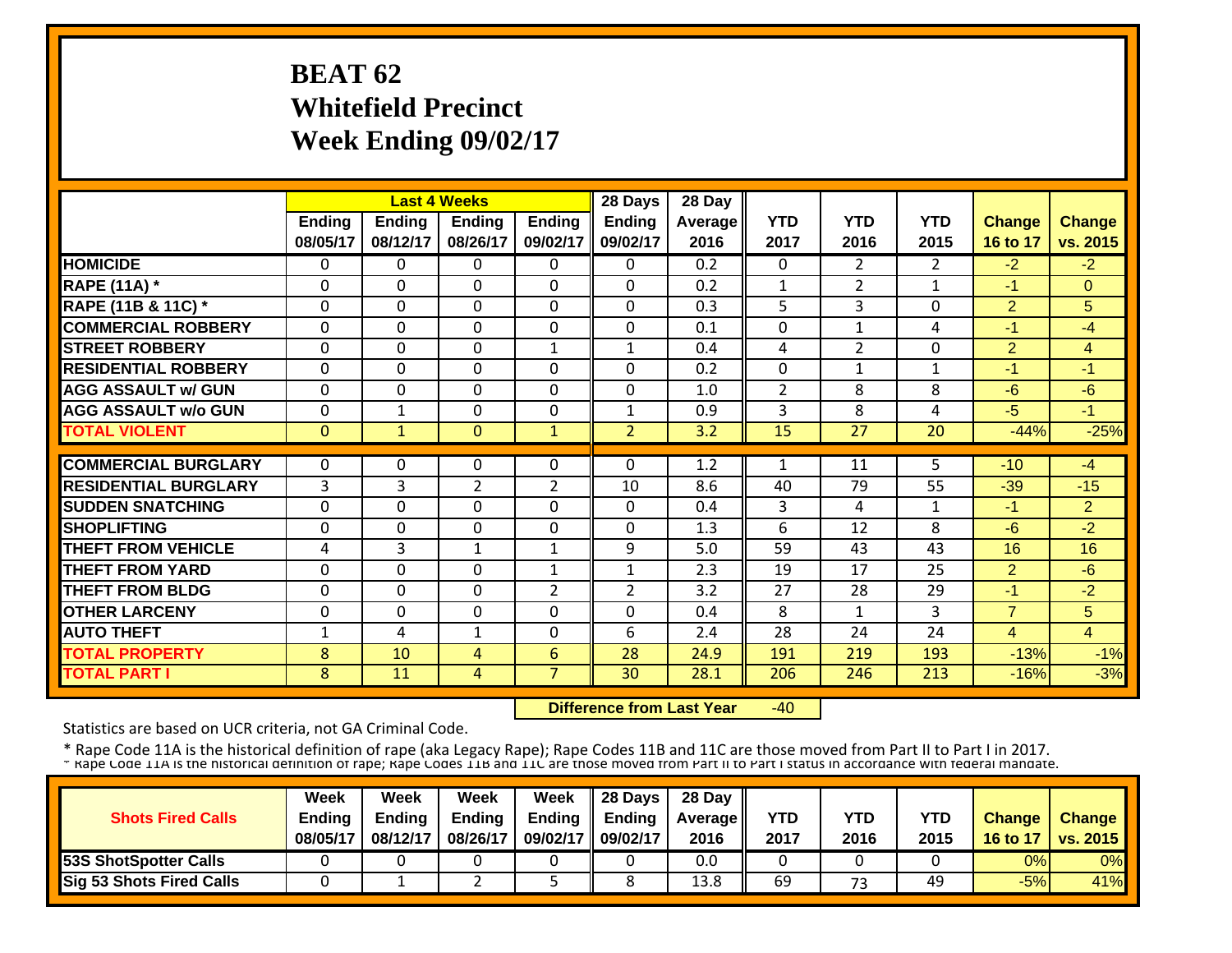# BEAT 62
# Whitefield Precinct
# Week Ending 09/02/17

| | Last 4 Weeks | | | | 28 Days | 28 Day | | | | | |
|---|---|---|---|---|---|---|---|---|---|---|---|
| | Ending 08/05/17 | Ending 08/12/17 | Ending 08/26/17 | Ending 09/02/17 | Ending 09/02/17 | Average 2016 | YTD 2017 | YTD 2016 | YTD 2015 | Change 16 to 17 | Change vs. 2015 |
| HOMICIDE | 0 | 0 | 0 | 0 | 0 | 0.2 | 0 | 2 | 2 | -2 | -2 |
| RAPE (11A) * | 0 | 0 | 0 | 0 | 0 | 0.2 | 1 | 2 | 1 | -1 | 0 |
| RAPE (11B & 11C) * | 0 | 0 | 0 | 0 | 0 | 0.3 | 5 | 3 | 0 | 2 | 5 |
| COMMERCIAL ROBBERY | 0 | 0 | 0 | 0 | 0 | 0.1 | 0 | 1 | 4 | -1 | -4 |
| STREET ROBBERY | 0 | 0 | 0 | 1 | 1 | 0.4 | 4 | 2 | 0 | 2 | 4 |
| RESIDENTIAL ROBBERY | 0 | 0 | 0 | 0 | 0 | 0.2 | 0 | 1 | 1 | -1 | -1 |
| AGG ASSAULT w/ GUN | 0 | 0 | 0 | 0 | 0 | 1.0 | 2 | 8 | 8 | -6 | -6 |
| AGG ASSAULT w/o GUN | 0 | 1 | 0 | 0 | 1 | 0.9 | 3 | 8 | 4 | -5 | -1 |
| TOTAL VIOLENT | 0 | 1 | 0 | 1 | 2 | 3.2 | 15 | 27 | 20 | -44% | -25% |
| COMMERCIAL BURGLARY | 0 | 0 | 0 | 0 | 0 | 1.2 | 1 | 11 | 5 | -10 | -4 |
| RESIDENTIAL BURGLARY | 3 | 3 | 2 | 2 | 10 | 8.6 | 40 | 79 | 55 | -39 | -15 |
| SUDDEN SNATCHING | 0 | 0 | 0 | 0 | 0 | 0.4 | 3 | 4 | 1 | -1 | 2 |
| SHOPLIFTING | 0 | 0 | 0 | 0 | 0 | 1.3 | 6 | 12 | 8 | -6 | -2 |
| THEFT FROM VEHICLE | 4 | 3 | 1 | 1 | 9 | 5.0 | 59 | 43 | 43 | 16 | 16 |
| THEFT FROM YARD | 0 | 0 | 0 | 1 | 1 | 2.3 | 19 | 17 | 25 | 2 | -6 |
| THEFT FROM BLDG | 0 | 0 | 0 | 2 | 2 | 3.2 | 27 | 28 | 29 | -1 | -2 |
| OTHER LARCENY | 0 | 0 | 0 | 0 | 0 | 0.4 | 8 | 1 | 3 | 7 | 5 |
| AUTO THEFT | 1 | 4 | 1 | 0 | 6 | 2.4 | 28 | 24 | 24 | 4 | 4 |
| TOTAL PROPERTY | 8 | 10 | 4 | 6 | 28 | 24.9 | 191 | 219 | 193 | -13% | -1% |
| TOTAL PART I | 8 | 11 | 4 | 7 | 30 | 28.1 | 206 | 246 | 213 | -16% | -3% |

**Difference from Last Year** -40

Statistics are based on UCR criteria, not GA Criminal Code.

* Rape Code 11A is the historical definition of rape (aka Legacy Rape); Rape Codes 11B and 11C are those moved from Part II to Part I in 2017.
* Rape Code 11A is the historical definition of rape; Rape Codes 11B and 11C are those moved from Part II to Part I status in accordance with federal mandate.

| Shots Fired Calls | Week Ending 08/05/17 | Week Ending 08/12/17 | Week Ending 08/26/17 | Week Ending 09/02/17 | 28 Days Ending 09/02/17 | 28 Day Average 2016 | YTD 2017 | YTD 2016 | YTD 2015 | Change 16 to 17 | Change vs. 2015 |
|---|---|---|---|---|---|---|---|---|---|---|---|
| 53S ShotSpotter Calls | 0 | 0 | 0 | 0 | 0 | 0.0 | 0 | 0 | 0 | 0% | 0% |
| Sig 53 Shots Fired Calls | 0 | 1 | 2 | 5 | 8 | 13.8 | 69 | 73 | 49 | -5% | 41% |